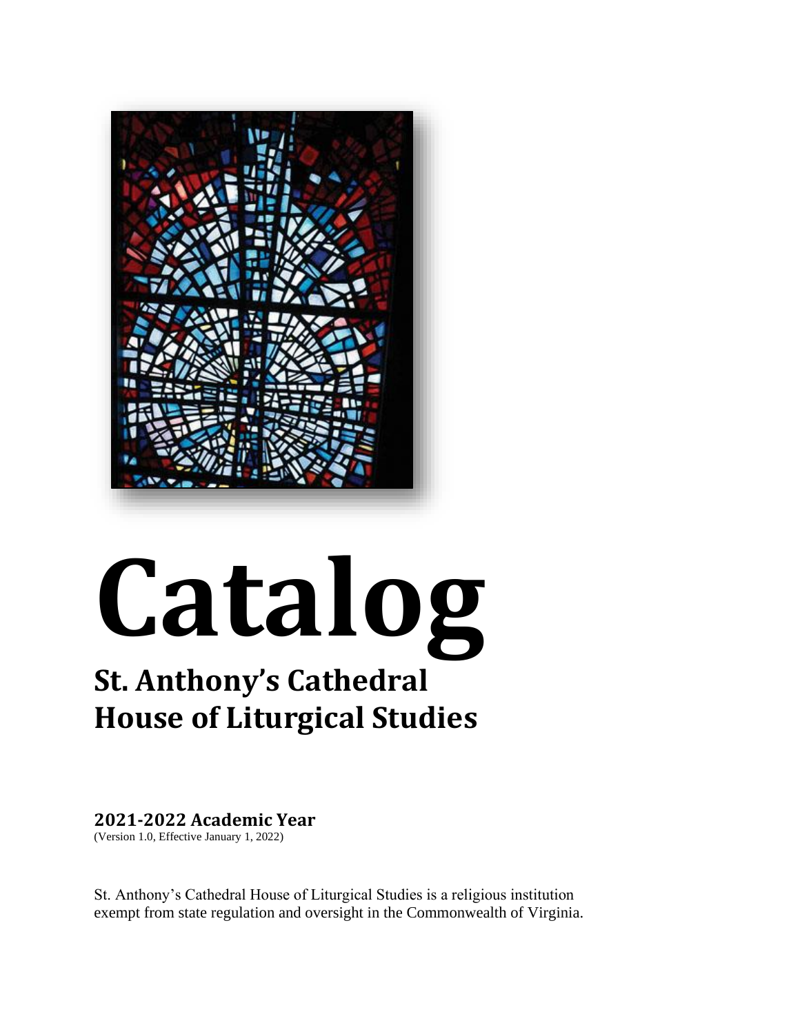# Catalog

## St. Anthony's Cathedral House of Liturgical Studies

**2021-2022 Academic Year**

(Version 1.0, Effective January 1, 2022)

St. Anthony's Cathedral House of Liturgical Studies is a religious institution exempt from state regulation and oversight in the Commonwealth of Virginia.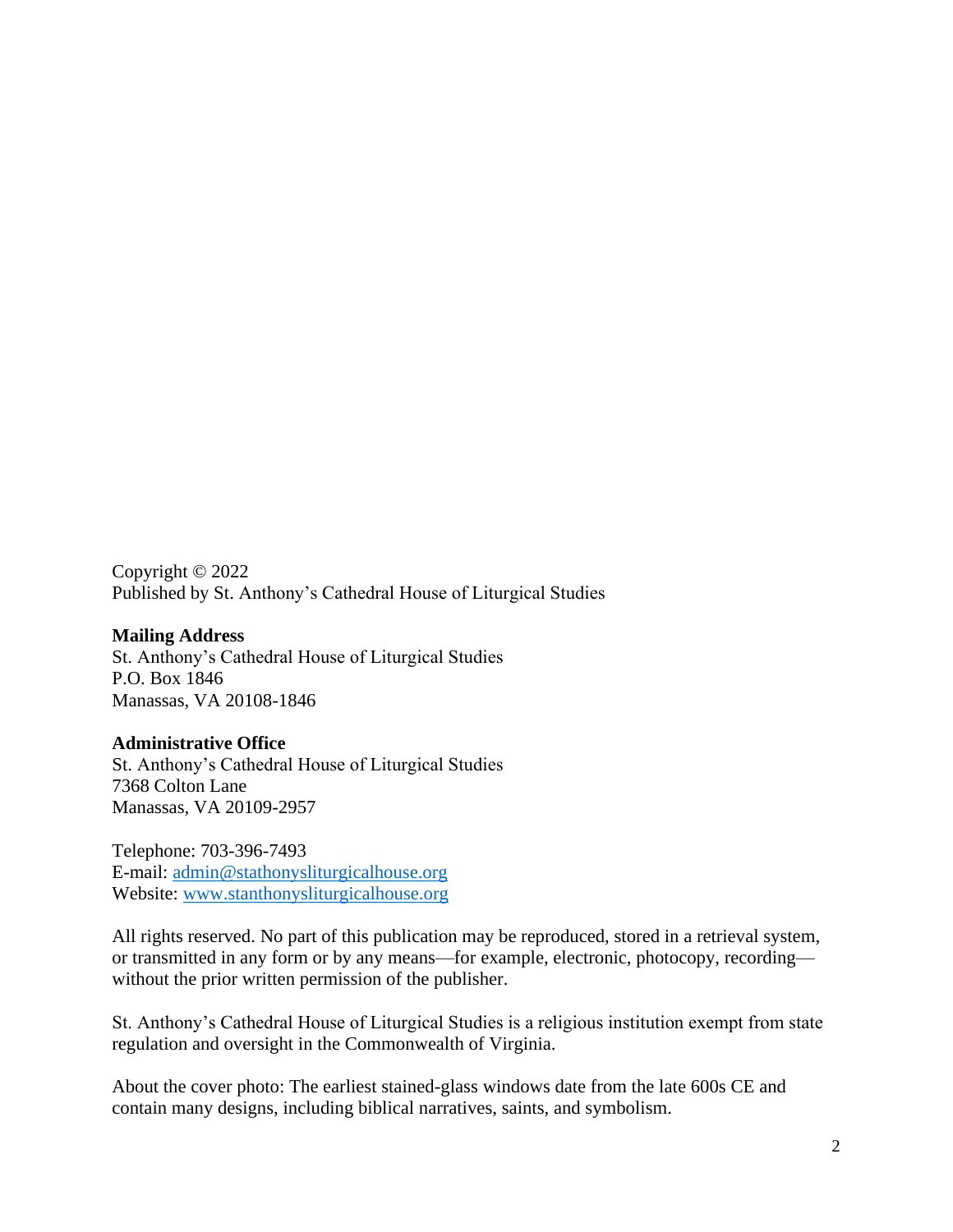Copyright © 2022
Published by St. Anthony's Cathedral House of Liturgical Studies

**Mailing Address**
St. Anthony's Cathedral House of Liturgical Studies
P.O. Box 1846
Manassas, VA 20108-1846

**Administrative Office**
St. Anthony's Cathedral House of Liturgical Studies
7368 Colton Lane
Manassas, VA 20109-2957

Telephone: 703-396-7493
E-mail: admin@stathonysliturgicalhouse.org
Website: www.stanthonysliturgicalhouse.org

All rights reserved. No part of this publication may be reproduced, stored in a retrieval system, or transmitted in any form or by any means—for example, electronic, photocopy, recording—without the prior written permission of the publisher.

St. Anthony's Cathedral House of Liturgical Studies is a religious institution exempt from state regulation and oversight in the Commonwealth of Virginia.

About the cover photo: The earliest stained-glass windows date from the late 600s CE and contain many designs, including biblical narratives, saints, and symbolism.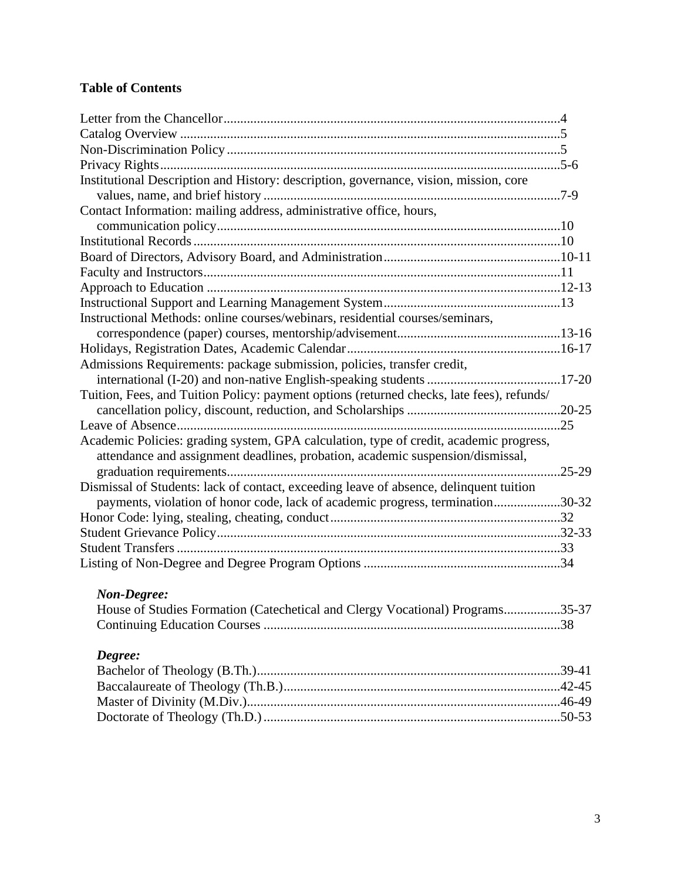# Table of Contents

Letter from the Chancellor....................................................................................................4
Catalog Overview ..................................................................................................................5
Non-Discrimination Policy ...................................................................................................5
Privacy Rights......................................................................................................................5-6
Institutional Description and History: description, governance, vision, mission, core values, name, and brief history ........................................................................................7-9
Contact Information: mailing address, administrative office, hours, communication policy......................................................................................................10
Institutional Records ............................................................................................................10
Board of Directors, Advisory Board, and Administration....................................................10-11
Faculty and Instructors..........................................................................................................11
Approach to Education .........................................................................................................12-13
Instructional Support and Learning Management System....................................................13
Instructional Methods: online courses/webinars, residential courses/seminars, correspondence (paper) courses, mentorship/advisement.................................................13-16
Holidays, Registration Dates, Academic Calendar................................................................16-17
Admissions Requirements: package submission, policies, transfer credit, international (I-20) and non-native English-speaking students ........................................17-20
Tuition, Fees, and Tuition Policy: payment options (returned checks, late fees), refunds/ cancellation policy, discount, reduction, and Scholarships ..............................................20-25
Leave of Absence..................................................................................................................25
Academic Policies: grading system, GPA calculation, type of credit, academic progress, attendance and assignment deadlines, probation, academic suspension/dismissal, graduation requirements...................................................................................................25-29
Dismissal of Students: lack of contact, exceeding leave of absence, delinquent tuition payments, violation of honor code, lack of academic progress, termination....................30-32
Honor Code: lying, stealing, cheating, conduct....................................................................32
Student Grievance Policy......................................................................................................32-33
Student Transfers ..................................................................................................................33
Listing of Non-Degree and Degree Program Options ...........................................................34

***Non-Degree:***

House of Studies Formation (Catechetical and Clergy Vocational) Programs.................35-37
Continuing Education Courses ........................................................................................38

***Degree:***

Bachelor of Theology (B.Th.)...........................................................................................39-41
Baccalaureate of Theology (Th.B.)...................................................................................42-45
Master of Divinity (M.Div.)..............................................................................................46-49
Doctorate of Theology (Th.D.) .........................................................................................50-53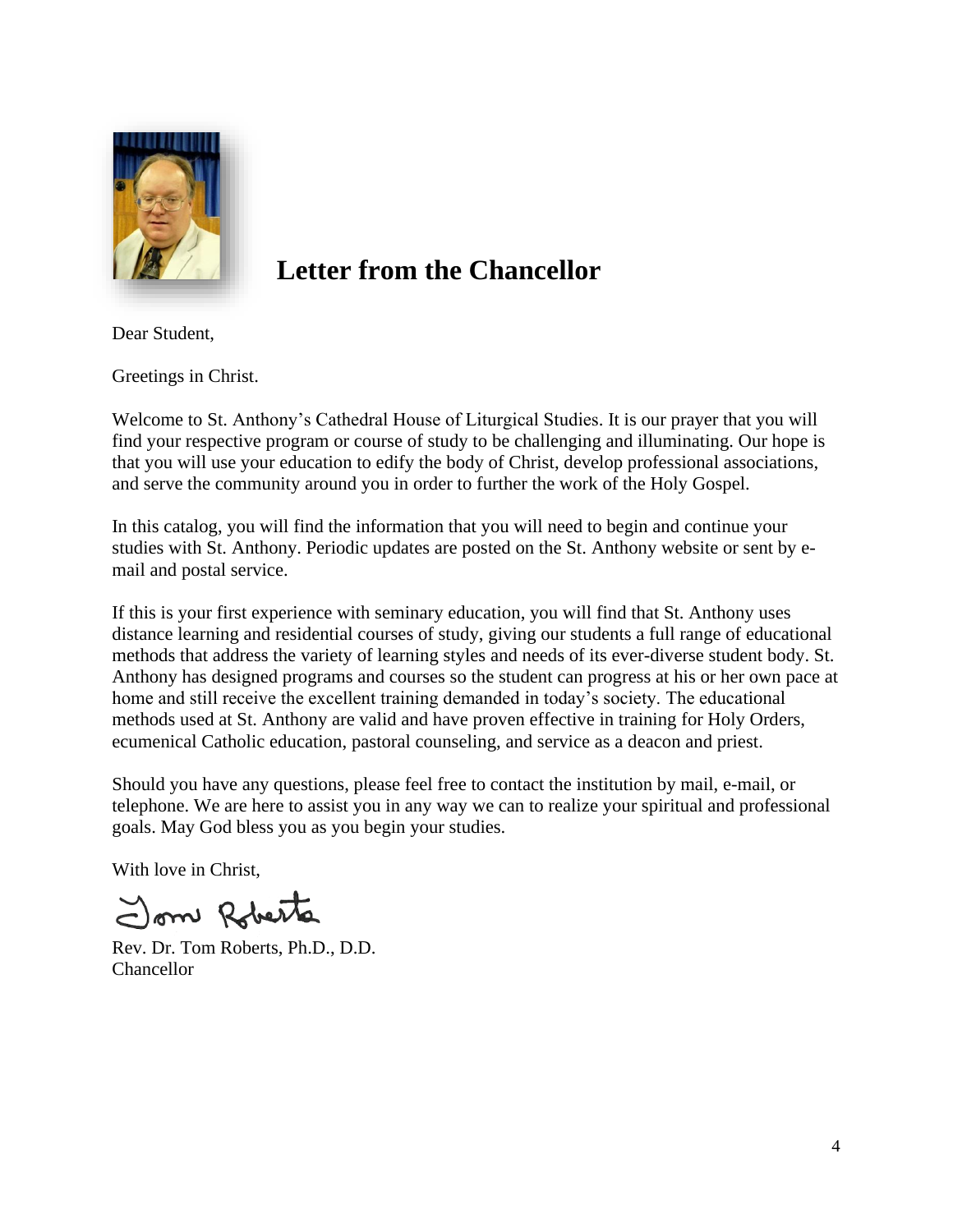# Letter from the Chancellor

Dear Student,

Greetings in Christ.

Welcome to St. Anthony's Cathedral House of Liturgical Studies. It is our prayer that you will find your respective program or course of study to be challenging and illuminating. Our hope is that you will use your education to edify the body of Christ, develop professional associations, and serve the community around you in order to further the work of the Holy Gospel.

In this catalog, you will find the information that you will need to begin and continue your studies with St. Anthony. Periodic updates are posted on the St. Anthony website or sent by e-mail and postal service.

If this is your first experience with seminary education, you will find that St. Anthony uses distance learning and residential courses of study, giving our students a full range of educational methods that address the variety of learning styles and needs of its ever-diverse student body. St. Anthony has designed programs and courses so the student can progress at his or her own pace at home and still receive the excellent training demanded in today's society. The educational methods used at St. Anthony are valid and have proven effective in training for Holy Orders, ecumenical Catholic education, pastoral counseling, and service as a deacon and priest.

Should you have any questions, please feel free to contact the institution by mail, e-mail, or telephone. We are here to assist you in any way we can to realize your spiritual and professional goals. May God bless you as you begin your studies.

With love in Christ,

Tom Roberts

Rev. Dr. Tom Roberts, Ph.D., D.D.
Chancellor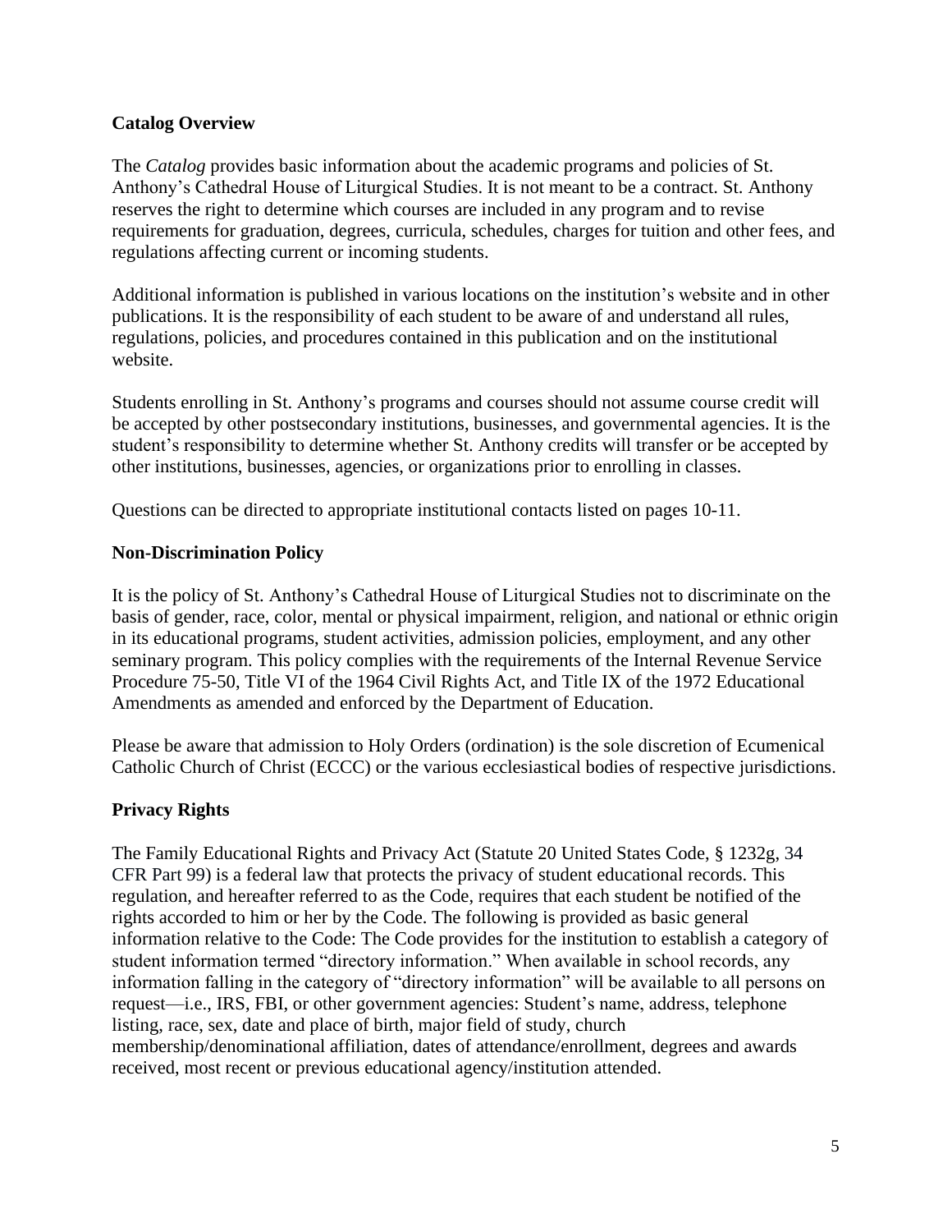**Catalog Overview**

The *Catalog* provides basic information about the academic programs and policies of St. Anthony's Cathedral House of Liturgical Studies. It is not meant to be a contract. St. Anthony reserves the right to determine which courses are included in any program and to revise requirements for graduation, degrees, curricula, schedules, charges for tuition and other fees, and regulations affecting current or incoming students.

Additional information is published in various locations on the institution's website and in other publications. It is the responsibility of each student to be aware of and understand all rules, regulations, policies, and procedures contained in this publication and on the institutional website.

Students enrolling in St. Anthony's programs and courses should not assume course credit will be accepted by other postsecondary institutions, businesses, and governmental agencies. It is the student's responsibility to determine whether St. Anthony credits will transfer or be accepted by other institutions, businesses, agencies, or organizations prior to enrolling in classes.

Questions can be directed to appropriate institutional contacts listed on pages 10-11.

**Non-Discrimination Policy**

It is the policy of St. Anthony's Cathedral House of Liturgical Studies not to discriminate on the basis of gender, race, color, mental or physical impairment, religion, and national or ethnic origin in its educational programs, student activities, admission policies, employment, and any other seminary program. This policy complies with the requirements of the Internal Revenue Service Procedure 75-50, Title VI of the 1964 Civil Rights Act, and Title IX of the 1972 Educational Amendments as amended and enforced by the Department of Education.

Please be aware that admission to Holy Orders (ordination) is the sole discretion of Ecumenical Catholic Church of Christ (ECCC) or the various ecclesiastical bodies of respective jurisdictions.

**Privacy Rights**

The Family Educational Rights and Privacy Act (Statute 20 United States Code, § 1232g, 34 CFR Part 99) is a federal law that protects the privacy of student educational records. This regulation, and hereafter referred to as the Code, requires that each student be notified of the rights accorded to him or her by the Code. The following is provided as basic general information relative to the Code: The Code provides for the institution to establish a category of student information termed "directory information." When available in school records, any information falling in the category of "directory information" will be available to all persons on request—i.e., IRS, FBI, or other government agencies: Student's name, address, telephone listing, race, sex, date and place of birth, major field of study, church membership/denominational affiliation, dates of attendance/enrollment, degrees and awards received, most recent or previous educational agency/institution attended.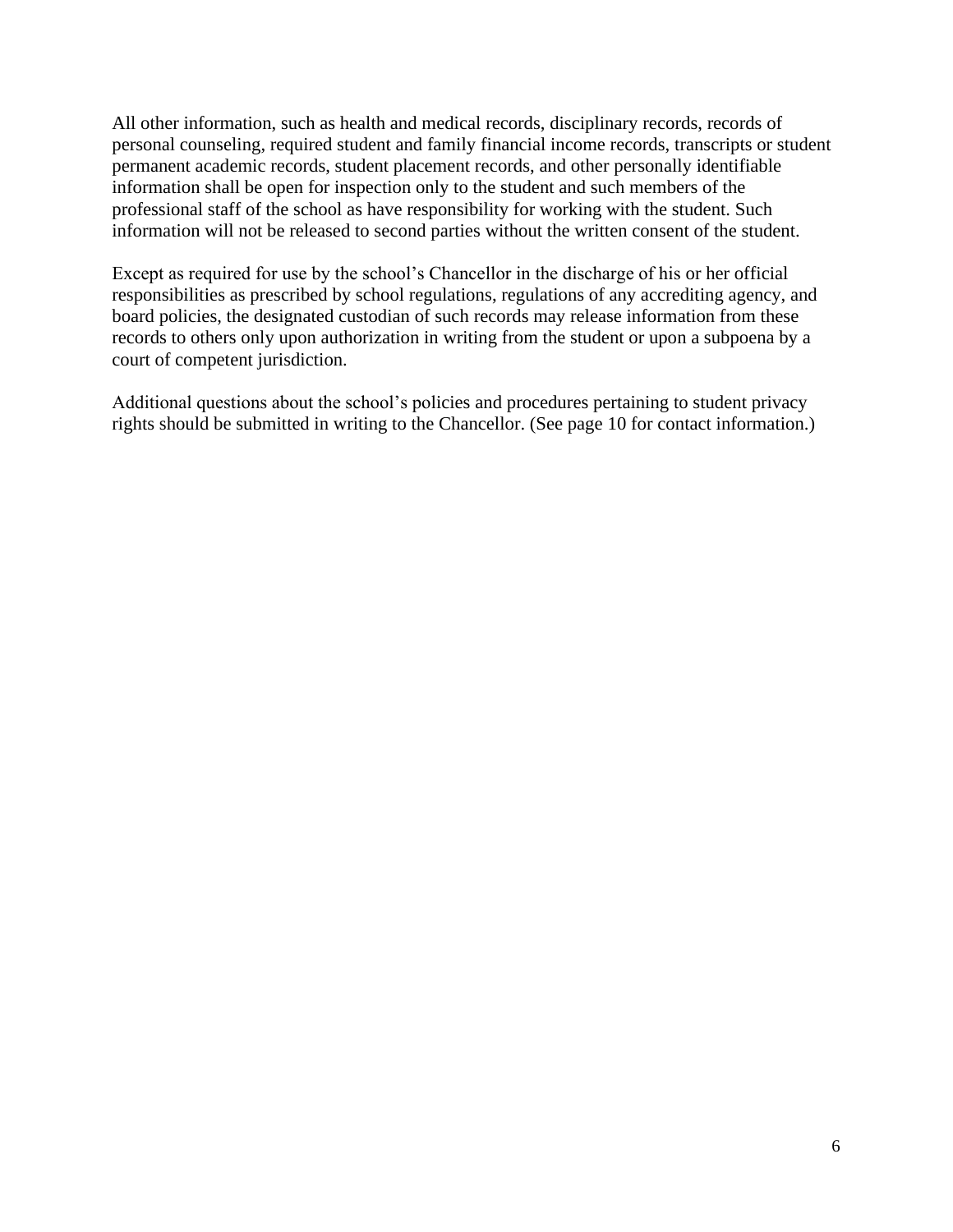All other information, such as health and medical records, disciplinary records, records of personal counseling, required student and family financial income records, transcripts or student permanent academic records, student placement records, and other personally identifiable information shall be open for inspection only to the student and such members of the professional staff of the school as have responsibility for working with the student. Such information will not be released to second parties without the written consent of the student.

Except as required for use by the school's Chancellor in the discharge of his or her official responsibilities as prescribed by school regulations, regulations of any accrediting agency, and board policies, the designated custodian of such records may release information from these records to others only upon authorization in writing from the student or upon a subpoena by a court of competent jurisdiction.

Additional questions about the school's policies and procedures pertaining to student privacy rights should be submitted in writing to the Chancellor. (See page 10 for contact information.)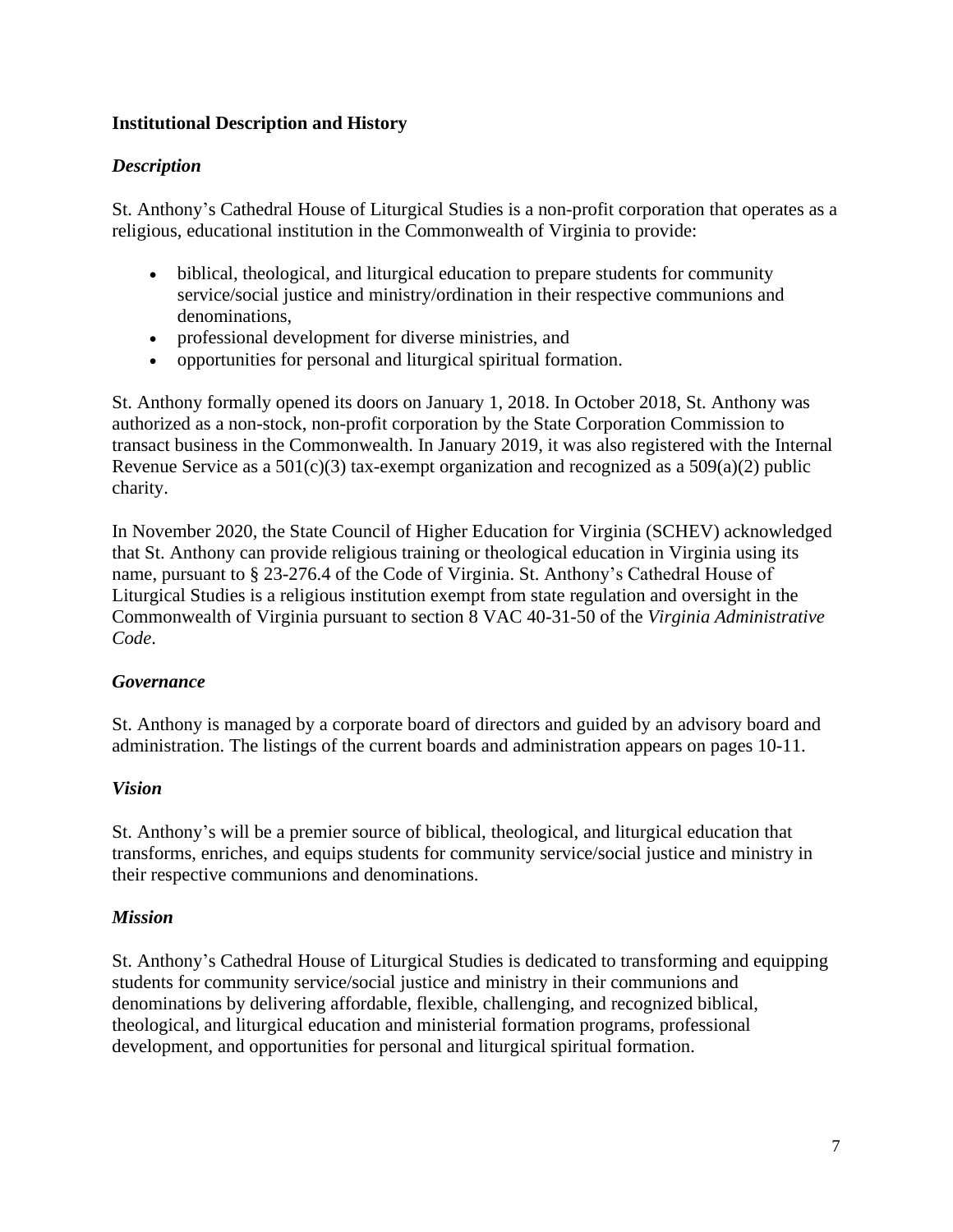## Institutional Description and History

### *Description*

St. Anthony's Cathedral House of Liturgical Studies is a non-profit corporation that operates as a religious, educational institution in the Commonwealth of Virginia to provide:

- biblical, theological, and liturgical education to prepare students for community service/social justice and ministry/ordination in their respective communions and denominations,
- professional development for diverse ministries, and
- opportunities for personal and liturgical spiritual formation.

St. Anthony formally opened its doors on January 1, 2018. In October 2018, St. Anthony was authorized as a non-stock, non-profit corporation by the State Corporation Commission to transact business in the Commonwealth. In January 2019, it was also registered with the Internal Revenue Service as a 501(c)(3) tax-exempt organization and recognized as a 509(a)(2) public charity.

In November 2020, the State Council of Higher Education for Virginia (SCHEV) acknowledged that St. Anthony can provide religious training or theological education in Virginia using its name, pursuant to § 23-276.4 of the Code of Virginia. St. Anthony's Cathedral House of Liturgical Studies is a religious institution exempt from state regulation and oversight in the Commonwealth of Virginia pursuant to section 8 VAC 40-31-50 of the *Virginia Administrative Code*.

### *Governance*

St. Anthony is managed by a corporate board of directors and guided by an advisory board and administration. The listings of the current boards and administration appears on pages 10-11.

### *Vision*

St. Anthony's will be a premier source of biblical, theological, and liturgical education that transforms, enriches, and equips students for community service/social justice and ministry in their respective communions and denominations.

### *Mission*

St. Anthony's Cathedral House of Liturgical Studies is dedicated to transforming and equipping students for community service/social justice and ministry in their communions and denominations by delivering affordable, flexible, challenging, and recognized biblical, theological, and liturgical education and ministerial formation programs, professional development, and opportunities for personal and liturgical spiritual formation.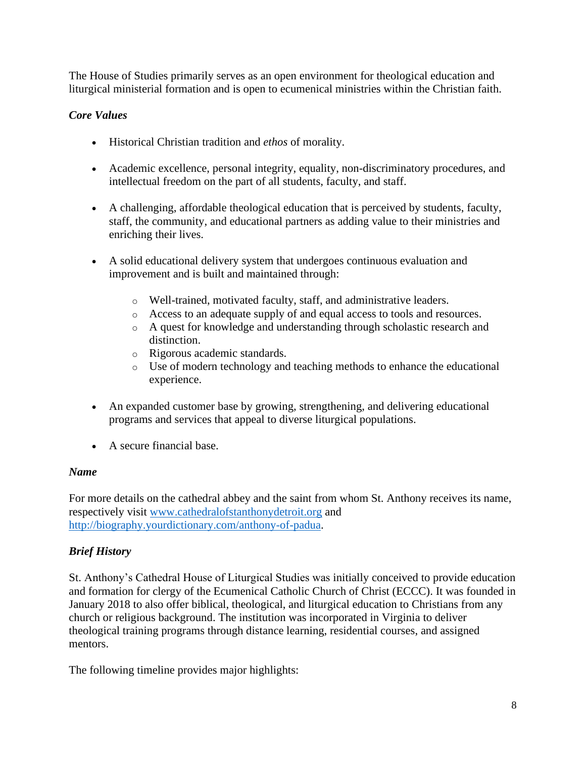The House of Studies primarily serves as an open environment for theological education and liturgical ministerial formation and is open to ecumenical ministries within the Christian faith.

### *Core Values*

- Historical Christian tradition and *ethos* of morality.
- Academic excellence, personal integrity, equality, non-discriminatory procedures, and intellectual freedom on the part of all students, faculty, and staff.
- A challenging, affordable theological education that is perceived by students, faculty, staff, the community, and educational partners as adding value to their ministries and enriching their lives.
- A solid educational delivery system that undergoes continuous evaluation and improvement and is built and maintained through:
    - Well-trained, motivated faculty, staff, and administrative leaders.
    - Access to an adequate supply of and equal access to tools and resources.
    - A quest for knowledge and understanding through scholastic research and distinction.
    - Rigorous academic standards.
    - Use of modern technology and teaching methods to enhance the educational experience.
- An expanded customer base by growing, strengthening, and delivering educational programs and services that appeal to diverse liturgical populations.
- A secure financial base.

### *Name*

For more details on the cathedral abbey and the saint from whom St. Anthony receives its name, respectively visit www.cathedralofstanthonydetroit.org and http://biography.yourdictionary.com/anthony-of-padua.

### *Brief History*

St. Anthony's Cathedral House of Liturgical Studies was initially conceived to provide education and formation for clergy of the Ecumenical Catholic Church of Christ (ECCC). It was founded in January 2018 to also offer biblical, theological, and liturgical education to Christians from any church or religious background. The institution was incorporated in Virginia to deliver theological training programs through distance learning, residential courses, and assigned mentors.

The following timeline provides major highlights: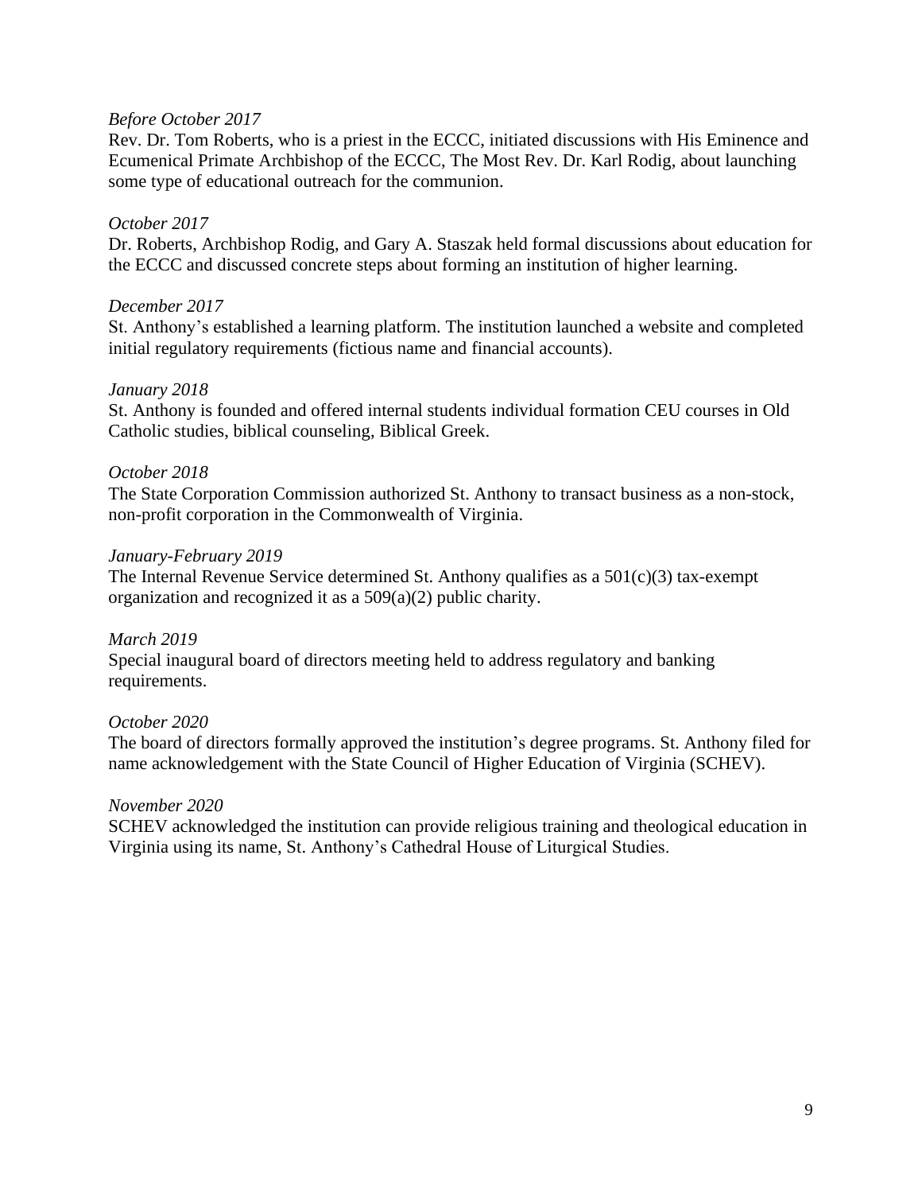*Before October 2017*

Rev. Dr. Tom Roberts, who is a priest in the ECCC, initiated discussions with His Eminence and Ecumenical Primate Archbishop of the ECCC, The Most Rev. Dr. Karl Rodig, about launching some type of educational outreach for the communion.

*October 2017*

Dr. Roberts, Archbishop Rodig, and Gary A. Staszak held formal discussions about education for the ECCC and discussed concrete steps about forming an institution of higher learning.

*December 2017*

St. Anthony's established a learning platform. The institution launched a website and completed initial regulatory requirements (fictious name and financial accounts).

*January 2018*

St. Anthony is founded and offered internal students individual formation CEU courses in Old Catholic studies, biblical counseling, Biblical Greek.

*October 2018*

The State Corporation Commission authorized St. Anthony to transact business as a non-stock, non-profit corporation in the Commonwealth of Virginia.

*January-February 2019*

The Internal Revenue Service determined St. Anthony qualifies as a 501(c)(3) tax-exempt organization and recognized it as a 509(a)(2) public charity.

*March 2019*

Special inaugural board of directors meeting held to address regulatory and banking requirements.

*October 2020*

The board of directors formally approved the institution's degree programs. St. Anthony filed for name acknowledgement with the State Council of Higher Education of Virginia (SCHEV).

*November 2020*

SCHEV acknowledged the institution can provide religious training and theological education in Virginia using its name, St. Anthony's Cathedral House of Liturgical Studies.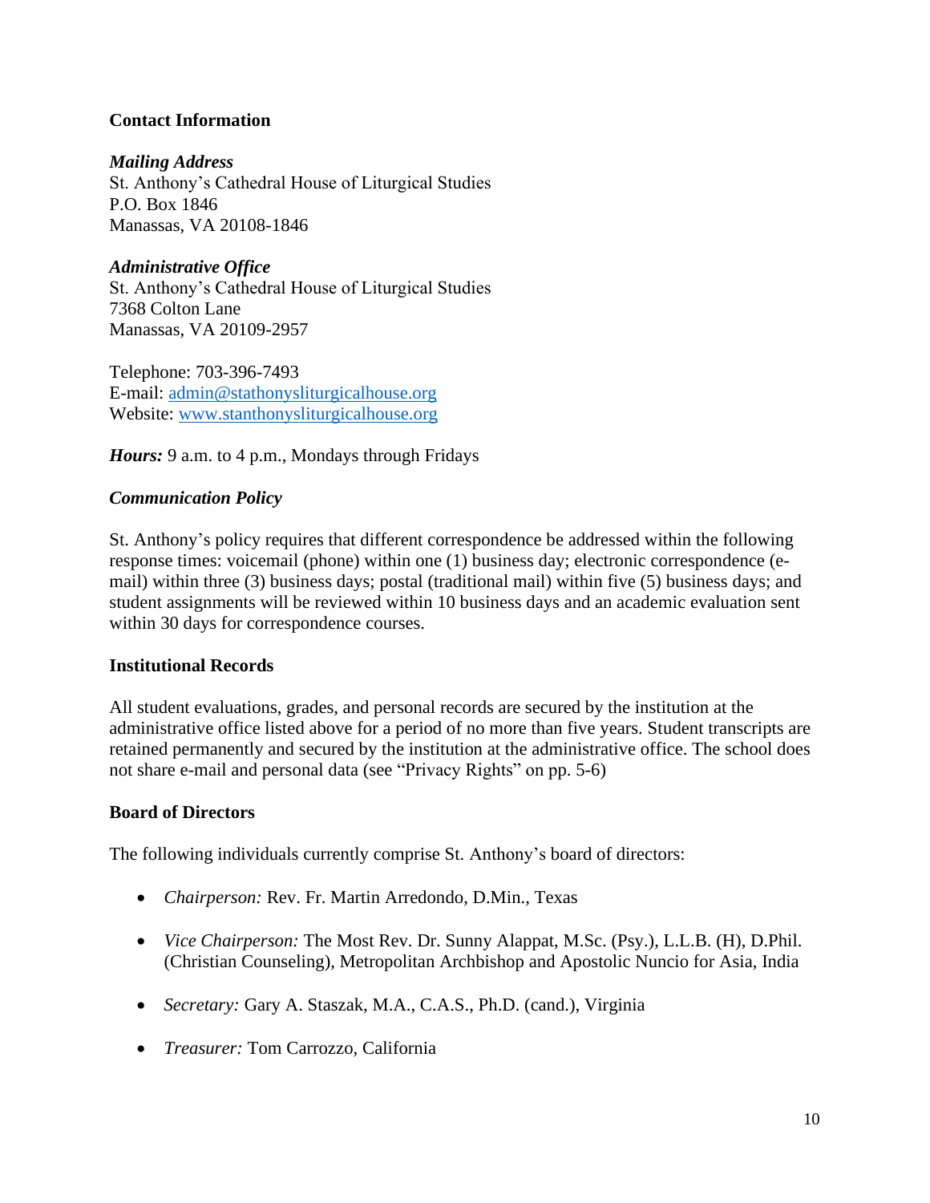## Contact Information

***Mailing Address***
St. Anthony's Cathedral House of Liturgical Studies
P.O. Box 1846
Manassas, VA 20108-1846

***Administrative Office***
St. Anthony's Cathedral House of Liturgical Studies
7368 Colton Lane
Manassas, VA 20109-2957

Telephone: 703-396-7493
E-mail: admin@stathonysliturgicalhouse.org
Website: www.stanthonysliturgicalhouse.org

***Hours:*** 9 a.m. to 4 p.m., Mondays through Fridays

### *Communication Policy*

St. Anthony's policy requires that different correspondence be addressed within the following response times: voicemail (phone) within one (1) business day; electronic correspondence (e-mail) within three (3) business days; postal (traditional mail) within five (5) business days; and student assignments will be reviewed within 10 business days and an academic evaluation sent within 30 days for correspondence courses.

## Institutional Records

All student evaluations, grades, and personal records are secured by the institution at the administrative office listed above for a period of no more than five years. Student transcripts are retained permanently and secured by the institution at the administrative office. The school does not share e-mail and personal data (see "Privacy Rights" on pp. 5-6)

## Board of Directors

The following individuals currently comprise St. Anthony's board of directors:

- *Chairperson:* Rev. Fr. Martin Arredondo, D.Min., Texas
- *Vice Chairperson:* The Most Rev. Dr. Sunny Alappat, M.Sc. (Psy.), L.L.B. (H), D.Phil. (Christian Counseling), Metropolitan Archbishop and Apostolic Nuncio for Asia, India
- *Secretary:* Gary A. Staszak, M.A., C.A.S., Ph.D. (cand.), Virginia
- *Treasurer:* Tom Carrozzo, California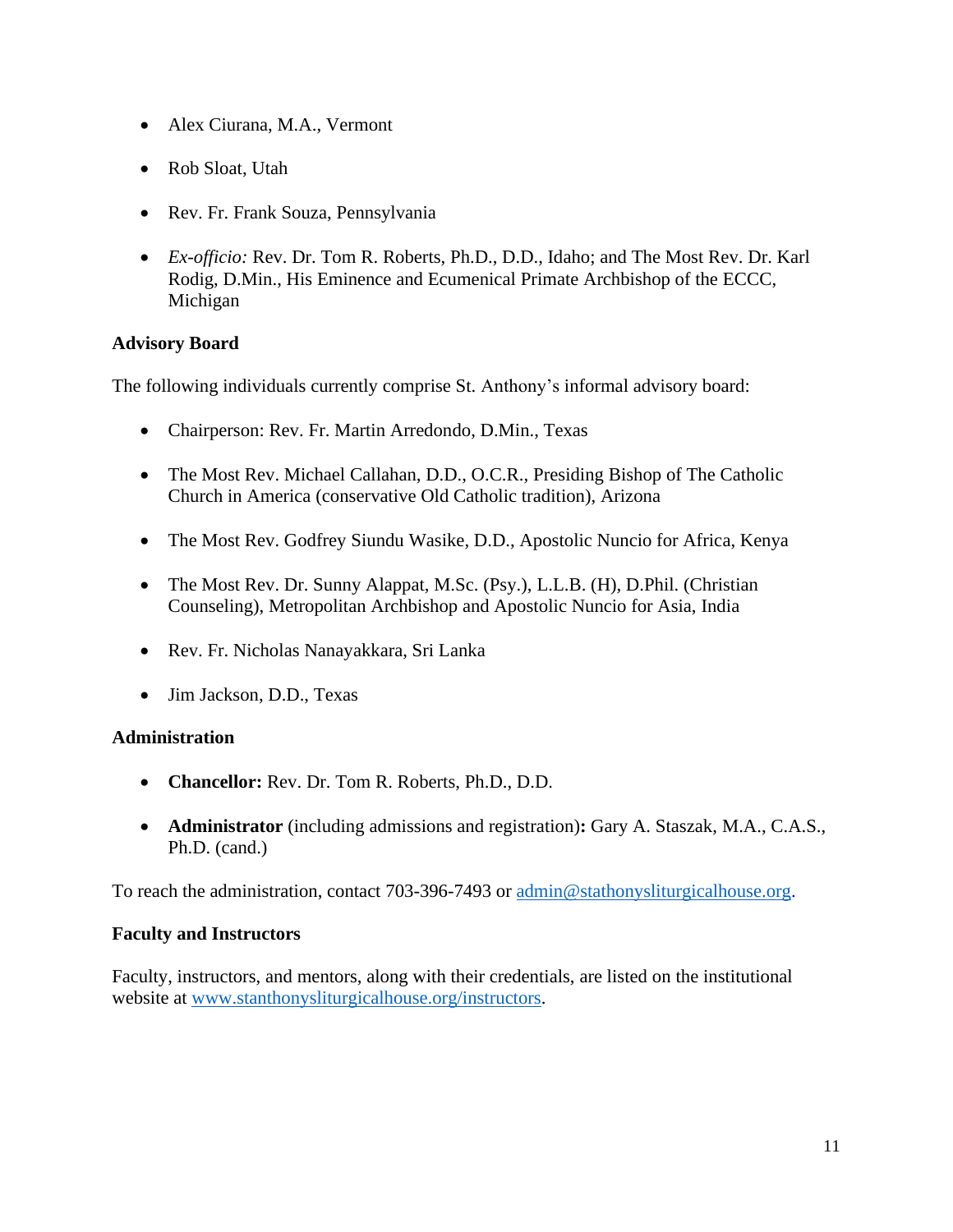- Alex Ciurana, M.A., Vermont
- Rob Sloat, Utah
- Rev. Fr. Frank Souza, Pennsylvania
- *Ex-officio:* Rev. Dr. Tom R. Roberts, Ph.D., D.D., Idaho; and The Most Rev. Dr. Karl Rodig, D.Min., His Eminence and Ecumenical Primate Archbishop of the ECCC, Michigan

**Advisory Board**

The following individuals currently comprise St. Anthony's informal advisory board:

- Chairperson: Rev. Fr. Martin Arredondo, D.Min., Texas
- The Most Rev. Michael Callahan, D.D., O.C.R., Presiding Bishop of The Catholic Church in America (conservative Old Catholic tradition), Arizona
- The Most Rev. Godfrey Siundu Wasike, D.D., Apostolic Nuncio for Africa, Kenya
- The Most Rev. Dr. Sunny Alappat, M.Sc. (Psy.), L.L.B. (H), D.Phil. (Christian Counseling), Metropolitan Archbishop and Apostolic Nuncio for Asia, India
- Rev. Fr. Nicholas Nanayakkara, Sri Lanka
- Jim Jackson, D.D., Texas

**Administration**

- **Chancellor:** Rev. Dr. Tom R. Roberts, Ph.D., D.D.
- **Administrator** (including admissions and registration)**:** Gary A. Staszak, M.A., C.A.S., Ph.D. (cand.)

To reach the administration, contact 703-396-7493 or admin@stathonysliturgicalhouse.org.

**Faculty and Instructors**

Faculty, instructors, and mentors, along with their credentials, are listed on the institutional website at www.stanthonysliturgicalhouse.org/instructors.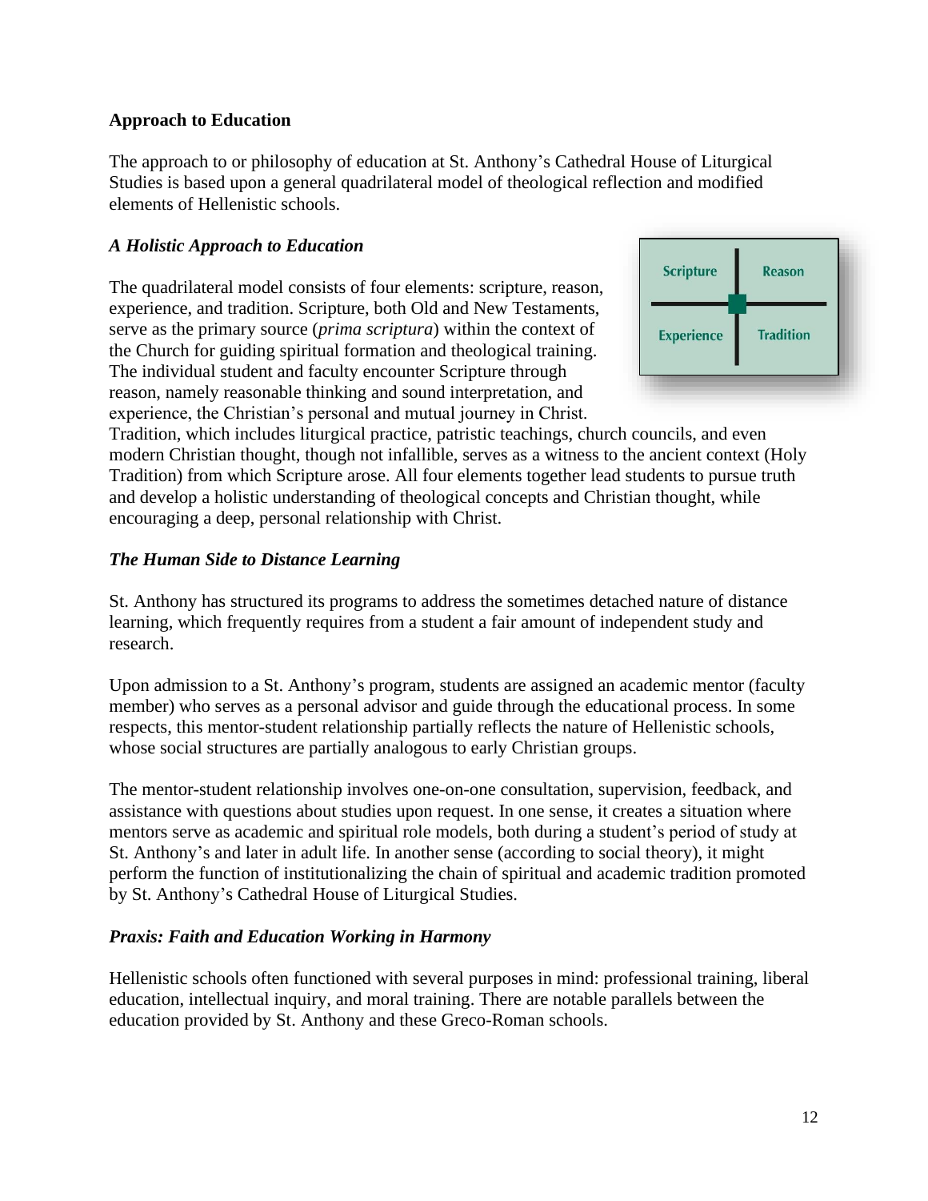**Approach to Education**

The approach to or philosophy of education at St. Anthony's Cathedral House of Liturgical Studies is based upon a general quadrilateral model of theological reflection and modified elements of Hellenistic schools.

***A Holistic Approach to Education***

The quadrilateral model consists of four elements: scripture, reason, experience, and tradition. Scripture, both Old and New Testaments, serve as the primary source (*prima scriptura*) within the context of the Church for guiding spiritual formation and theological training. The individual student and faculty encounter Scripture through reason, namely reasonable thinking and sound interpretation, and experience, the Christian's personal and mutual journey in Christ. Tradition, which includes liturgical practice, patristic teachings, church councils, and even modern Christian thought, though not infallible, serves as a witness to the ancient context (Holy Tradition) from which Scripture arose. All four elements together lead students to pursue truth and develop a holistic understanding of theological concepts and Christian thought, while encouraging a deep, personal relationship with Christ.

| Scripture | Reason |
|---|---|
| Experience | Tradition |

***The Human Side to Distance Learning***

St. Anthony has structured its programs to address the sometimes detached nature of distance learning, which frequently requires from a student a fair amount of independent study and research.

Upon admission to a St. Anthony's program, students are assigned an academic mentor (faculty member) who serves as a personal advisor and guide through the educational process. In some respects, this mentor-student relationship partially reflects the nature of Hellenistic schools, whose social structures are partially analogous to early Christian groups.

The mentor-student relationship involves one-on-one consultation, supervision, feedback, and assistance with questions about studies upon request. In one sense, it creates a situation where mentors serve as academic and spiritual role models, both during a student's period of study at St. Anthony's and later in adult life. In another sense (according to social theory), it might perform the function of institutionalizing the chain of spiritual and academic tradition promoted by St. Anthony's Cathedral House of Liturgical Studies.

***Praxis: Faith and Education Working in Harmony***

Hellenistic schools often functioned with several purposes in mind: professional training, liberal education, intellectual inquiry, and moral training. There are notable parallels between the education provided by St. Anthony and these Greco-Roman schools.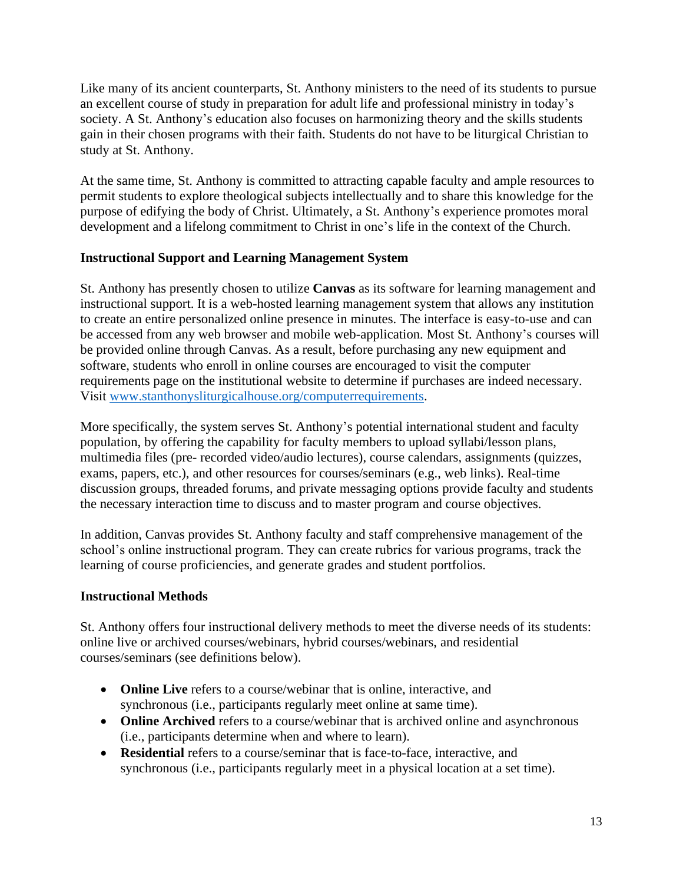Like many of its ancient counterparts, St. Anthony ministers to the need of its students to pursue an excellent course of study in preparation for adult life and professional ministry in today's society. A St. Anthony's education also focuses on harmonizing theory and the skills students gain in their chosen programs with their faith. Students do not have to be liturgical Christian to study at St. Anthony.

At the same time, St. Anthony is committed to attracting capable faculty and ample resources to permit students to explore theological subjects intellectually and to share this knowledge for the purpose of edifying the body of Christ. Ultimately, a St. Anthony's experience promotes moral development and a lifelong commitment to Christ in one's life in the context of the Church.

**Instructional Support and Learning Management System**

St. Anthony has presently chosen to utilize **Canvas** as its software for learning management and instructional support. It is a web-hosted learning management system that allows any institution to create an entire personalized online presence in minutes. The interface is easy-to-use and can be accessed from any web browser and mobile web-application. Most St. Anthony's courses will be provided online through Canvas. As a result, before purchasing any new equipment and software, students who enroll in online courses are encouraged to visit the computer requirements page on the institutional website to determine if purchases are indeed necessary. Visit [www.stanthonysliturgicalhouse.org/computerrequirements](http://www.stanthonysliturgicalhouse.org/computerrequirements).

More specifically, the system serves St. Anthony's potential international student and faculty population, by offering the capability for faculty members to upload syllabi/lesson plans, multimedia files (pre- recorded video/audio lectures), course calendars, assignments (quizzes, exams, papers, etc.), and other resources for courses/seminars (e.g., web links). Real-time discussion groups, threaded forums, and private messaging options provide faculty and students the necessary interaction time to discuss and to master program and course objectives.

In addition, Canvas provides St. Anthony faculty and staff comprehensive management of the school's online instructional program. They can create rubrics for various programs, track the learning of course proficiencies, and generate grades and student portfolios.

**Instructional Methods**

St. Anthony offers four instructional delivery methods to meet the diverse needs of its students: online live or archived courses/webinars, hybrid courses/webinars, and residential courses/seminars (see definitions below).

- **Online Live** refers to a course/webinar that is online, interactive, and synchronous (i.e., participants regularly meet online at same time).
- **Online Archived** refers to a course/webinar that is archived online and asynchronous (i.e., participants determine when and where to learn).
- **Residential** refers to a course/seminar that is face-to-face, interactive, and synchronous (i.e., participants regularly meet in a physical location at a set time).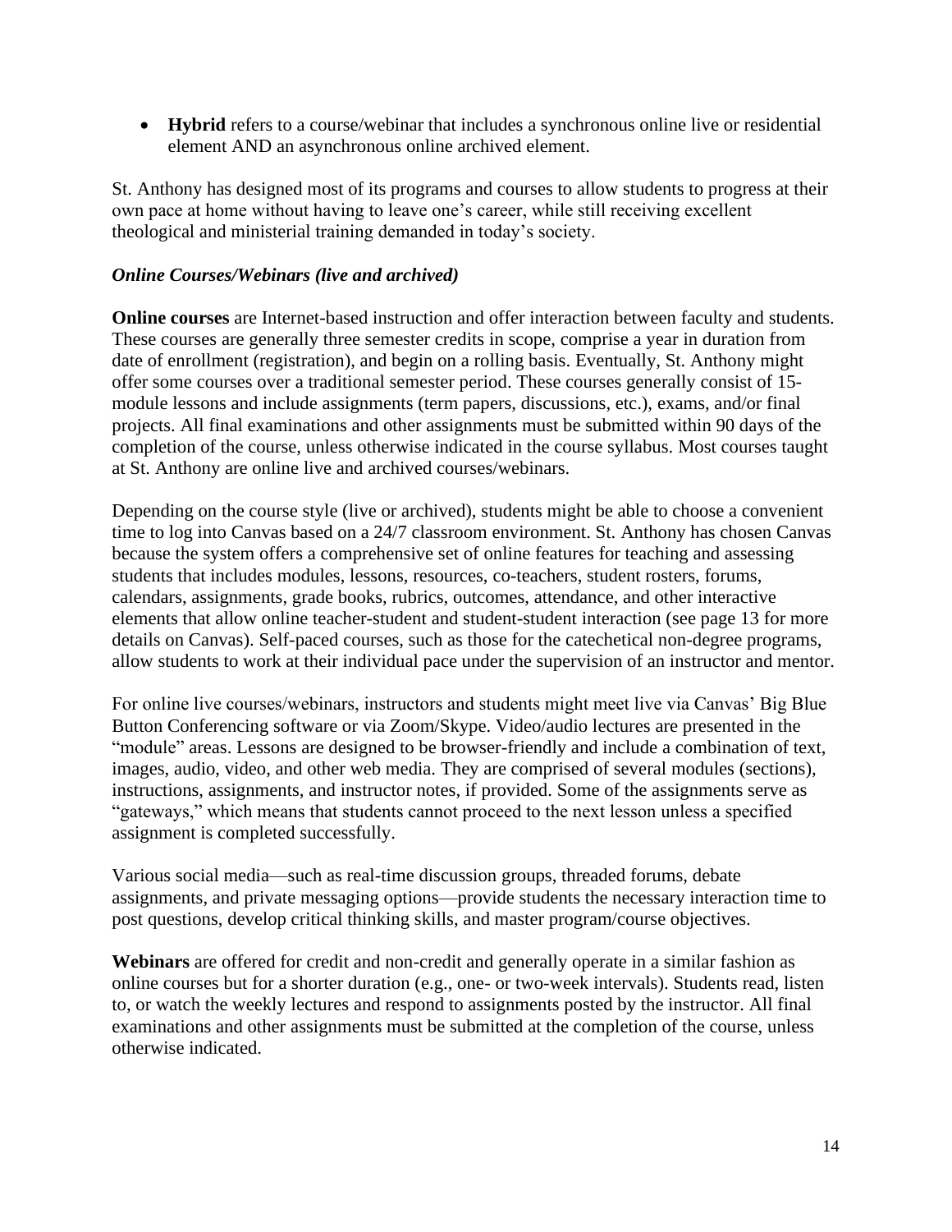- **Hybrid** refers to a course/webinar that includes a synchronous online live or residential element AND an asynchronous online archived element.

St. Anthony has designed most of its programs and courses to allow students to progress at their own pace at home without having to leave one's career, while still receiving excellent theological and ministerial training demanded in today's society.

***Online Courses/Webinars (live and archived)***

**Online courses** are Internet-based instruction and offer interaction between faculty and students. These courses are generally three semester credits in scope, comprise a year in duration from date of enrollment (registration), and begin on a rolling basis. Eventually, St. Anthony might offer some courses over a traditional semester period. These courses generally consist of 15-module lessons and include assignments (term papers, discussions, etc.), exams, and/or final projects. All final examinations and other assignments must be submitted within 90 days of the completion of the course, unless otherwise indicated in the course syllabus. Most courses taught at St. Anthony are online live and archived courses/webinars.

Depending on the course style (live or archived), students might be able to choose a convenient time to log into Canvas based on a 24/7 classroom environment. St. Anthony has chosen Canvas because the system offers a comprehensive set of online features for teaching and assessing students that includes modules, lessons, resources, co-teachers, student rosters, forums, calendars, assignments, grade books, rubrics, outcomes, attendance, and other interactive elements that allow online teacher-student and student-student interaction (see page 13 for more details on Canvas). Self-paced courses, such as those for the catechetical non-degree programs, allow students to work at their individual pace under the supervision of an instructor and mentor.

For online live courses/webinars, instructors and students might meet live via Canvas' Big Blue Button Conferencing software or via Zoom/Skype. Video/audio lectures are presented in the "module" areas. Lessons are designed to be browser-friendly and include a combination of text, images, audio, video, and other web media. They are comprised of several modules (sections), instructions, assignments, and instructor notes, if provided. Some of the assignments serve as "gateways," which means that students cannot proceed to the next lesson unless a specified assignment is completed successfully.

Various social media—such as real-time discussion groups, threaded forums, debate assignments, and private messaging options—provide students the necessary interaction time to post questions, develop critical thinking skills, and master program/course objectives.

**Webinars** are offered for credit and non-credit and generally operate in a similar fashion as online courses but for a shorter duration (e.g., one- or two-week intervals). Students read, listen to, or watch the weekly lectures and respond to assignments posted by the instructor. All final examinations and other assignments must be submitted at the completion of the course, unless otherwise indicated.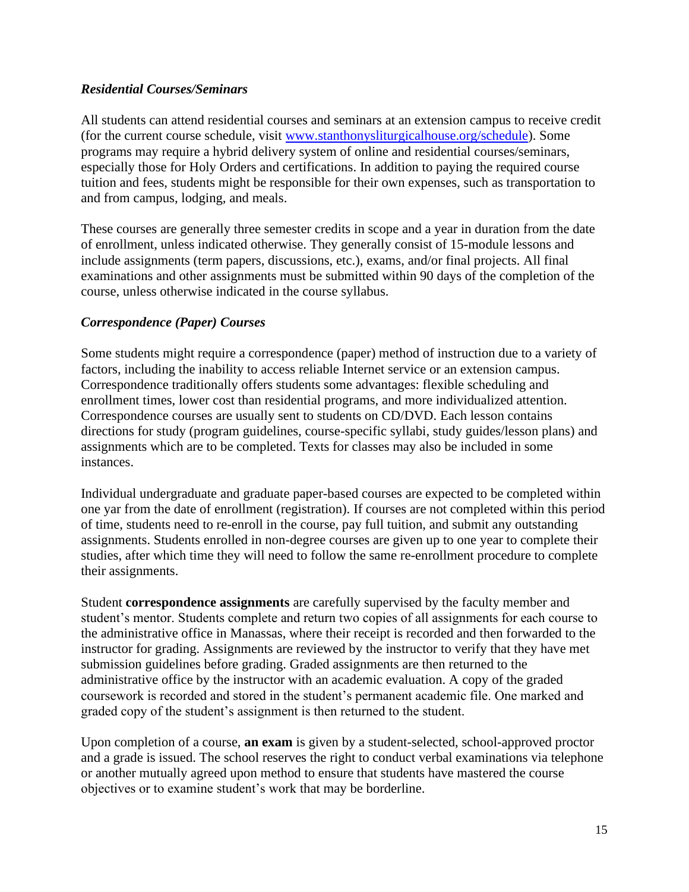### *Residential Courses/Seminars*

All students can attend residential courses and seminars at an extension campus to receive credit (for the current course schedule, visit [www.stanthonysliturgicalhouse.org/schedule](http://www.stanthonysliturgicalhouse.org/schedule)). Some programs may require a hybrid delivery system of online and residential courses/seminars, especially those for Holy Orders and certifications. In addition to paying the required course tuition and fees, students might be responsible for their own expenses, such as transportation to and from campus, lodging, and meals.

These courses are generally three semester credits in scope and a year in duration from the date of enrollment, unless indicated otherwise. They generally consist of 15-module lessons and include assignments (term papers, discussions, etc.), exams, and/or final projects. All final examinations and other assignments must be submitted within 90 days of the completion of the course, unless otherwise indicated in the course syllabus.

### *Correspondence (Paper) Courses*

Some students might require a correspondence (paper) method of instruction due to a variety of factors, including the inability to access reliable Internet service or an extension campus. Correspondence traditionally offers students some advantages: flexible scheduling and enrollment times, lower cost than residential programs, and more individualized attention. Correspondence courses are usually sent to students on CD/DVD. Each lesson contains directions for study (program guidelines, course-specific syllabi, study guides/lesson plans) and assignments which are to be completed. Texts for classes may also be included in some instances.

Individual undergraduate and graduate paper-based courses are expected to be completed within one yar from the date of enrollment (registration). If courses are not completed within this period of time, students need to re-enroll in the course, pay full tuition, and submit any outstanding assignments. Students enrolled in non-degree courses are given up to one year to complete their studies, after which time they will need to follow the same re-enrollment procedure to complete their assignments.

Student **correspondence assignments** are carefully supervised by the faculty member and student's mentor. Students complete and return two copies of all assignments for each course to the administrative office in Manassas, where their receipt is recorded and then forwarded to the instructor for grading. Assignments are reviewed by the instructor to verify that they have met submission guidelines before grading. Graded assignments are then returned to the administrative office by the instructor with an academic evaluation. A copy of the graded coursework is recorded and stored in the student's permanent academic file. One marked and graded copy of the student's assignment is then returned to the student.

Upon completion of a course, **an exam** is given by a student-selected, school-approved proctor and a grade is issued. The school reserves the right to conduct verbal examinations via telephone or another mutually agreed upon method to ensure that students have mastered the course objectives or to examine student's work that may be borderline.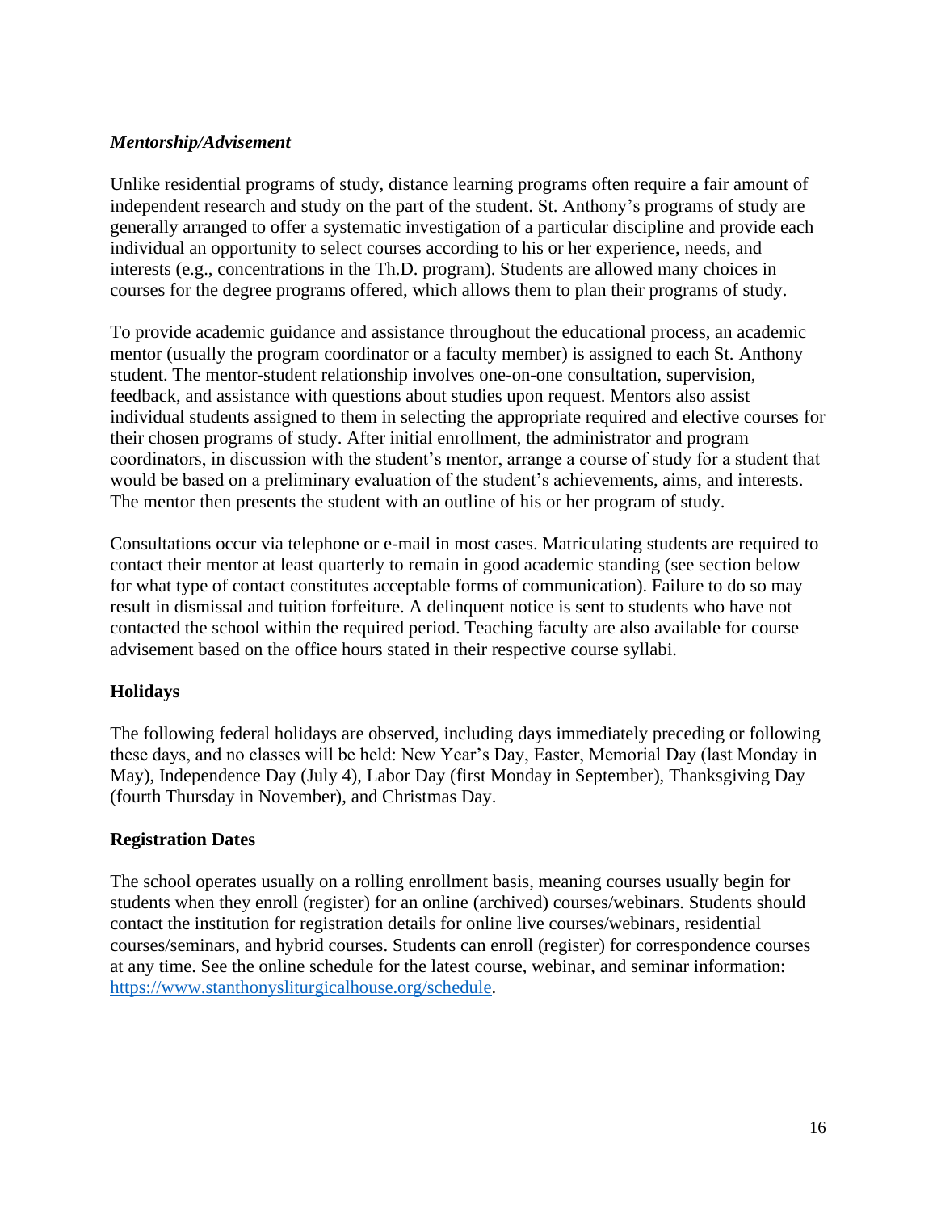### *Mentorship/Advisement*

Unlike residential programs of study, distance learning programs often require a fair amount of independent research and study on the part of the student. St. Anthony's programs of study are generally arranged to offer a systematic investigation of a particular discipline and provide each individual an opportunity to select courses according to his or her experience, needs, and interests (e.g., concentrations in the Th.D. program). Students are allowed many choices in courses for the degree programs offered, which allows them to plan their programs of study.

To provide academic guidance and assistance throughout the educational process, an academic mentor (usually the program coordinator or a faculty member) is assigned to each St. Anthony student. The mentor-student relationship involves one-on-one consultation, supervision, feedback, and assistance with questions about studies upon request. Mentors also assist individual students assigned to them in selecting the appropriate required and elective courses for their chosen programs of study. After initial enrollment, the administrator and program coordinators, in discussion with the student's mentor, arrange a course of study for a student that would be based on a preliminary evaluation of the student's achievements, aims, and interests. The mentor then presents the student with an outline of his or her program of study.

Consultations occur via telephone or e-mail in most cases. Matriculating students are required to contact their mentor at least quarterly to remain in good academic standing (see section below for what type of contact constitutes acceptable forms of communication). Failure to do so may result in dismissal and tuition forfeiture. A delinquent notice is sent to students who have not contacted the school within the required period. Teaching faculty are also available for course advisement based on the office hours stated in their respective course syllabi.

### Holidays

The following federal holidays are observed, including days immediately preceding or following these days, and no classes will be held: New Year's Day, Easter, Memorial Day (last Monday in May), Independence Day (July 4), Labor Day (first Monday in September), Thanksgiving Day (fourth Thursday in November), and Christmas Day.

### Registration Dates

The school operates usually on a rolling enrollment basis, meaning courses usually begin for students when they enroll (register) for an online (archived) courses/webinars. Students should contact the institution for registration details for online live courses/webinars, residential courses/seminars, and hybrid courses. Students can enroll (register) for correspondence courses at any time. See the online schedule for the latest course, webinar, and seminar information: [https://www.stanthonysliturgicalhouse.org/schedule](https://www.stanthonysliturgicalhouse.org/schedule).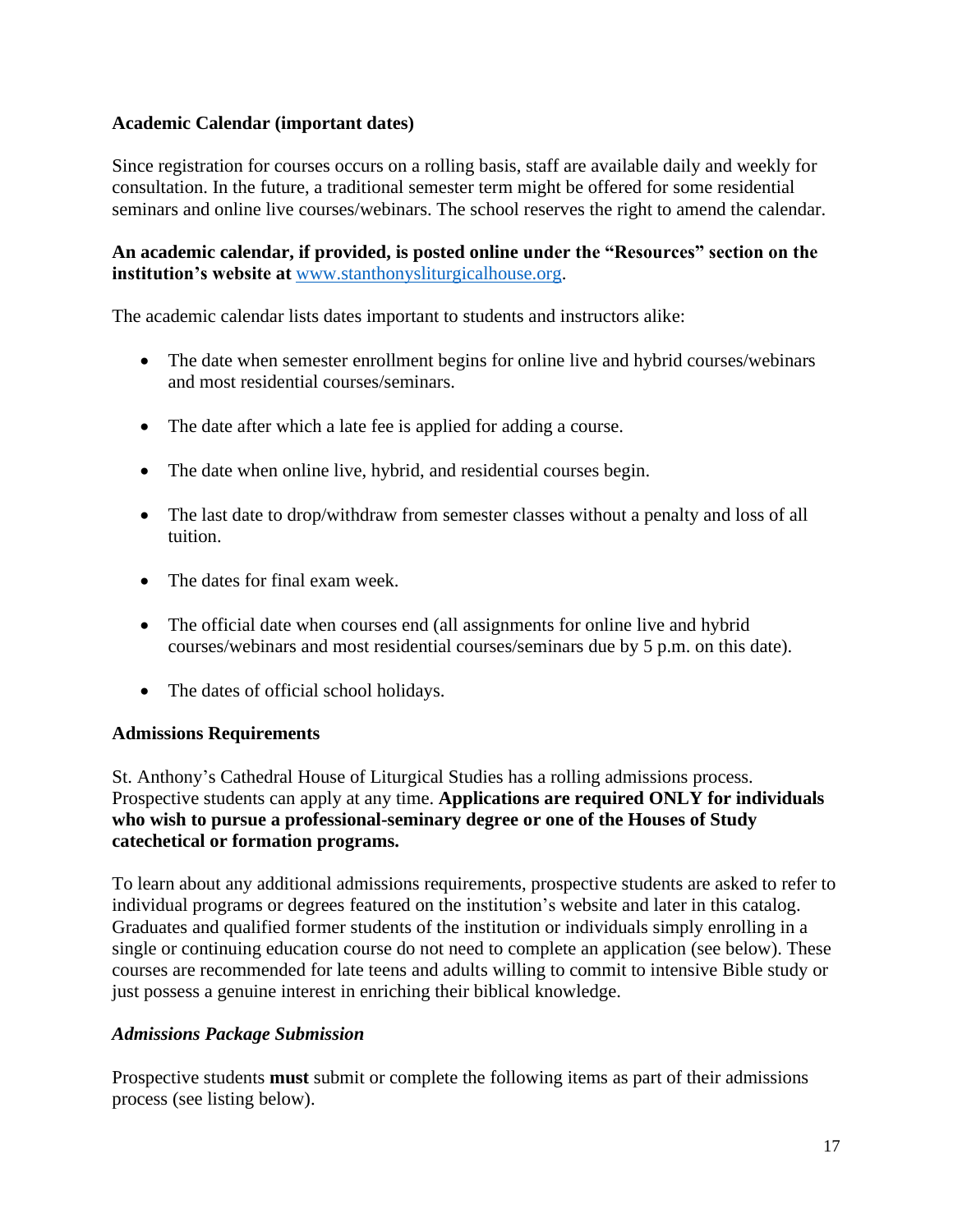**Academic Calendar (important dates)**

Since registration for courses occurs on a rolling basis, staff are available daily and weekly for consultation. In the future, a traditional semester term might be offered for some residential seminars and online live courses/webinars. The school reserves the right to amend the calendar.

**An academic calendar, if provided, is posted online under the "Resources" section on the institution's website at** [www.stanthonysliturgicalhouse.org](http://www.stanthonysliturgicalhouse.org).

The academic calendar lists dates important to students and instructors alike:

- The date when semester enrollment begins for online live and hybrid courses/webinars and most residential courses/seminars.
- The date after which a late fee is applied for adding a course.
- The date when online live, hybrid, and residential courses begin.
- The last date to drop/withdraw from semester classes without a penalty and loss of all tuition.
- The dates for final exam week.
- The official date when courses end (all assignments for online live and hybrid courses/webinars and most residential courses/seminars due by 5 p.m. on this date).
- The dates of official school holidays.

**Admissions Requirements**

St. Anthony's Cathedral House of Liturgical Studies has a rolling admissions process. Prospective students can apply at any time. **Applications are required ONLY for individuals who wish to pursue a professional-seminary degree or one of the Houses of Study catechetical or formation programs.**

To learn about any additional admissions requirements, prospective students are asked to refer to individual programs or degrees featured on the institution's website and later in this catalog. Graduates and qualified former students of the institution or individuals simply enrolling in a single or continuing education course do not need to complete an application (see below). These courses are recommended for late teens and adults willing to commit to intensive Bible study or just possess a genuine interest in enriching their biblical knowledge.

***Admissions Package Submission***

Prospective students **must** submit or complete the following items as part of their admissions process (see listing below).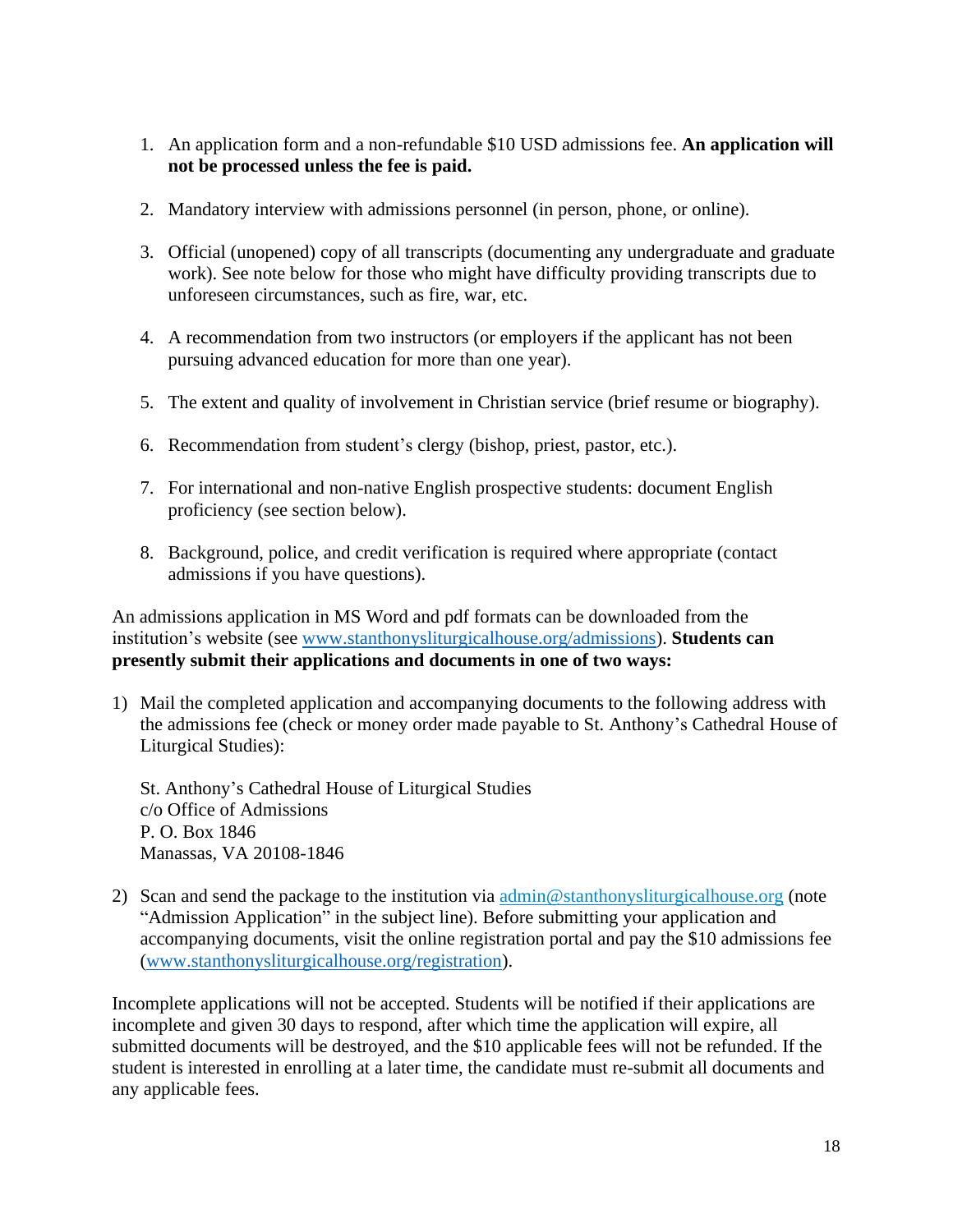1. An application form and a non-refundable $10 USD admissions fee. **An application will not be processed unless the fee is paid.**

2. Mandatory interview with admissions personnel (in person, phone, or online).

3. Official (unopened) copy of all transcripts (documenting any undergraduate and graduate work). See note below for those who might have difficulty providing transcripts due to unforeseen circumstances, such as fire, war, etc.

4. A recommendation from two instructors (or employers if the applicant has not been pursuing advanced education for more than one year).

5. The extent and quality of involvement in Christian service (brief resume or biography).

6. Recommendation from student's clergy (bishop, priest, pastor, etc.).

7. For international and non-native English prospective students: document English proficiency (see section below).

8. Background, police, and credit verification is required where appropriate (contact admissions if you have questions).

An admissions application in MS Word and pdf formats can be downloaded from the institution's website (see [www.stanthonysliturgicalhouse.org/admissions](www.stanthonysliturgicalhouse.org/admissions)). **Students can presently submit their applications and documents in one of two ways:**

1) Mail the completed application and accompanying documents to the following address with the admissions fee (check or money order made payable to St. Anthony's Cathedral House of Liturgical Studies):

   St. Anthony's Cathedral House of Liturgical Studies
   c/o Office of Admissions
   P. O. Box 1846
   Manassas, VA 20108-1846

2) Scan and send the package to the institution via [admin@stanthonysliturgicalhouse.org](mailto:admin@stanthonysliturgicalhouse.org) (note "Admission Application" in the subject line). Before submitting your application and accompanying documents, visit the online registration portal and pay the $10 admissions fee ([www.stanthonysliturgicalhouse.org/registration](www.stanthonysliturgicalhouse.org/registration)).

Incomplete applications will not be accepted. Students will be notified if their applications are incomplete and given 30 days to respond, after which time the application will expire, all submitted documents will be destroyed, and the $10 applicable fees will not be refunded. If the student is interested in enrolling at a later time, the candidate must re-submit all documents and any applicable fees.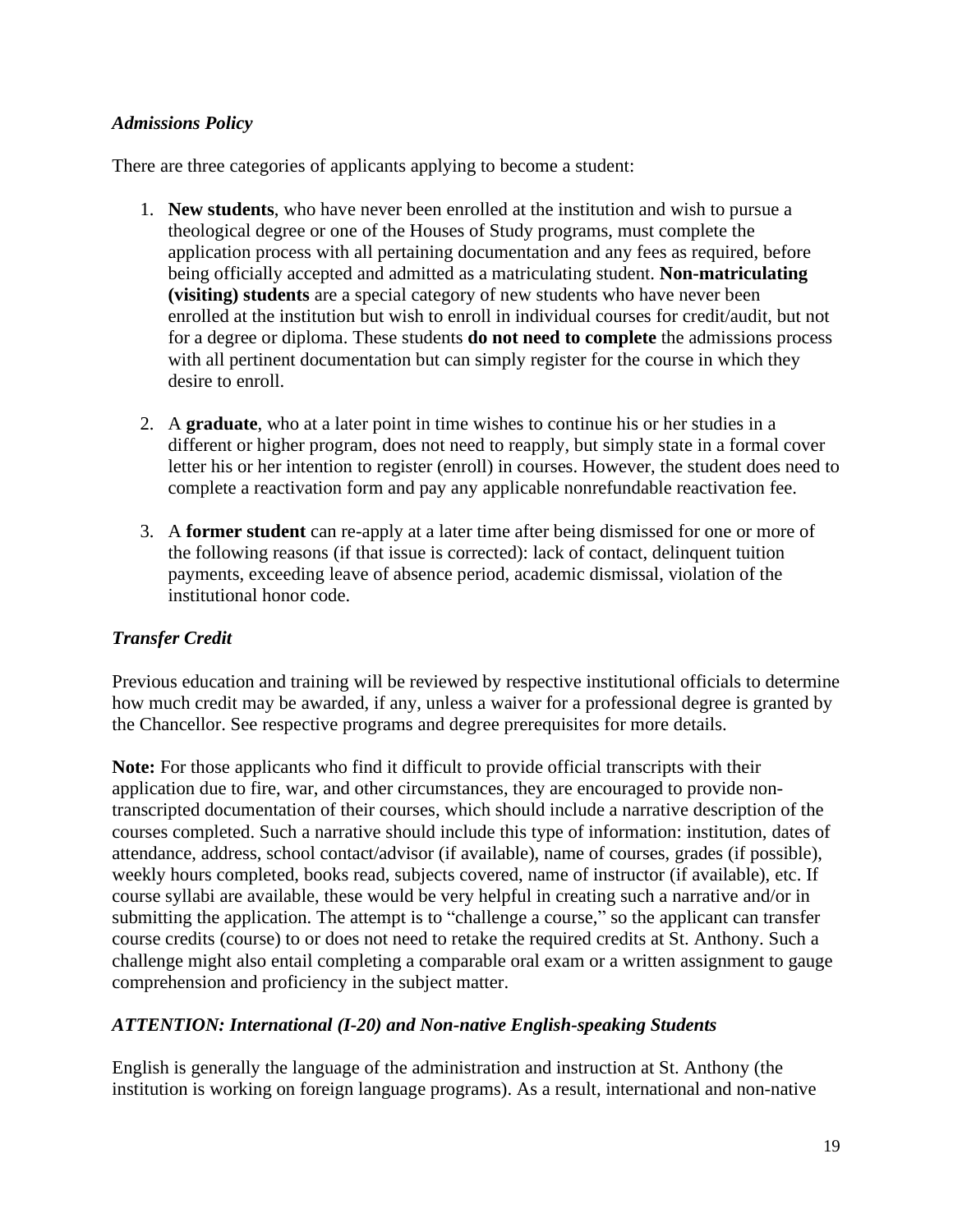### *Admissions Policy*

There are three categories of applicants applying to become a student:

1. **New students**, who have never been enrolled at the institution and wish to pursue a theological degree or one of the Houses of Study programs, must complete the application process with all pertaining documentation and any fees as required, before being officially accepted and admitted as a matriculating student. **Non-matriculating (visiting) students** are a special category of new students who have never been enrolled at the institution but wish to enroll in individual courses for credit/audit, but not for a degree or diploma. These students **do not need to complete** the admissions process with all pertinent documentation but can simply register for the course in which they desire to enroll.

2. A **graduate**, who at a later point in time wishes to continue his or her studies in a different or higher program, does not need to reapply, but simply state in a formal cover letter his or her intention to register (enroll) in courses. However, the student does need to complete a reactivation form and pay any applicable nonrefundable reactivation fee.

3. A **former student** can re-apply at a later time after being dismissed for one or more of the following reasons (if that issue is corrected): lack of contact, delinquent tuition payments, exceeding leave of absence period, academic dismissal, violation of the institutional honor code.

### *Transfer Credit*

Previous education and training will be reviewed by respective institutional officials to determine how much credit may be awarded, if any, unless a waiver for a professional degree is granted by the Chancellor. See respective programs and degree prerequisites for more details.

**Note:** For those applicants who find it difficult to provide official transcripts with their application due to fire, war, and other circumstances, they are encouraged to provide non-transcripted documentation of their courses, which should include a narrative description of the courses completed. Such a narrative should include this type of information: institution, dates of attendance, address, school contact/advisor (if available), name of courses, grades (if possible), weekly hours completed, books read, subjects covered, name of instructor (if available), etc. If course syllabi are available, these would be very helpful in creating such a narrative and/or in submitting the application. The attempt is to "challenge a course," so the applicant can transfer course credits (course) to or does not need to retake the required credits at St. Anthony. Such a challenge might also entail completing a comparable oral exam or a written assignment to gauge comprehension and proficiency in the subject matter.

### *ATTENTION: International (I-20) and Non-native English-speaking Students*

English is generally the language of the administration and instruction at St. Anthony (the institution is working on foreign language programs). As a result, international and non-native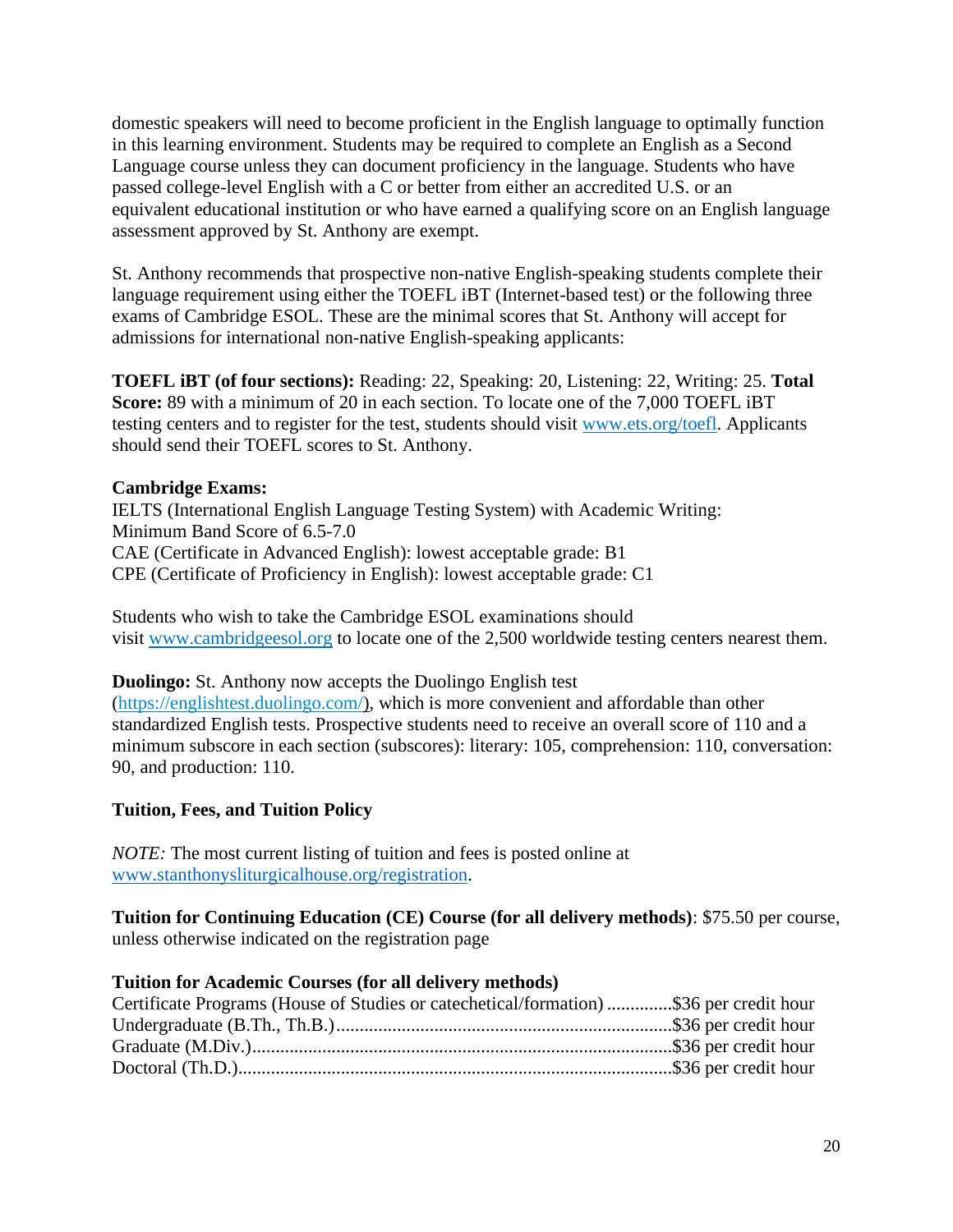domestic speakers will need to become proficient in the English language to optimally function in this learning environment. Students may be required to complete an English as a Second Language course unless they can document proficiency in the language. Students who have passed college-level English with a C or better from either an accredited U.S. or an equivalent educational institution or who have earned a qualifying score on an English language assessment approved by St. Anthony are exempt.

St. Anthony recommends that prospective non-native English-speaking students complete their language requirement using either the TOEFL iBT (Internet-based test) or the following three exams of Cambridge ESOL. These are the minimal scores that St. Anthony will accept for admissions for international non-native English-speaking applicants:

**TOEFL iBT (of four sections):** Reading: 22, Speaking: 20, Listening: 22, Writing: 25. **Total Score:** 89 with a minimum of 20 in each section. To locate one of the 7,000 TOEFL iBT testing centers and to register for the test, students should visit [www.ets.org/toefl](www.ets.org/toefl). Applicants should send their TOEFL scores to St. Anthony.

**Cambridge Exams:**
IELTS (International English Language Testing System) with Academic Writing: Minimum Band Score of 6.5-7.0
CAE (Certificate in Advanced English): lowest acceptable grade: B1
CPE (Certificate of Proficiency in English): lowest acceptable grade: C1

Students who wish to take the Cambridge ESOL examinations should visit [www.cambridgeesol.org](www.cambridgeesol.org) to locate one of the 2,500 worldwide testing centers nearest them.

**Duolingo:** St. Anthony now accepts the Duolingo English test ([https://englishtest.duolingo.com/](https://englishtest.duolingo.com/)), which is more convenient and affordable than other standardized English tests. Prospective students need to receive an overall score of 110 and a minimum subscore in each section (subscores): literary: 105, comprehension: 110, conversation: 90, and production: 110.

**Tuition, Fees, and Tuition Policy**

*NOTE:* The most current listing of tuition and fees is posted online at [www.stanthonysliturgicalhouse.org/registration](www.stanthonysliturgicalhouse.org/registration).

**Tuition for Continuing Education (CE) Course (for all delivery methods)**: $75.50 per course, unless otherwise indicated on the registration page

**Tuition for Academic Courses (for all delivery methods)**

Certificate Programs (House of Studies or catechetical/formation) ..............$36 per credit hour
Undergraduate (B.Th., Th.B.).......................................................................$36 per credit hour
Graduate (M.Div.).........................................................................................$36 per credit hour
Doctoral (Th.D.)............................................................................................$36 per credit hour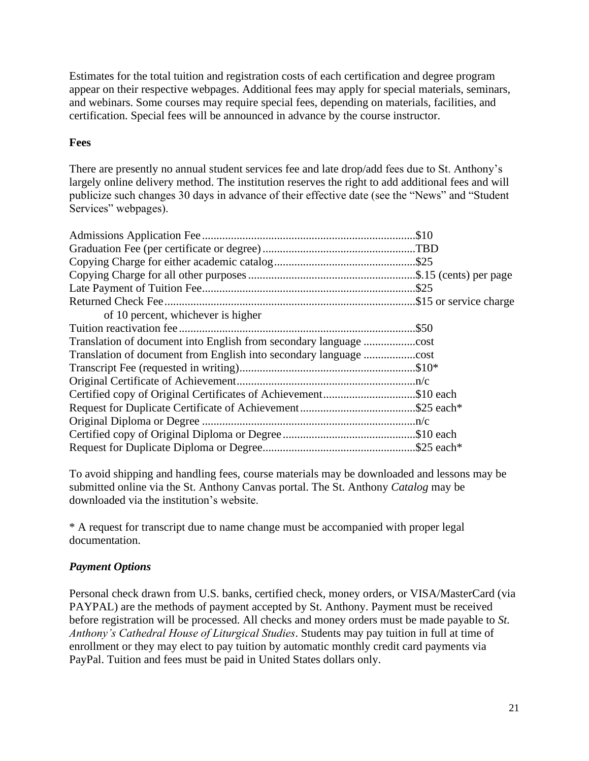Estimates for the total tuition and registration costs of each certification and degree program appear on their respective webpages. Additional fees may apply for special materials, seminars, and webinars. Some courses may require special fees, depending on materials, facilities, and certification. Special fees will be announced in advance by the course instructor.

**Fees**

There are presently no annual student services fee and late drop/add fees due to St. Anthony's largely online delivery method. The institution reserves the right to add additional fees and will publicize such changes 30 days in advance of their effective date (see the "News" and "Student Services" webpages).

| Fee | Amount |
|---|---|
| Admissions Application Fee | $10 |
| Graduation Fee (per certificate or degree) | TBD |
| Copying Charge for either academic catalog | $25 |
| Copying Charge for all other purposes | $.15 (cents) per page |
| Late Payment of Tuition Fee | $25 |
| Returned Check Fee | $15 or service charge of 10 percent, whichever is higher |
| Tuition reactivation fee | $50 |
| Translation of document into English from secondary language | cost |
| Translation of document from English into secondary language | cost |
| Transcript Fee (requested in writing) | $10* |
| Original Certificate of Achievement | n/c |
| Certified copy of Original Certificates of Achievement | $10 each |
| Request for Duplicate Certificate of Achievement | $25 each* |
| Original Diploma or Degree | n/c |
| Certified copy of Original Diploma or Degree | $10 each |
| Request for Duplicate Diploma or Degree | $25 each* |

To avoid shipping and handling fees, course materials may be downloaded and lessons may be submitted online via the St. Anthony Canvas portal. The St. Anthony *Catalog* may be downloaded via the institution's website.

* A request for transcript due to name change must be accompanied with proper legal documentation.

### *Payment Options*

Personal check drawn from U.S. banks, certified check, money orders, or VISA/MasterCard (via PAYPAL) are the methods of payment accepted by St. Anthony. Payment must be received before registration will be processed. All checks and money orders must be made payable to *St. Anthony's Cathedral House of Liturgical Studies*. Students may pay tuition in full at time of enrollment or they may elect to pay tuition by automatic monthly credit card payments via PayPal. Tuition and fees must be paid in United States dollars only.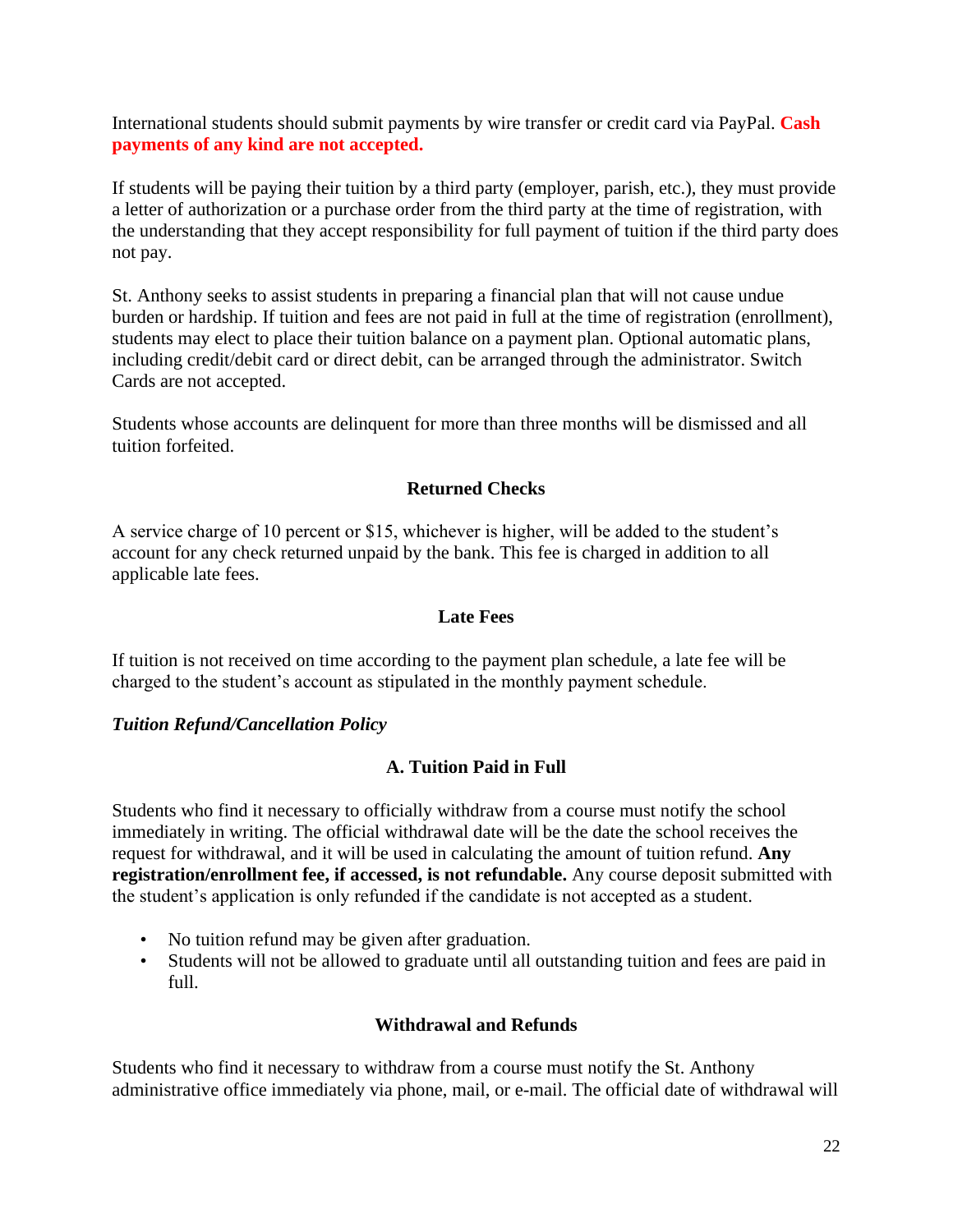International students should submit payments by wire transfer or credit card via PayPal. **Cash payments of any kind are not accepted.**

If students will be paying their tuition by a third party (employer, parish, etc.), they must provide a letter of authorization or a purchase order from the third party at the time of registration, with the understanding that they accept responsibility for full payment of tuition if the third party does not pay.

St. Anthony seeks to assist students in preparing a financial plan that will not cause undue burden or hardship. If tuition and fees are not paid in full at the time of registration (enrollment), students may elect to place their tuition balance on a payment plan. Optional automatic plans, including credit/debit card or direct debit, can be arranged through the administrator. Switch Cards are not accepted.

Students whose accounts are delinquent for more than three months will be dismissed and all tuition forfeited.

### Returned Checks

A service charge of 10 percent or $15, whichever is higher, will be added to the student's account for any check returned unpaid by the bank. This fee is charged in addition to all applicable late fees.

### Late Fees

If tuition is not received on time according to the payment plan schedule, a late fee will be charged to the student's account as stipulated in the monthly payment schedule.

***Tuition Refund/Cancellation Policy***

### A. Tuition Paid in Full

Students who find it necessary to officially withdraw from a course must notify the school immediately in writing. The official withdrawal date will be the date the school receives the request for withdrawal, and it will be used in calculating the amount of tuition refund. **Any registration/enrollment fee, if accessed, is not refundable.** Any course deposit submitted with the student's application is only refunded if the candidate is not accepted as a student.

- No tuition refund may be given after graduation.
- Students will not be allowed to graduate until all outstanding tuition and fees are paid in full.

### Withdrawal and Refunds

Students who find it necessary to withdraw from a course must notify the St. Anthony administrative office immediately via phone, mail, or e-mail. The official date of withdrawal will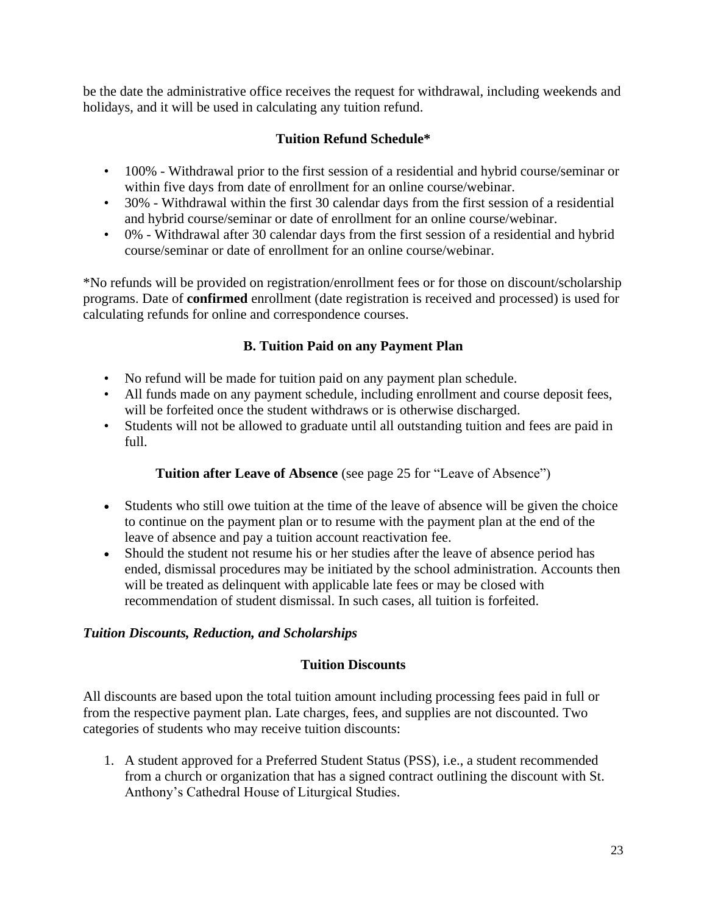be the date the administrative office receives the request for withdrawal, including weekends and holidays, and it will be used in calculating any tuition refund.

**Tuition Refund Schedule***

- 100% - Withdrawal prior to the first session of a residential and hybrid course/seminar or within five days from date of enrollment for an online course/webinar.
- 30% - Withdrawal within the first 30 calendar days from the first session of a residential and hybrid course/seminar or date of enrollment for an online course/webinar.
- 0% - Withdrawal after 30 calendar days from the first session of a residential and hybrid course/seminar or date of enrollment for an online course/webinar.

*No refunds will be provided on registration/enrollment fees or for those on discount/scholarship programs. Date of **confirmed** enrollment (date registration is received and processed) is used for calculating refunds for online and correspondence courses.

**B. Tuition Paid on any Payment Plan**

- No refund will be made for tuition paid on any payment plan schedule.
- All funds made on any payment schedule, including enrollment and course deposit fees, will be forfeited once the student withdraws or is otherwise discharged.
- Students will not be allowed to graduate until all outstanding tuition and fees are paid in full.

**Tuition after Leave of Absence** (see page 25 for "Leave of Absence")

- Students who still owe tuition at the time of the leave of absence will be given the choice to continue on the payment plan or to resume with the payment plan at the end of the leave of absence and pay a tuition account reactivation fee.
- Should the student not resume his or her studies after the leave of absence period has ended, dismissal procedures may be initiated by the school administration. Accounts then will be treated as delinquent with applicable late fees or may be closed with recommendation of student dismissal. In such cases, all tuition is forfeited.

***Tuition Discounts, Reduction, and Scholarships***

**Tuition Discounts**

All discounts are based upon the total tuition amount including processing fees paid in full or from the respective payment plan. Late charges, fees, and supplies are not discounted. Two categories of students who may receive tuition discounts:

1. A student approved for a Preferred Student Status (PSS), i.e., a student recommended from a church or organization that has a signed contract outlining the discount with St. Anthony's Cathedral House of Liturgical Studies.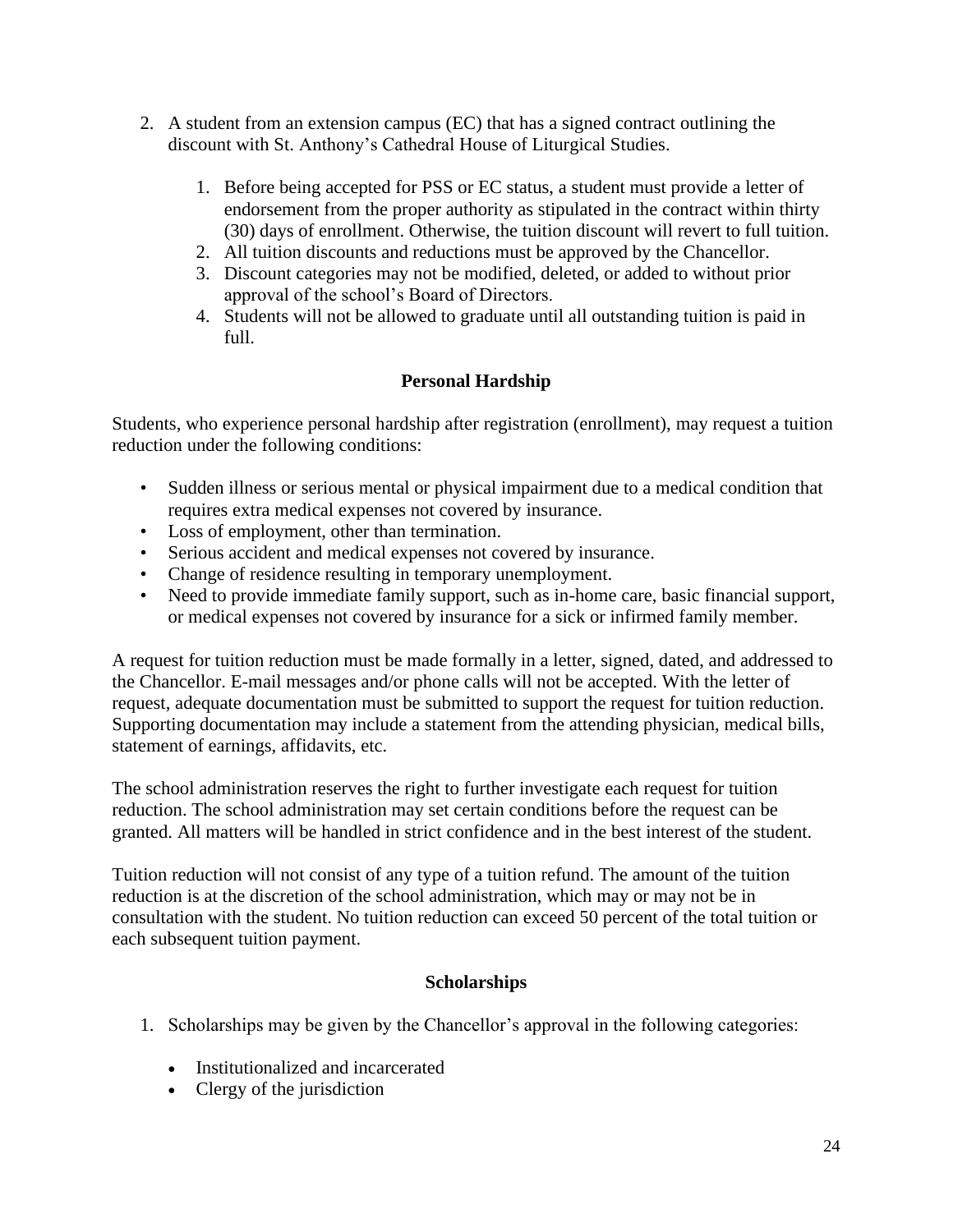2. A student from an extension campus (EC) that has a signed contract outlining the discount with St. Anthony's Cathedral House of Liturgical Studies.

    1. Before being accepted for PSS or EC status, a student must provide a letter of endorsement from the proper authority as stipulated in the contract within thirty (30) days of enrollment. Otherwise, the tuition discount will revert to full tuition.
    2. All tuition discounts and reductions must be approved by the Chancellor.
    3. Discount categories may not be modified, deleted, or added to without prior approval of the school's Board of Directors.
    4. Students will not be allowed to graduate until all outstanding tuition is paid in full.

### Personal Hardship

Students, who experience personal hardship after registration (enrollment), may request a tuition reduction under the following conditions:

- Sudden illness or serious mental or physical impairment due to a medical condition that requires extra medical expenses not covered by insurance.
- Loss of employment, other than termination.
- Serious accident and medical expenses not covered by insurance.
- Change of residence resulting in temporary unemployment.
- Need to provide immediate family support, such as in-home care, basic financial support, or medical expenses not covered by insurance for a sick or infirmed family member.

A request for tuition reduction must be made formally in a letter, signed, dated, and addressed to the Chancellor. E-mail messages and/or phone calls will not be accepted. With the letter of request, adequate documentation must be submitted to support the request for tuition reduction. Supporting documentation may include a statement from the attending physician, medical bills, statement of earnings, affidavits, etc.

The school administration reserves the right to further investigate each request for tuition reduction. The school administration may set certain conditions before the request can be granted. All matters will be handled in strict confidence and in the best interest of the student.

Tuition reduction will not consist of any type of a tuition refund. The amount of the tuition reduction is at the discretion of the school administration, which may or may not be in consultation with the student. No tuition reduction can exceed 50 percent of the total tuition or each subsequent tuition payment.

### Scholarships

1. Scholarships may be given by the Chancellor's approval in the following categories:

    - Institutionalized and incarcerated
    - Clergy of the jurisdiction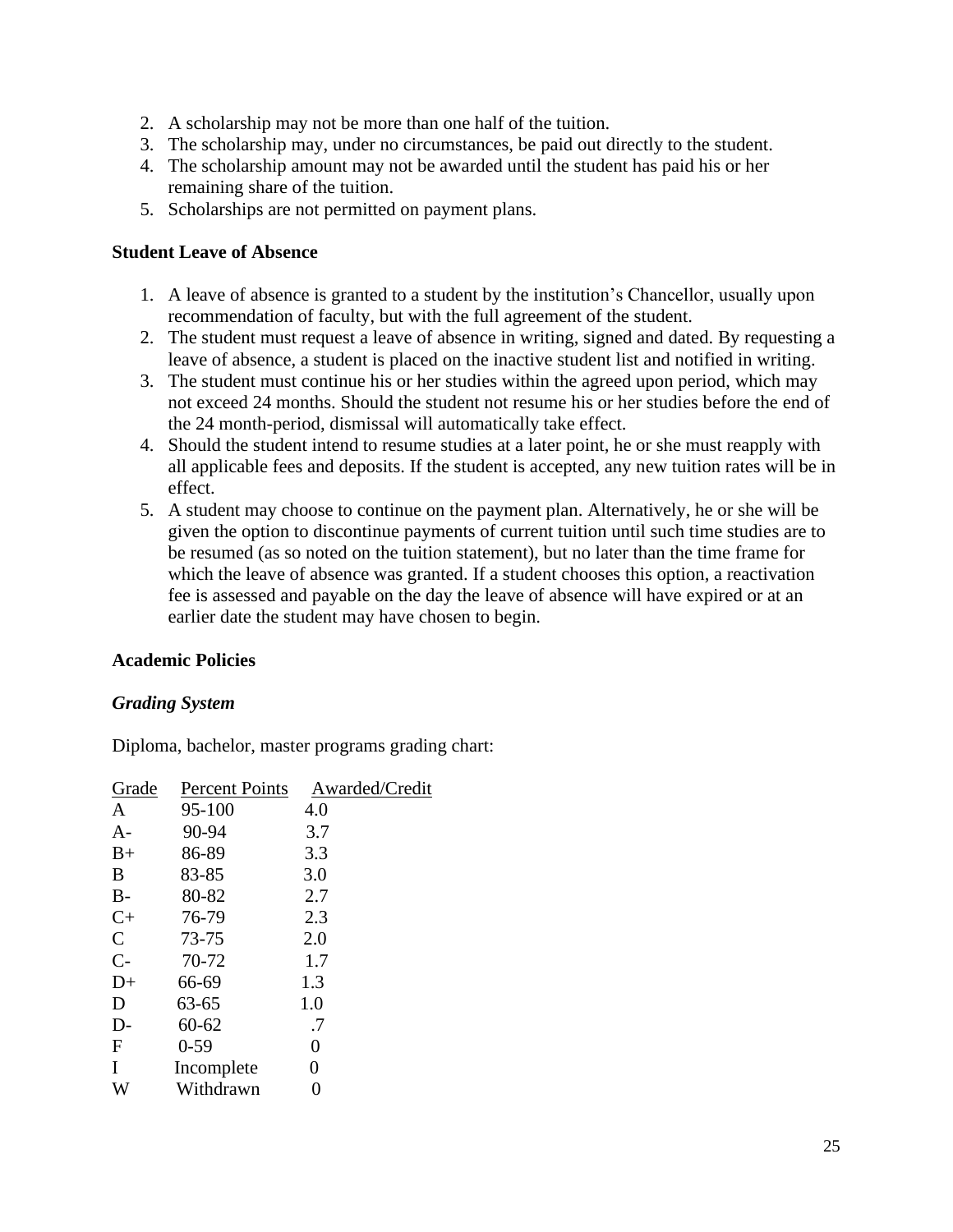2. A scholarship may not be more than one half of the tuition.
3. The scholarship may, under no circumstances, be paid out directly to the student.
4. The scholarship amount may not be awarded until the student has paid his or her remaining share of the tuition.
5. Scholarships are not permitted on payment plans.

**Student Leave of Absence**

1. A leave of absence is granted to a student by the institution's Chancellor, usually upon recommendation of faculty, but with the full agreement of the student.
2. The student must request a leave of absence in writing, signed and dated. By requesting a leave of absence, a student is placed on the inactive student list and notified in writing.
3. The student must continue his or her studies within the agreed upon period, which may not exceed 24 months. Should the student not resume his or her studies before the end of the 24 month-period, dismissal will automatically take effect.
4. Should the student intend to resume studies at a later point, he or she must reapply with all applicable fees and deposits. If the student is accepted, any new tuition rates will be in effect.
5. A student may choose to continue on the payment plan. Alternatively, he or she will be given the option to discontinue payments of current tuition until such time studies are to be resumed (as so noted on the tuition statement), but no later than the time frame for which the leave of absence was granted. If a student chooses this option, a reactivation fee is assessed and payable on the day the leave of absence will have expired or at an earlier date the student may have chosen to begin.

**Academic Policies**

***Grading System***

Diploma, bachelor, master programs grading chart:

| Grade | Percent Points | Awarded/Credit |
|---|---|---|
| A | 95-100 | 4.0 |
| A- | 90-94 | 3.7 |
| B+ | 86-89 | 3.3 |
| B | 83-85 | 3.0 |
| B- | 80-82 | 2.7 |
| C+ | 76-79 | 2.3 |
| C | 73-75 | 2.0 |
| C- | 70-72 | 1.7 |
| D+ | 66-69 | 1.3 |
| D | 63-65 | 1.0 |
| D- | 60-62 | .7 |
| F | 0-59 | 0 |
| I | Incomplete | 0 |
| W | Withdrawn | 0 |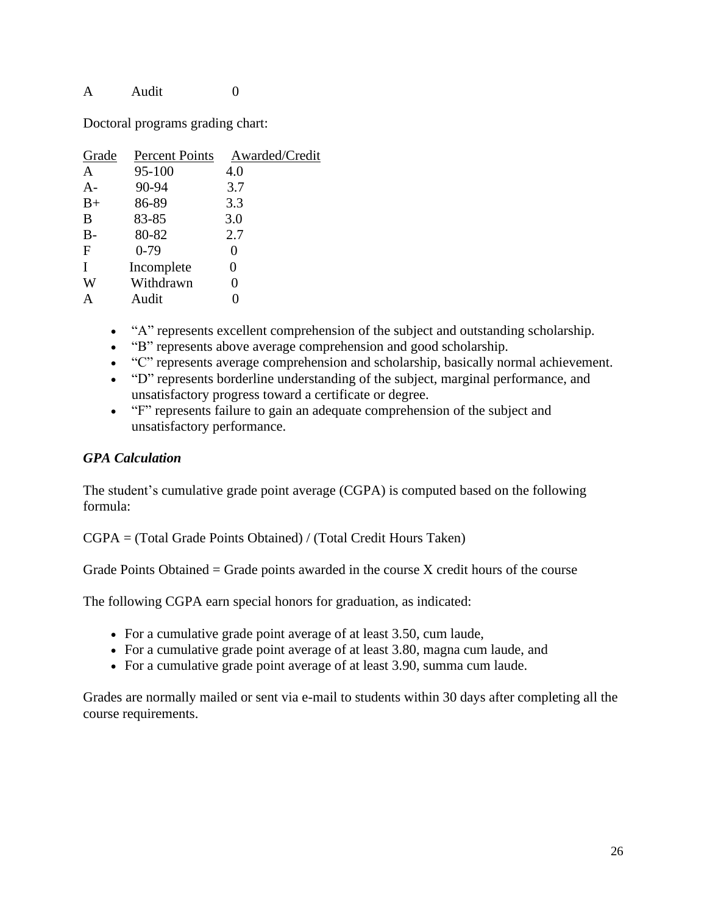| A | Audit | 0 |
|---|---|---|

Doctoral programs grading chart:

| Grade | Percent Points | Awarded/Credit |
|---|---|---|
| A | 95-100 | 4.0 |
| A- | 90-94 | 3.7 |
| B+ | 86-89 | 3.3 |
| B | 83-85 | 3.0 |
| B- | 80-82 | 2.7 |
| F | 0-79 | 0 |
| I | Incomplete | 0 |
| W | Withdrawn | 0 |
| A | Audit | 0 |

- "A" represents excellent comprehension of the subject and outstanding scholarship.
- "B" represents above average comprehension and good scholarship.
- "C" represents average comprehension and scholarship, basically normal achievement.
- "D" represents borderline understanding of the subject, marginal performance, and unsatisfactory progress toward a certificate or degree.
- "F" represents failure to gain an adequate comprehension of the subject and unsatisfactory performance.

### *GPA Calculation*

The student's cumulative grade point average (CGPA) is computed based on the following formula:

CGPA = (Total Grade Points Obtained) / (Total Credit Hours Taken)

Grade Points Obtained = Grade points awarded in the course X credit hours of the course

The following CGPA earn special honors for graduation, as indicated:

- For a cumulative grade point average of at least 3.50, cum laude,
- For a cumulative grade point average of at least 3.80, magna cum laude, and
- For a cumulative grade point average of at least 3.90, summa cum laude.

Grades are normally mailed or sent via e-mail to students within 30 days after completing all the course requirements.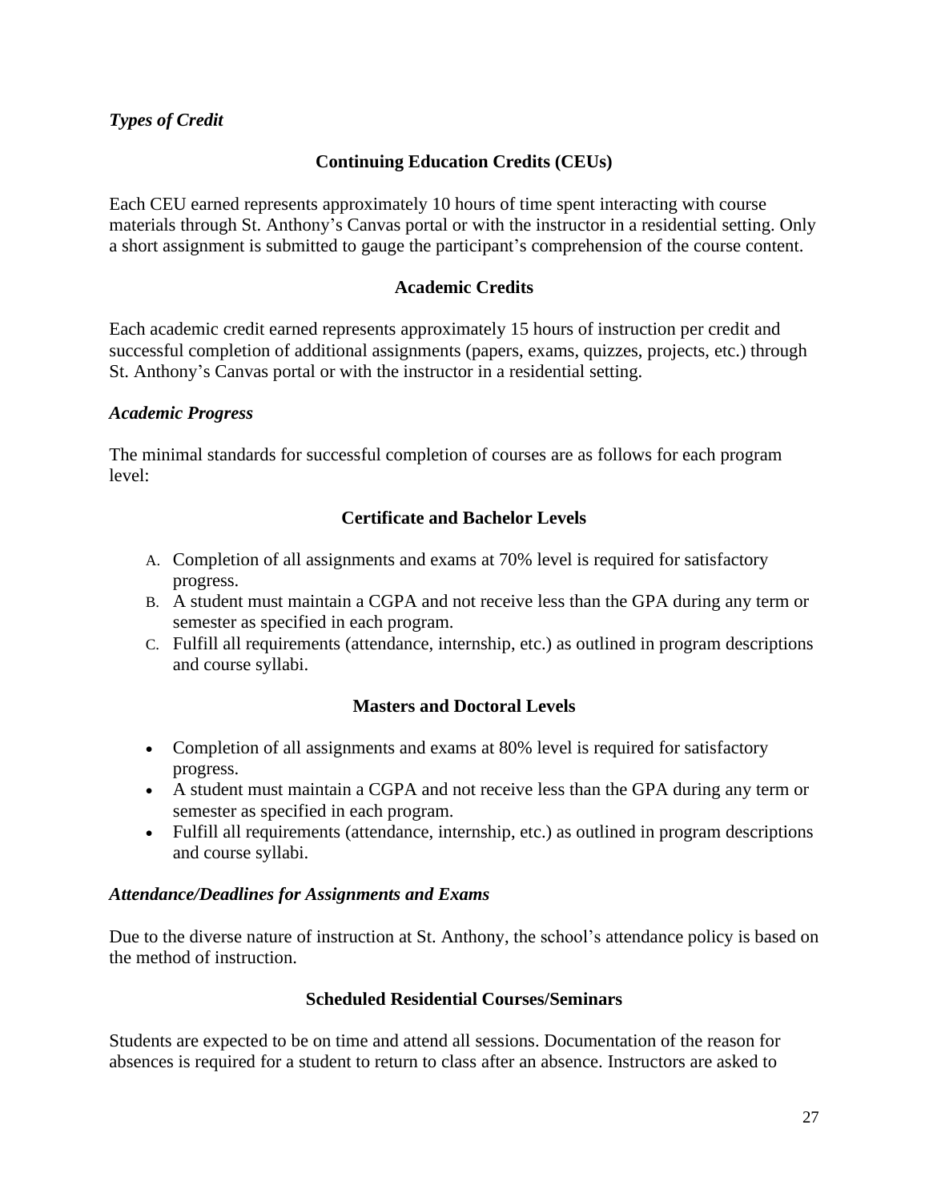### *Types of Credit*

#### Continuing Education Credits (CEUs)

Each CEU earned represents approximately 10 hours of time spent interacting with course materials through St. Anthony's Canvas portal or with the instructor in a residential setting. Only a short assignment is submitted to gauge the participant's comprehension of the course content.

#### Academic Credits

Each academic credit earned represents approximately 15 hours of instruction per credit and successful completion of additional assignments (papers, exams, quizzes, projects, etc.) through St. Anthony's Canvas portal or with the instructor in a residential setting.

### *Academic Progress*

The minimal standards for successful completion of courses are as follows for each program level:

#### Certificate and Bachelor Levels

A. Completion of all assignments and exams at 70% level is required for satisfactory progress.
B. A student must maintain a CGPA and not receive less than the GPA during any term or semester as specified in each program.
C. Fulfill all requirements (attendance, internship, etc.) as outlined in program descriptions and course syllabi.

#### Masters and Doctoral Levels

- Completion of all assignments and exams at 80% level is required for satisfactory progress.
- A student must maintain a CGPA and not receive less than the GPA during any term or semester as specified in each program.
- Fulfill all requirements (attendance, internship, etc.) as outlined in program descriptions and course syllabi.

### *Attendance/Deadlines for Assignments and Exams*

Due to the diverse nature of instruction at St. Anthony, the school's attendance policy is based on the method of instruction.

#### Scheduled Residential Courses/Seminars

Students are expected to be on time and attend all sessions. Documentation of the reason for absences is required for a student to return to class after an absence. Instructors are asked to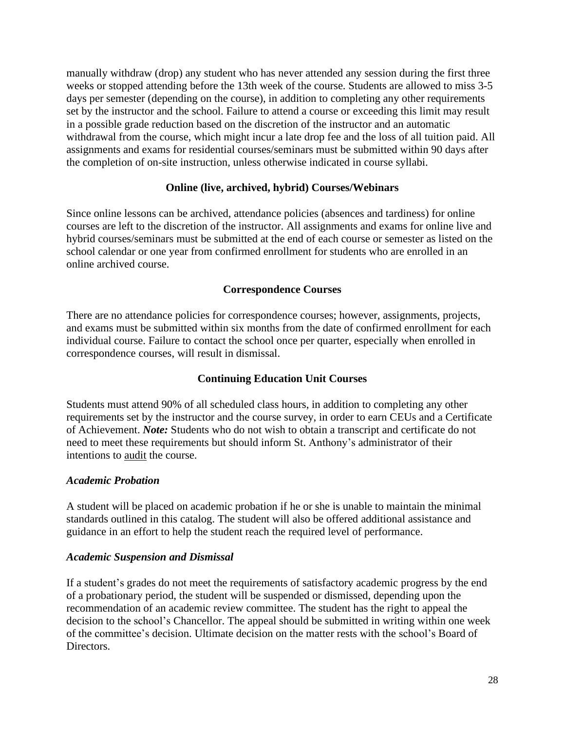manually withdraw (drop) any student who has never attended any session during the first three weeks or stopped attending before the 13th week of the course. Students are allowed to miss 3-5 days per semester (depending on the course), in addition to completing any other requirements set by the instructor and the school. Failure to attend a course or exceeding this limit may result in a possible grade reduction based on the discretion of the instructor and an automatic withdrawal from the course, which might incur a late drop fee and the loss of all tuition paid. All assignments and exams for residential courses/seminars must be submitted within 90 days after the completion of on-site instruction, unless otherwise indicated in course syllabi.

**Online (live, archived, hybrid) Courses/Webinars**

Since online lessons can be archived, attendance policies (absences and tardiness) for online courses are left to the discretion of the instructor. All assignments and exams for online live and hybrid courses/seminars must be submitted at the end of each course or semester as listed on the school calendar or one year from confirmed enrollment for students who are enrolled in an online archived course.

**Correspondence Courses**

There are no attendance policies for correspondence courses; however, assignments, projects, and exams must be submitted within six months from the date of confirmed enrollment for each individual course. Failure to contact the school once per quarter, especially when enrolled in correspondence courses, will result in dismissal.

**Continuing Education Unit Courses**

Students must attend 90% of all scheduled class hours, in addition to completing any other requirements set by the instructor and the course survey, in order to earn CEUs and a Certificate of Achievement. ***Note:*** Students who do not wish to obtain a transcript and certificate do not need to meet these requirements but should inform St. Anthony's administrator of their intentions to <u>audit</u> the course.

***Academic Probation***

A student will be placed on academic probation if he or she is unable to maintain the minimal standards outlined in this catalog. The student will also be offered additional assistance and guidance in an effort to help the student reach the required level of performance.

***Academic Suspension and Dismissal***

If a student's grades do not meet the requirements of satisfactory academic progress by the end of a probationary period, the student will be suspended or dismissed, depending upon the recommendation of an academic review committee. The student has the right to appeal the decision to the school's Chancellor. The appeal should be submitted in writing within one week of the committee's decision. Ultimate decision on the matter rests with the school's Board of Directors.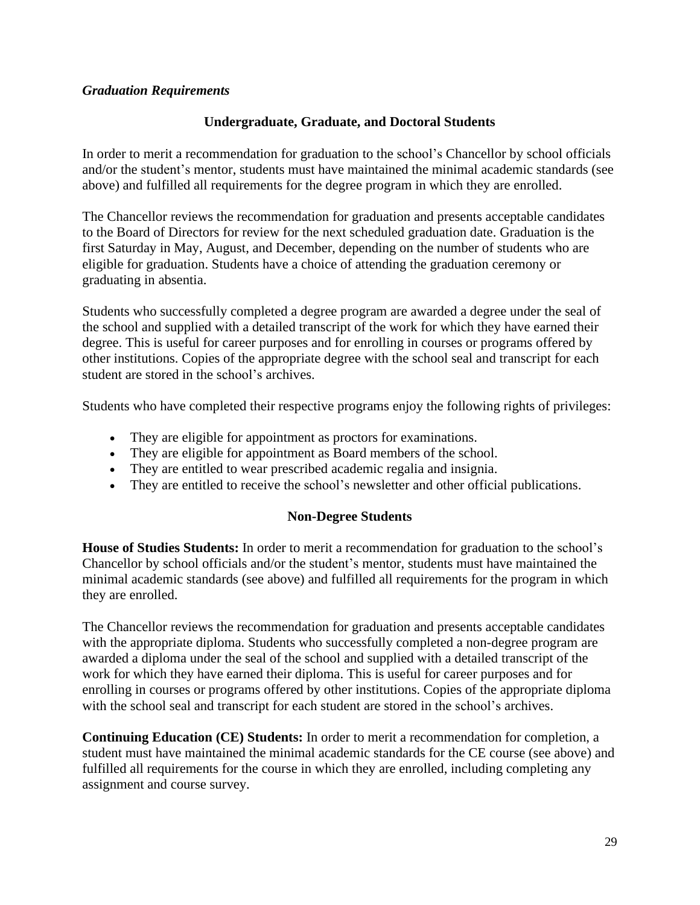### *Graduation Requirements*

#### Undergraduate, Graduate, and Doctoral Students

In order to merit a recommendation for graduation to the school's Chancellor by school officials and/or the student's mentor, students must have maintained the minimal academic standards (see above) and fulfilled all requirements for the degree program in which they are enrolled.

The Chancellor reviews the recommendation for graduation and presents acceptable candidates to the Board of Directors for review for the next scheduled graduation date. Graduation is the first Saturday in May, August, and December, depending on the number of students who are eligible for graduation. Students have a choice of attending the graduation ceremony or graduating in absentia.

Students who successfully completed a degree program are awarded a degree under the seal of the school and supplied with a detailed transcript of the work for which they have earned their degree. This is useful for career purposes and for enrolling in courses or programs offered by other institutions. Copies of the appropriate degree with the school seal and transcript for each student are stored in the school's archives.

Students who have completed their respective programs enjoy the following rights of privileges:

- They are eligible for appointment as proctors for examinations.
- They are eligible for appointment as Board members of the school.
- They are entitled to wear prescribed academic regalia and insignia.
- They are entitled to receive the school's newsletter and other official publications.

#### Non-Degree Students

**House of Studies Students:** In order to merit a recommendation for graduation to the school's Chancellor by school officials and/or the student's mentor, students must have maintained the minimal academic standards (see above) and fulfilled all requirements for the program in which they are enrolled.

The Chancellor reviews the recommendation for graduation and presents acceptable candidates with the appropriate diploma. Students who successfully completed a non-degree program are awarded a diploma under the seal of the school and supplied with a detailed transcript of the work for which they have earned their diploma. This is useful for career purposes and for enrolling in courses or programs offered by other institutions. Copies of the appropriate diploma with the school seal and transcript for each student are stored in the school's archives.

**Continuing Education (CE) Students:** In order to merit a recommendation for completion, a student must have maintained the minimal academic standards for the CE course (see above) and fulfilled all requirements for the course in which they are enrolled, including completing any assignment and course survey.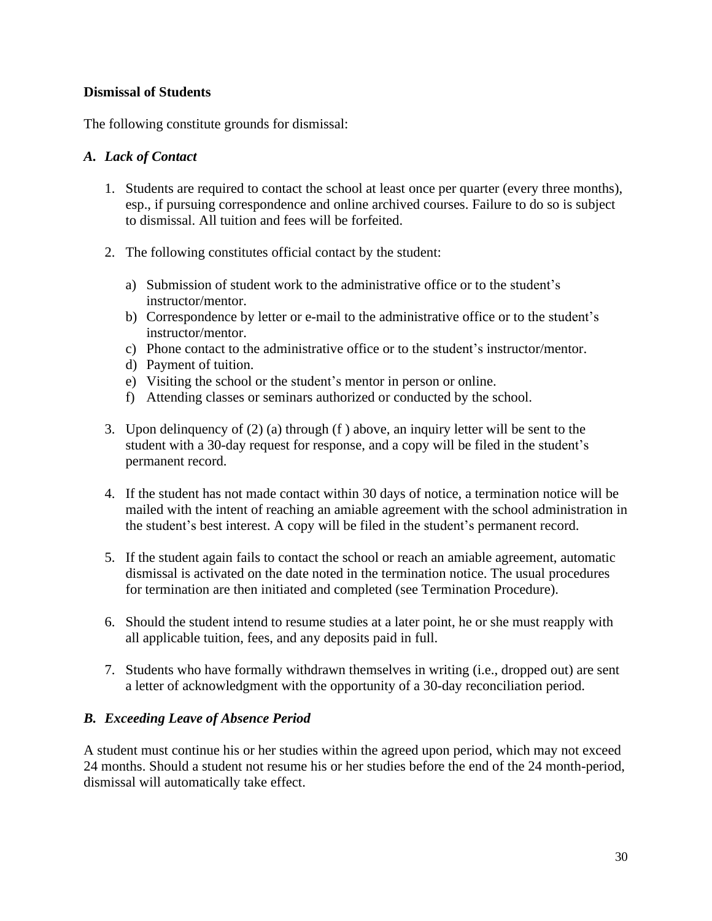**Dismissal of Students**

The following constitute grounds for dismissal:

### *A. Lack of Contact*

1. Students are required to contact the school at least once per quarter (every three months), esp., if pursuing correspondence and online archived courses. Failure to do so is subject to dismissal. All tuition and fees will be forfeited.

2. The following constitutes official contact by the student:

   a) Submission of student work to the administrative office or to the student's instructor/mentor.
   b) Correspondence by letter or e-mail to the administrative office or to the student's instructor/mentor.
   c) Phone contact to the administrative office or to the student's instructor/mentor.
   d) Payment of tuition.
   e) Visiting the school or the student's mentor in person or online.
   f) Attending classes or seminars authorized or conducted by the school.

3. Upon delinquency of (2) (a) through (f ) above, an inquiry letter will be sent to the student with a 30-day request for response, and a copy will be filed in the student's permanent record.

4. If the student has not made contact within 30 days of notice, a termination notice will be mailed with the intent of reaching an amiable agreement with the school administration in the student's best interest. A copy will be filed in the student's permanent record.

5. If the student again fails to contact the school or reach an amiable agreement, automatic dismissal is activated on the date noted in the termination notice. The usual procedures for termination are then initiated and completed (see Termination Procedure).

6. Should the student intend to resume studies at a later point, he or she must reapply with all applicable tuition, fees, and any deposits paid in full.

7. Students who have formally withdrawn themselves in writing (i.e., dropped out) are sent a letter of acknowledgment with the opportunity of a 30-day reconciliation period.

### *B. Exceeding Leave of Absence Period*

A student must continue his or her studies within the agreed upon period, which may not exceed 24 months. Should a student not resume his or her studies before the end of the 24 month-period, dismissal will automatically take effect.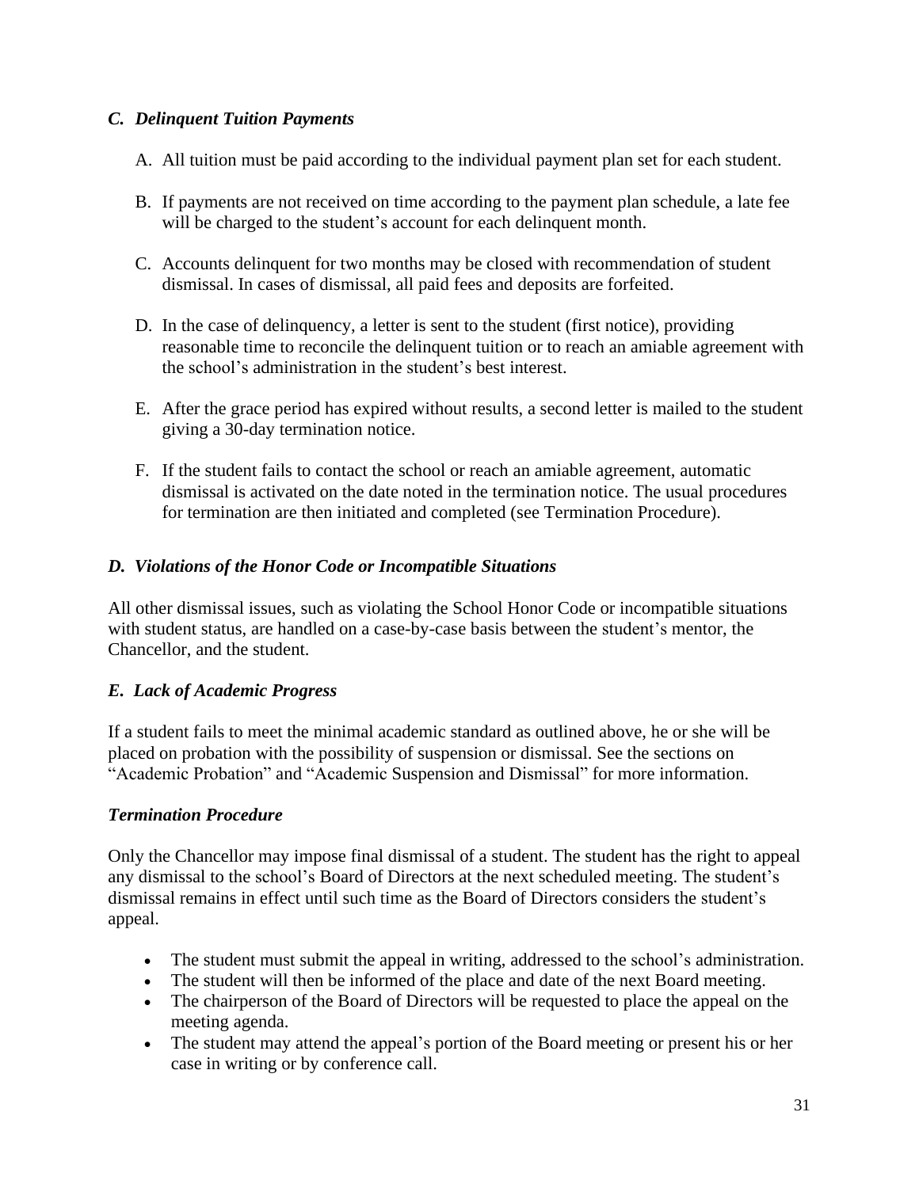### *C. Delinquent Tuition Payments*

A. All tuition must be paid according to the individual payment plan set for each student.

B. If payments are not received on time according to the payment plan schedule, a late fee will be charged to the student's account for each delinquent month.

C. Accounts delinquent for two months may be closed with recommendation of student dismissal. In cases of dismissal, all paid fees and deposits are forfeited.

D. In the case of delinquency, a letter is sent to the student (first notice), providing reasonable time to reconcile the delinquent tuition or to reach an amiable agreement with the school's administration in the student's best interest.

E. After the grace period has expired without results, a second letter is mailed to the student giving a 30-day termination notice.

F. If the student fails to contact the school or reach an amiable agreement, automatic dismissal is activated on the date noted in the termination notice. The usual procedures for termination are then initiated and completed (see Termination Procedure).

### *D. Violations of the Honor Code or Incompatible Situations*

All other dismissal issues, such as violating the School Honor Code or incompatible situations with student status, are handled on a case-by-case basis between the student's mentor, the Chancellor, and the student.

### *E. Lack of Academic Progress*

If a student fails to meet the minimal academic standard as outlined above, he or she will be placed on probation with the possibility of suspension or dismissal. See the sections on "Academic Probation" and "Academic Suspension and Dismissal" for more information.

### *Termination Procedure*

Only the Chancellor may impose final dismissal of a student. The student has the right to appeal any dismissal to the school's Board of Directors at the next scheduled meeting. The student's dismissal remains in effect until such time as the Board of Directors considers the student's appeal.

- The student must submit the appeal in writing, addressed to the school's administration.
- The student will then be informed of the place and date of the next Board meeting.
- The chairperson of the Board of Directors will be requested to place the appeal on the meeting agenda.
- The student may attend the appeal's portion of the Board meeting or present his or her case in writing or by conference call.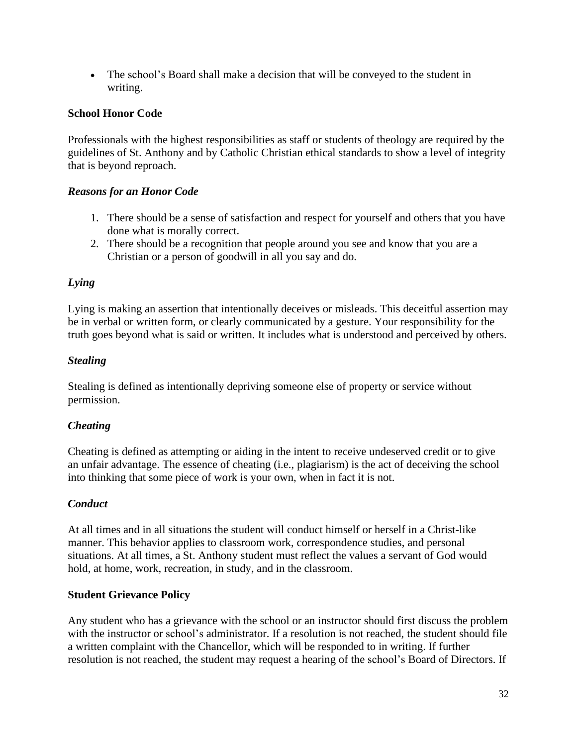- The school's Board shall make a decision that will be conveyed to the student in writing.

## School Honor Code

Professionals with the highest responsibilities as staff or students of theology are required by the guidelines of St. Anthony and by Catholic Christian ethical standards to show a level of integrity that is beyond reproach.

### *Reasons for an Honor Code*

1. There should be a sense of satisfaction and respect for yourself and others that you have done what is morally correct.
2. There should be a recognition that people around you see and know that you are a Christian or a person of goodwill in all you say and do.

### *Lying*

Lying is making an assertion that intentionally deceives or misleads. This deceitful assertion may be in verbal or written form, or clearly communicated by a gesture. Your responsibility for the truth goes beyond what is said or written. It includes what is understood and perceived by others.

### *Stealing*

Stealing is defined as intentionally depriving someone else of property or service without permission.

### *Cheating*

Cheating is defined as attempting or aiding in the intent to receive undeserved credit or to give an unfair advantage. The essence of cheating (i.e., plagiarism) is the act of deceiving the school into thinking that some piece of work is your own, when in fact it is not.

### *Conduct*

At all times and in all situations the student will conduct himself or herself in a Christ-like manner. This behavior applies to classroom work, correspondence studies, and personal situations. At all times, a St. Anthony student must reflect the values a servant of God would hold, at home, work, recreation, in study, and in the classroom.

## Student Grievance Policy

Any student who has a grievance with the school or an instructor should first discuss the problem with the instructor or school's administrator. If a resolution is not reached, the student should file a written complaint with the Chancellor, which will be responded to in writing. If further resolution is not reached, the student may request a hearing of the school's Board of Directors. If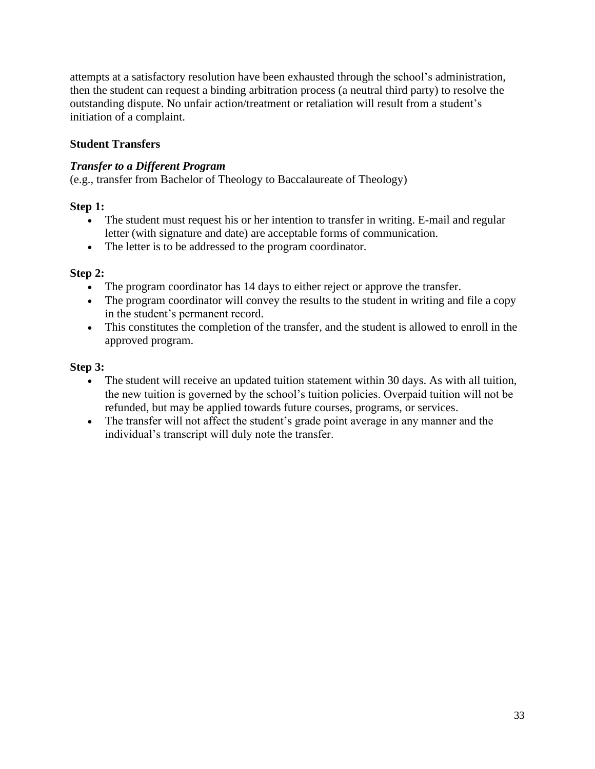attempts at a satisfactory resolution have been exhausted through the school's administration, then the student can request a binding arbitration process (a neutral third party) to resolve the outstanding dispute. No unfair action/treatment or retaliation will result from a student's initiation of a complaint.

## Student Transfers

### *Transfer to a Different Program*

(e.g., transfer from Bachelor of Theology to Baccalaureate of Theology)

**Step 1:**

- The student must request his or her intention to transfer in writing. E-mail and regular letter (with signature and date) are acceptable forms of communication.
- The letter is to be addressed to the program coordinator.

**Step 2:**

- The program coordinator has 14 days to either reject or approve the transfer.
- The program coordinator will convey the results to the student in writing and file a copy in the student's permanent record.
- This constitutes the completion of the transfer, and the student is allowed to enroll in the approved program.

**Step 3:**

- The student will receive an updated tuition statement within 30 days. As with all tuition, the new tuition is governed by the school's tuition policies. Overpaid tuition will not be refunded, but may be applied towards future courses, programs, or services.
- The transfer will not affect the student's grade point average in any manner and the individual's transcript will duly note the transfer.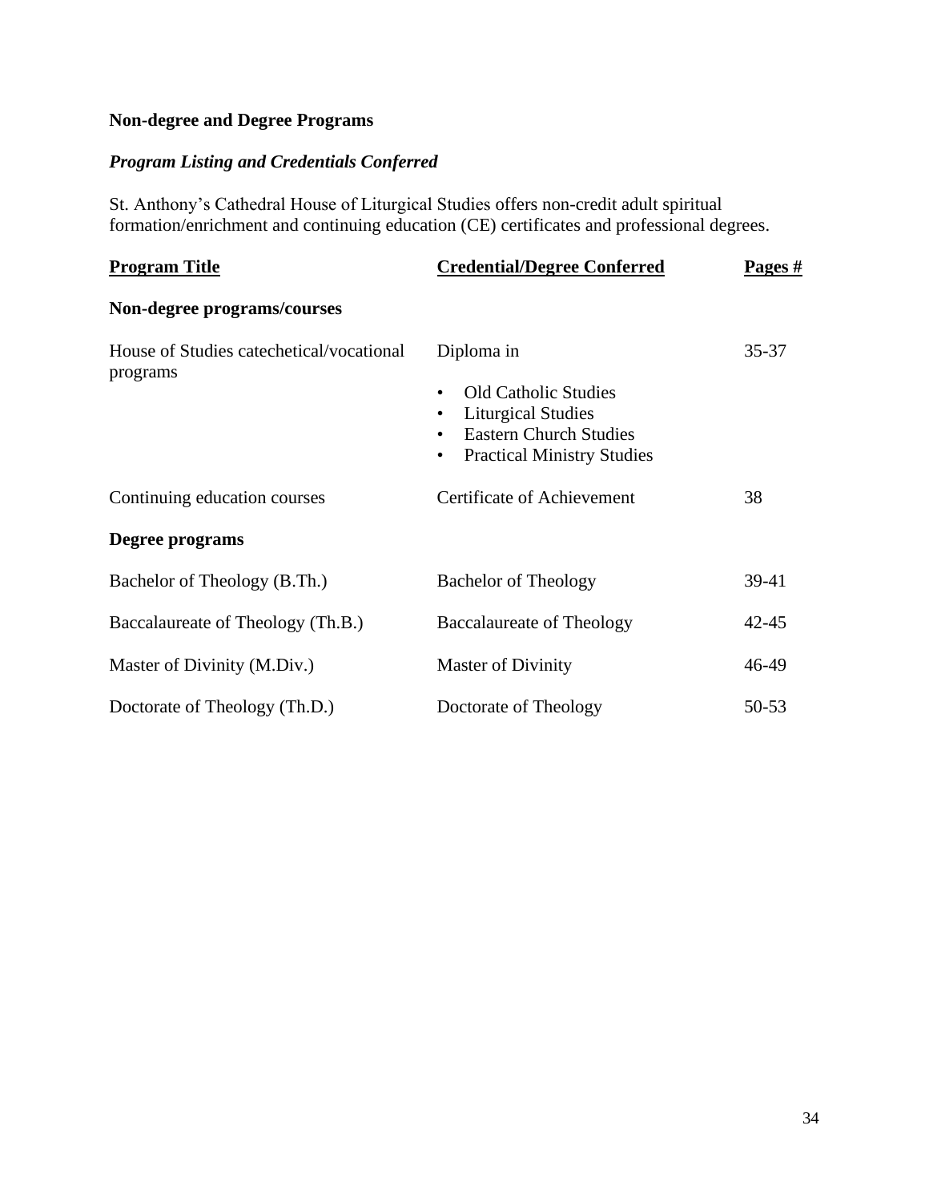**Non-degree and Degree Programs**

***Program Listing and Credentials Conferred***

St. Anthony's Cathedral House of Liturgical Studies offers non-credit adult spiritual formation/enrichment and continuing education (CE) certificates and professional degrees.

| **Program Title** | **Credential/Degree Conferred** | **Pages #** |
|---|---|---|
| **Non-degree programs/courses** | | |
| House of Studies catechetical/vocational programs | Diploma in<br>• Old Catholic Studies<br>• Liturgical Studies<br>• Eastern Church Studies<br>• Practical Ministry Studies | 35-37 |
| Continuing education courses | Certificate of Achievement | 38 |
| **Degree programs** | | |
| Bachelor of Theology (B.Th.) | Bachelor of Theology | 39-41 |
| Baccalaureate of Theology (Th.B.) | Baccalaureate of Theology | 42-45 |
| Master of Divinity (M.Div.) | Master of Divinity | 46-49 |
| Doctorate of Theology (Th.D.) | Doctorate of Theology | 50-53 |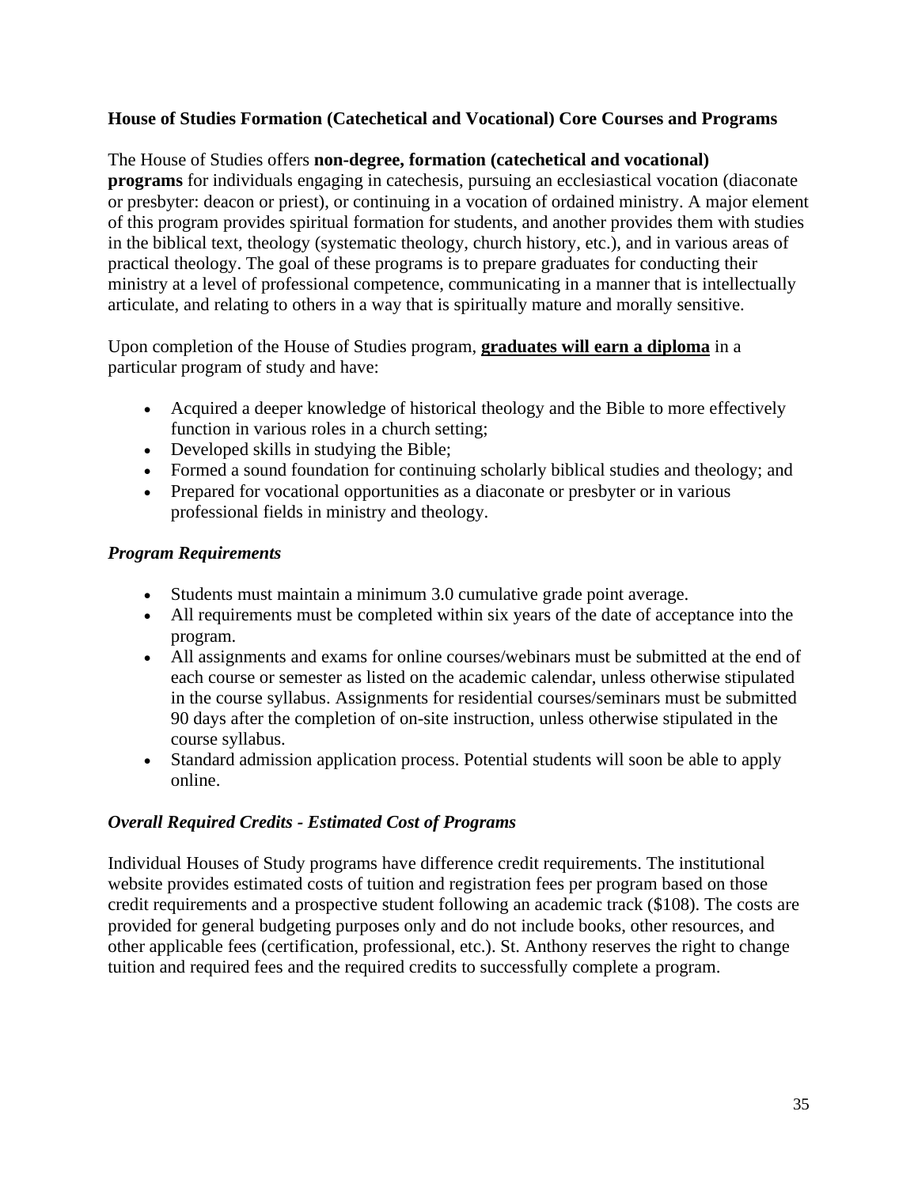**House of Studies Formation (Catechetical and Vocational) Core Courses and Programs**

The House of Studies offers **non-degree, formation (catechetical and vocational) programs** for individuals engaging in catechesis, pursuing an ecclesiastical vocation (diaconate or presbyter: deacon or priest), or continuing in a vocation of ordained ministry. A major element of this program provides spiritual formation for students, and another provides them with studies in the biblical text, theology (systematic theology, church history, etc.), and in various areas of practical theology. The goal of these programs is to prepare graduates for conducting their ministry at a level of professional competence, communicating in a manner that is intellectually articulate, and relating to others in a way that is spiritually mature and morally sensitive.

Upon completion of the House of Studies program, **<u>graduates will earn a diploma</u>** in a particular program of study and have:

- Acquired a deeper knowledge of historical theology and the Bible to more effectively function in various roles in a church setting;
- Developed skills in studying the Bible;
- Formed a sound foundation for continuing scholarly biblical studies and theology; and
- Prepared for vocational opportunities as a diaconate or presbyter or in various professional fields in ministry and theology.

***Program Requirements***

- Students must maintain a minimum 3.0 cumulative grade point average.
- All requirements must be completed within six years of the date of acceptance into the program.
- All assignments and exams for online courses/webinars must be submitted at the end of each course or semester as listed on the academic calendar, unless otherwise stipulated in the course syllabus. Assignments for residential courses/seminars must be submitted 90 days after the completion of on-site instruction, unless otherwise stipulated in the course syllabus.
- Standard admission application process. Potential students will soon be able to apply online.

***Overall Required Credits - Estimated Cost of Programs***

Individual Houses of Study programs have difference credit requirements. The institutional website provides estimated costs of tuition and registration fees per program based on those credit requirements and a prospective student following an academic track ($108). The costs are provided for general budgeting purposes only and do not include books, other resources, and other applicable fees (certification, professional, etc.). St. Anthony reserves the right to change tuition and required fees and the required credits to successfully complete a program.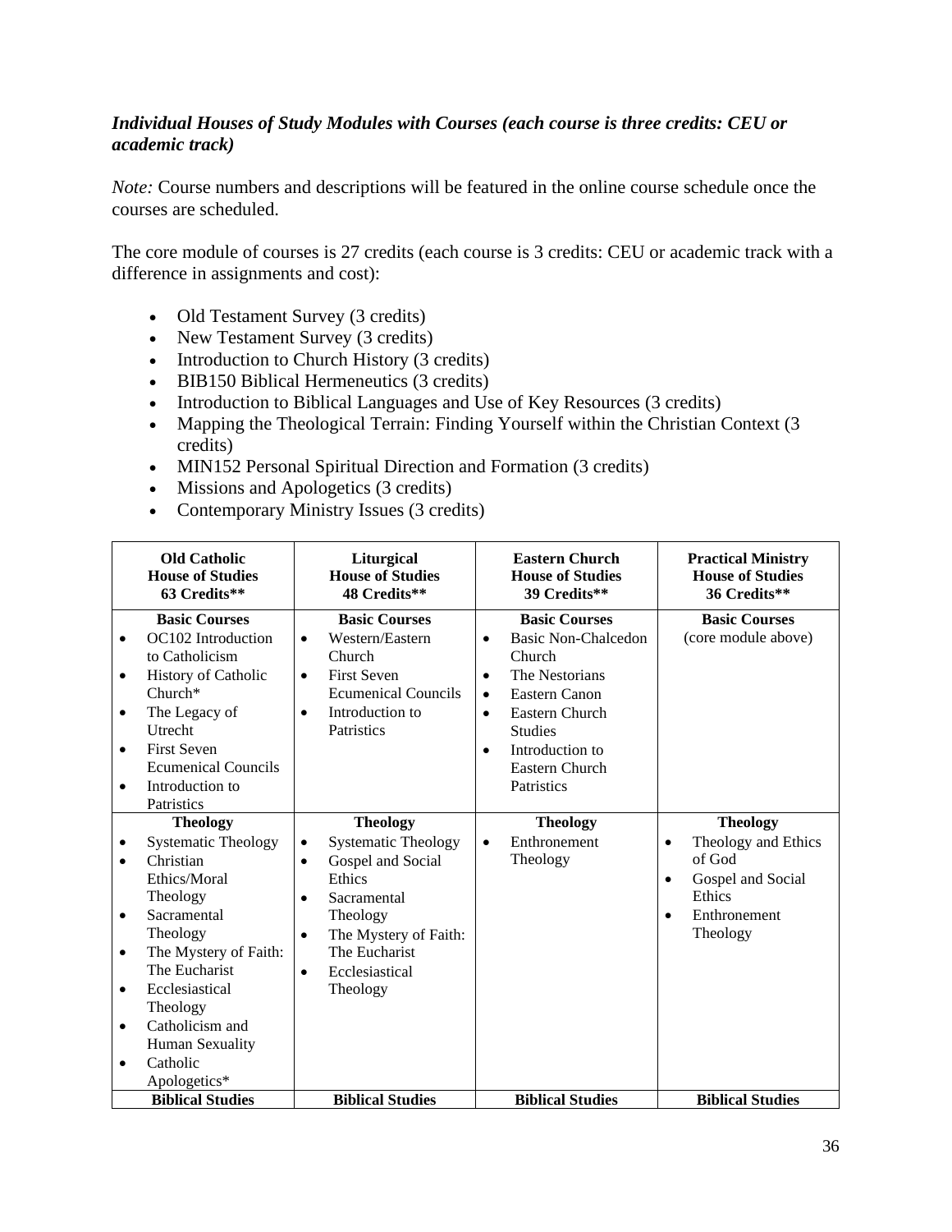***Individual Houses of Study Modules with Courses (each course is three credits: CEU or academic track)***

*Note:* Course numbers and descriptions will be featured in the online course schedule once the courses are scheduled.

The core module of courses is 27 credits (each course is 3 credits: CEU or academic track with a difference in assignments and cost):

- Old Testament Survey (3 credits)
- New Testament Survey (3 credits)
- Introduction to Church History (3 credits)
- BIB150 Biblical Hermeneutics (3 credits)
- Introduction to Biblical Languages and Use of Key Resources (3 credits)
- Mapping the Theological Terrain: Finding Yourself within the Christian Context (3 credits)
- MIN152 Personal Spiritual Direction and Formation (3 credits)
- Missions and Apologetics (3 credits)
- Contemporary Ministry Issues (3 credits)

| **Old Catholic House of Studies 63 Credits**** | **Liturgical House of Studies 48 Credits**** | **Eastern Church House of Studies 39 Credits**** | **Practical Ministry House of Studies 36 Credits**** |
|---|---|---|---|
| **Basic Courses**<br>• OC102 Introduction to Catholicism<br>• History of Catholic Church*<br>• The Legacy of Utrecht<br>• First Seven Ecumenical Councils<br>• Introduction to Patristics | **Basic Courses**<br>• Western/Eastern Church<br>• First Seven Ecumenical Councils<br>• Introduction to Patristics | **Basic Courses**<br>• Basic Non-Chalcedon Church<br>• The Nestorians<br>• Eastern Canon<br>• Eastern Church Studies<br>• Introduction to Eastern Church Patristics | **Basic Courses**<br>(core module above) |
| **Theology**<br>• Systematic Theology<br>• Christian Ethics/Moral Theology<br>• Sacramental Theology<br>• The Mystery of Faith: The Eucharist<br>• Ecclesiastical Theology<br>• Catholicism and Human Sexuality<br>• Catholic Apologetics* | **Theology**<br>• Systematic Theology<br>• Gospel and Social Ethics<br>• Sacramental Theology<br>• The Mystery of Faith: The Eucharist<br>• Ecclesiastical Theology | **Theology**<br>• Enthronement Theology | **Theology**<br>• Theology and Ethics of God<br>• Gospel and Social Ethics<br>• Enthronement Theology |
| **Biblical Studies** | **Biblical Studies** | **Biblical Studies** | **Biblical Studies** |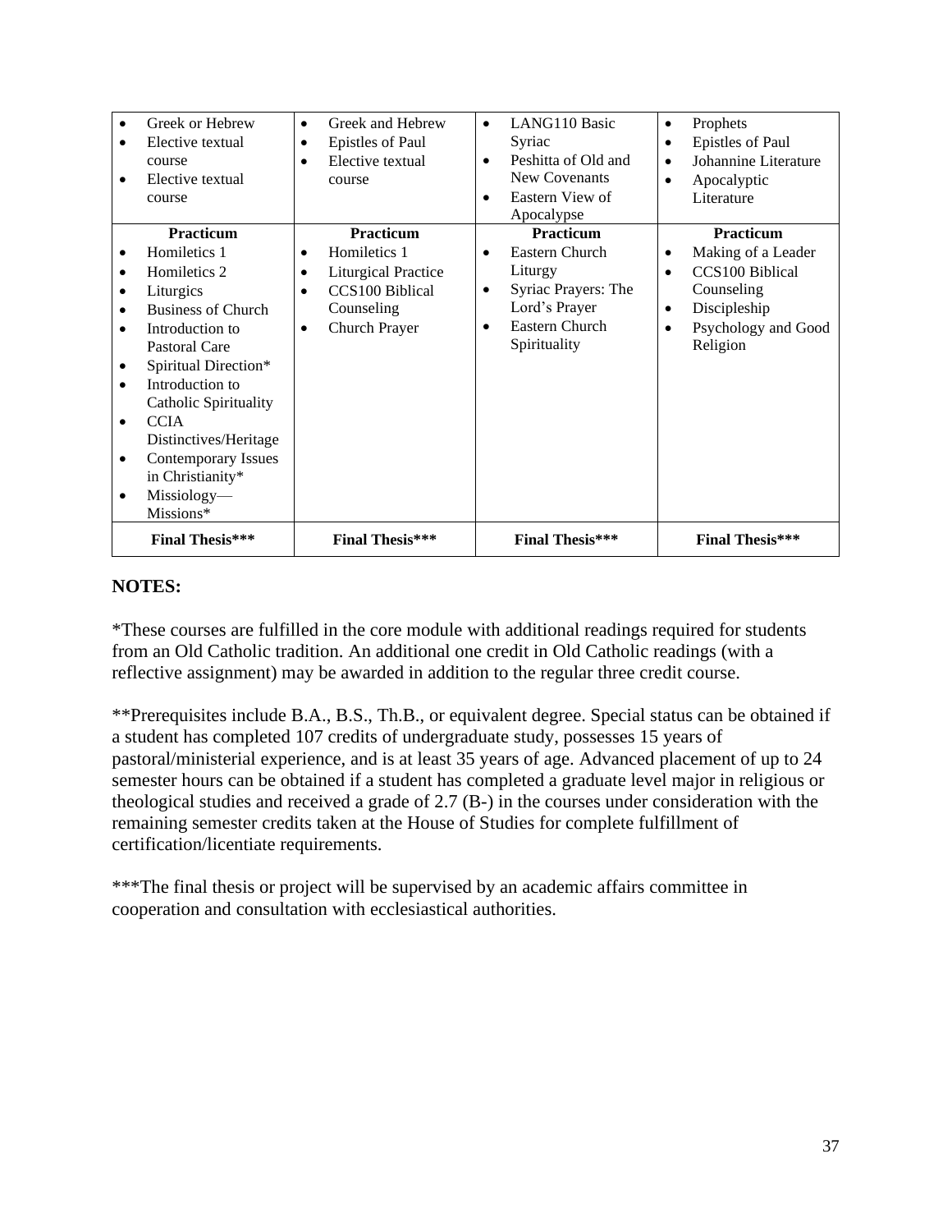| | | | |
|---|---|---|---|
| • Greek or Hebrew<br>• Elective textual course<br>• Elective textual course | • Greek and Hebrew<br>• Epistles of Paul<br>• Elective textual course | • LANG110 Basic Syriac<br>• Peshitta of Old and New Covenants<br>• Eastern View of Apocalypse | • Prophets<br>• Epistles of Paul<br>• Johannine Literature<br>• Apocalyptic Literature |
| **Practicum**<br>• Homiletics 1<br>• Homiletics 2<br>• Liturgics<br>• Business of Church<br>• Introduction to Pastoral Care<br>• Spiritual Direction*<br>• Introduction to Catholic Spirituality<br>• CCIA Distinctives/Heritage<br>• Contemporary Issues in Christianity*<br>• Missiology—Missions* | **Practicum**<br>• Homiletics 1<br>• Liturgical Practice<br>• CCS100 Biblical Counseling<br>• Church Prayer | **Practicum**<br>• Eastern Church Liturgy<br>• Syriac Prayers: The Lord's Prayer<br>• Eastern Church Spirituality | **Practicum**<br>• Making of a Leader<br>• CCS100 Biblical Counseling<br>• Discipleship<br>• Psychology and Good Religion |
| **Final Thesis*** ** | **Final Thesis*** ** | **Final Thesis*** ** | **Final Thesis*** ** |

**NOTES:**

*These courses are fulfilled in the core module with additional readings required for students from an Old Catholic tradition. An additional one credit in Old Catholic readings (with a reflective assignment) may be awarded in addition to the regular three credit course.

**Prerequisites include B.A., B.S., Th.B., or equivalent degree. Special status can be obtained if a student has completed 107 credits of undergraduate study, possesses 15 years of pastoral/ministerial experience, and is at least 35 years of age. Advanced placement of up to 24 semester hours can be obtained if a student has completed a graduate level major in religious or theological studies and received a grade of 2.7 (B-) in the courses under consideration with the remaining semester credits taken at the House of Studies for complete fulfillment of certification/licentiate requirements.

***The final thesis or project will be supervised by an academic affairs committee in cooperation and consultation with ecclesiastical authorities.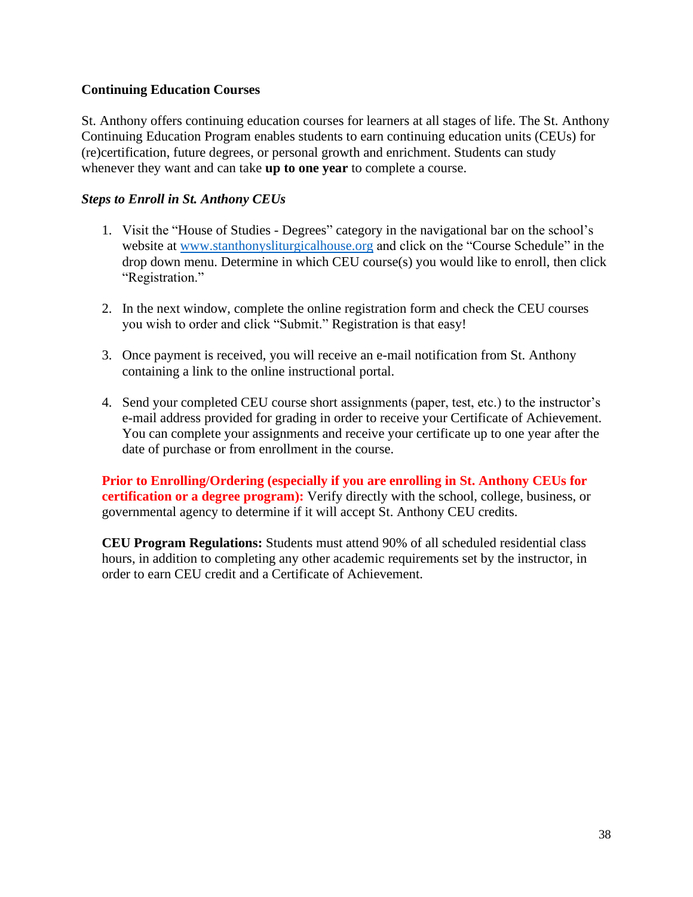**Continuing Education Courses**

St. Anthony offers continuing education courses for learners at all stages of life. The St. Anthony Continuing Education Program enables students to earn continuing education units (CEUs) for (re)certification, future degrees, or personal growth and enrichment. Students can study whenever they want and can take **up to one year** to complete a course.

***Steps to Enroll in St. Anthony CEUs***

1. Visit the "House of Studies - Degrees" category in the navigational bar on the school's website at www.stanthonysliturgicalhouse.org and click on the "Course Schedule" in the drop down menu. Determine in which CEU course(s) you would like to enroll, then click "Registration."

2. In the next window, complete the online registration form and check the CEU courses you wish to order and click "Submit." Registration is that easy!

3. Once payment is received, you will receive an e-mail notification from St. Anthony containing a link to the online instructional portal.

4. Send your completed CEU course short assignments (paper, test, etc.) to the instructor's e-mail address provided for grading in order to receive your Certificate of Achievement. You can complete your assignments and receive your certificate up to one year after the date of purchase or from enrollment in the course.

**Prior to Enrolling/Ordering (especially if you are enrolling in St. Anthony CEUs for certification or a degree program):** Verify directly with the school, college, business, or governmental agency to determine if it will accept St. Anthony CEU credits.

**CEU Program Regulations:** Students must attend 90% of all scheduled residential class hours, in addition to completing any other academic requirements set by the instructor, in order to earn CEU credit and a Certificate of Achievement.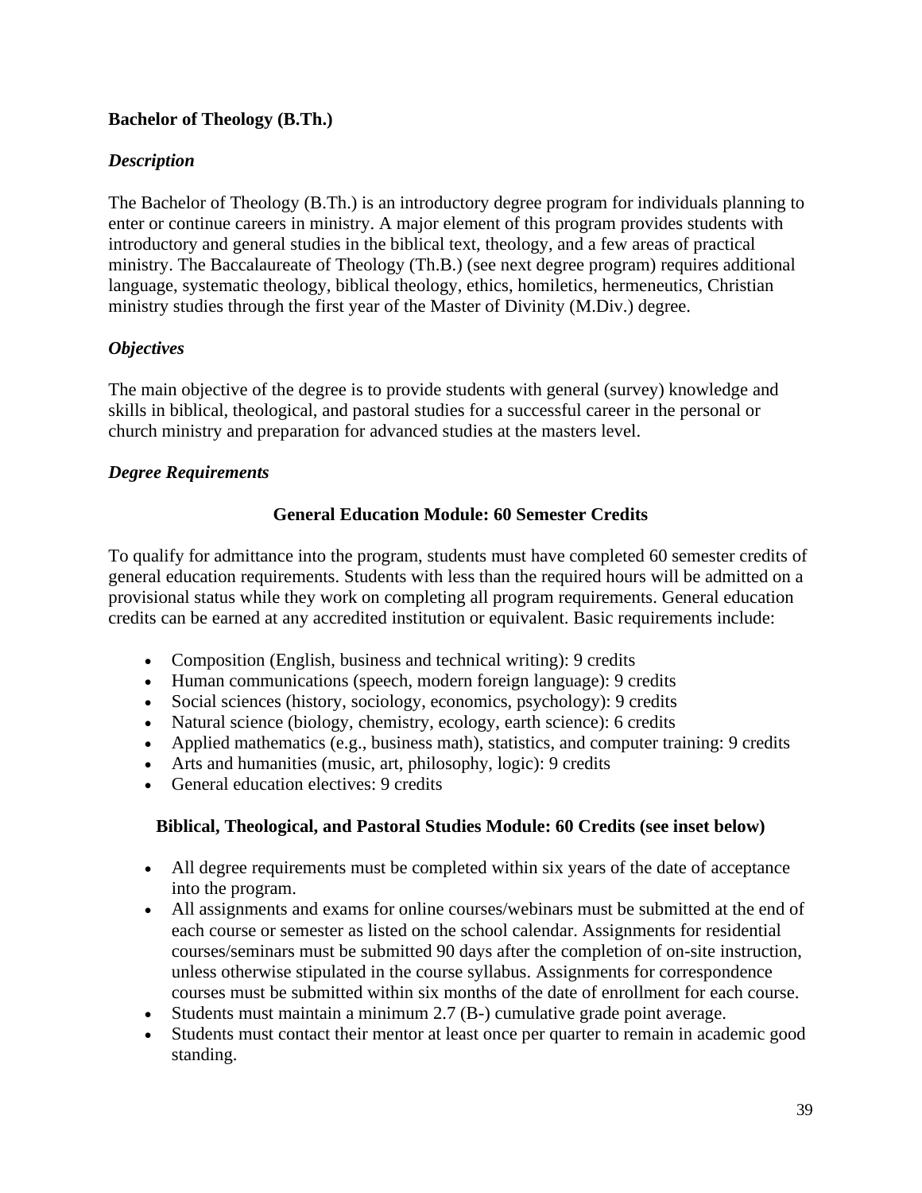## Bachelor of Theology (B.Th.)

### *Description*

The Bachelor of Theology (B.Th.) is an introductory degree program for individuals planning to enter or continue careers in ministry. A major element of this program provides students with introductory and general studies in the biblical text, theology, and a few areas of practical ministry. The Baccalaureate of Theology (Th.B.) (see next degree program) requires additional language, systematic theology, biblical theology, ethics, homiletics, hermeneutics, Christian ministry studies through the first year of the Master of Divinity (M.Div.) degree.

### *Objectives*

The main objective of the degree is to provide students with general (survey) knowledge and skills in biblical, theological, and pastoral studies for a successful career in the personal or church ministry and preparation for advanced studies at the masters level.

### *Degree Requirements*

**General Education Module: 60 Semester Credits**

To qualify for admittance into the program, students must have completed 60 semester credits of general education requirements. Students with less than the required hours will be admitted on a provisional status while they work on completing all program requirements. General education credits can be earned at any accredited institution or equivalent. Basic requirements include:

- Composition (English, business and technical writing): 9 credits
- Human communications (speech, modern foreign language): 9 credits
- Social sciences (history, sociology, economics, psychology): 9 credits
- Natural science (biology, chemistry, ecology, earth science): 6 credits
- Applied mathematics (e.g., business math), statistics, and computer training: 9 credits
- Arts and humanities (music, art, philosophy, logic): 9 credits
- General education electives: 9 credits

**Biblical, Theological, and Pastoral Studies Module: 60 Credits (see inset below)**

- All degree requirements must be completed within six years of the date of acceptance into the program.
- All assignments and exams for online courses/webinars must be submitted at the end of each course or semester as listed on the school calendar. Assignments for residential courses/seminars must be submitted 90 days after the completion of on-site instruction, unless otherwise stipulated in the course syllabus. Assignments for correspondence courses must be submitted within six months of the date of enrollment for each course.
- Students must maintain a minimum 2.7 (B-) cumulative grade point average.
- Students must contact their mentor at least once per quarter to remain in academic good standing.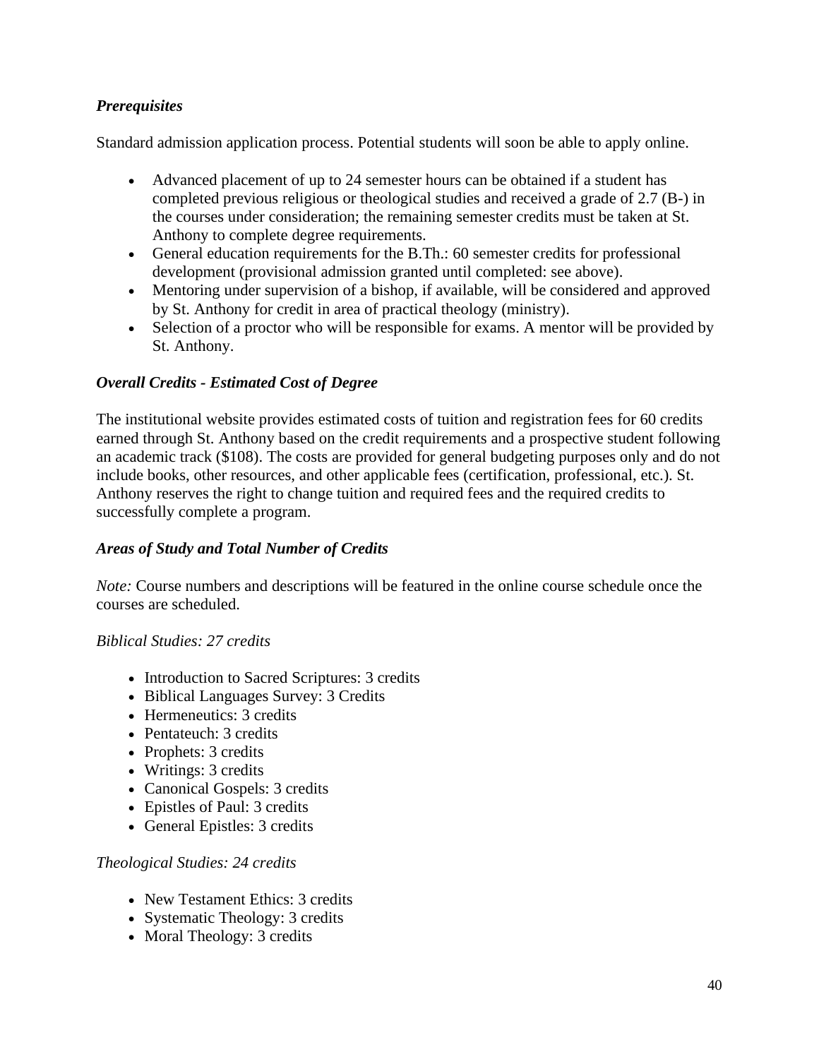### *Prerequisites*

Standard admission application process. Potential students will soon be able to apply online.

- Advanced placement of up to 24 semester hours can be obtained if a student has completed previous religious or theological studies and received a grade of 2.7 (B-) in the courses under consideration; the remaining semester credits must be taken at St. Anthony to complete degree requirements.
- General education requirements for the B.Th.: 60 semester credits for professional development (provisional admission granted until completed: see above).
- Mentoring under supervision of a bishop, if available, will be considered and approved by St. Anthony for credit in area of practical theology (ministry).
- Selection of a proctor who will be responsible for exams. A mentor will be provided by St. Anthony.

### *Overall Credits - Estimated Cost of Degree*

The institutional website provides estimated costs of tuition and registration fees for 60 credits earned through St. Anthony based on the credit requirements and a prospective student following an academic track ($108). The costs are provided for general budgeting purposes only and do not include books, other resources, and other applicable fees (certification, professional, etc.). St. Anthony reserves the right to change tuition and required fees and the required credits to successfully complete a program.

### *Areas of Study and Total Number of Credits*

*Note:* Course numbers and descriptions will be featured in the online course schedule once the courses are scheduled.

*Biblical Studies: 27 credits*

- Introduction to Sacred Scriptures: 3 credits
- Biblical Languages Survey: 3 Credits
- Hermeneutics: 3 credits
- Pentateuch: 3 credits
- Prophets: 3 credits
- Writings: 3 credits
- Canonical Gospels: 3 credits
- Epistles of Paul: 3 credits
- General Epistles: 3 credits

*Theological Studies: 24 credits*

- New Testament Ethics: 3 credits
- Systematic Theology: 3 credits
- Moral Theology: 3 credits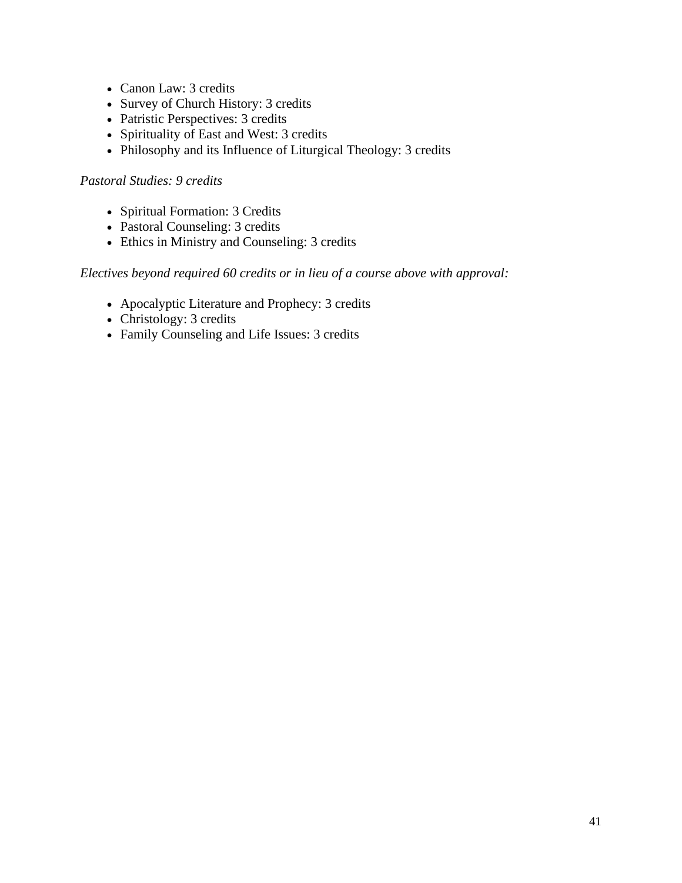- Canon Law: 3 credits
- Survey of Church History: 3 credits
- Patristic Perspectives: 3 credits
- Spirituality of East and West: 3 credits
- Philosophy and its Influence of Liturgical Theology: 3 credits

*Pastoral Studies: 9 credits*

- Spiritual Formation: 3 Credits
- Pastoral Counseling: 3 credits
- Ethics in Ministry and Counseling: 3 credits

*Electives beyond required 60 credits or in lieu of a course above with approval:*

- Apocalyptic Literature and Prophecy: 3 credits
- Christology: 3 credits
- Family Counseling and Life Issues: 3 credits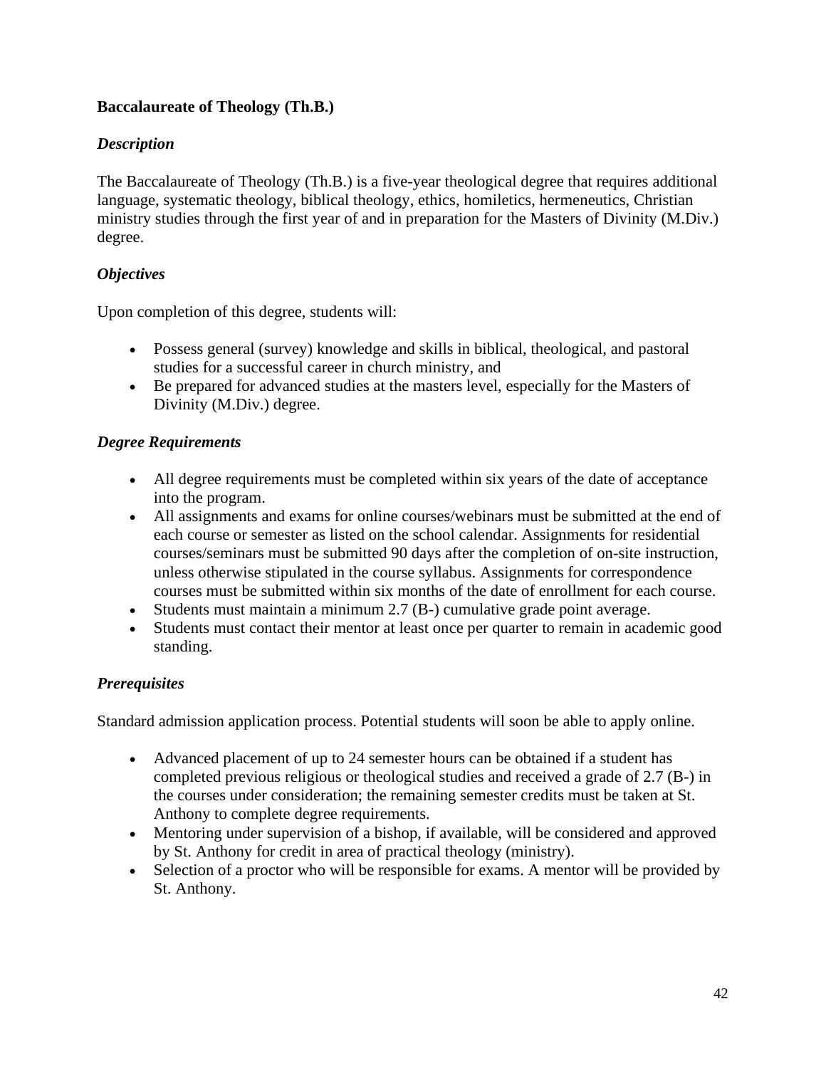**Baccalaureate of Theology (Th.B.)**

***Description***

The Baccalaureate of Theology (Th.B.) is a five-year theological degree that requires additional language, systematic theology, biblical theology, ethics, homiletics, hermeneutics, Christian ministry studies through the first year of and in preparation for the Masters of Divinity (M.Div.) degree.

***Objectives***

Upon completion of this degree, students will:

- Possess general (survey) knowledge and skills in biblical, theological, and pastoral studies for a successful career in church ministry, and
- Be prepared for advanced studies at the masters level, especially for the Masters of Divinity (M.Div.) degree.

***Degree Requirements***

- All degree requirements must be completed within six years of the date of acceptance into the program.
- All assignments and exams for online courses/webinars must be submitted at the end of each course or semester as listed on the school calendar. Assignments for residential courses/seminars must be submitted 90 days after the completion of on-site instruction, unless otherwise stipulated in the course syllabus. Assignments for correspondence courses must be submitted within six months of the date of enrollment for each course.
- Students must maintain a minimum 2.7 (B-) cumulative grade point average.
- Students must contact their mentor at least once per quarter to remain in academic good standing.

***Prerequisites***

Standard admission application process. Potential students will soon be able to apply online.

- Advanced placement of up to 24 semester hours can be obtained if a student has completed previous religious or theological studies and received a grade of 2.7 (B-) in the courses under consideration; the remaining semester credits must be taken at St. Anthony to complete degree requirements.
- Mentoring under supervision of a bishop, if available, will be considered and approved by St. Anthony for credit in area of practical theology (ministry).
- Selection of a proctor who will be responsible for exams. A mentor will be provided by St. Anthony.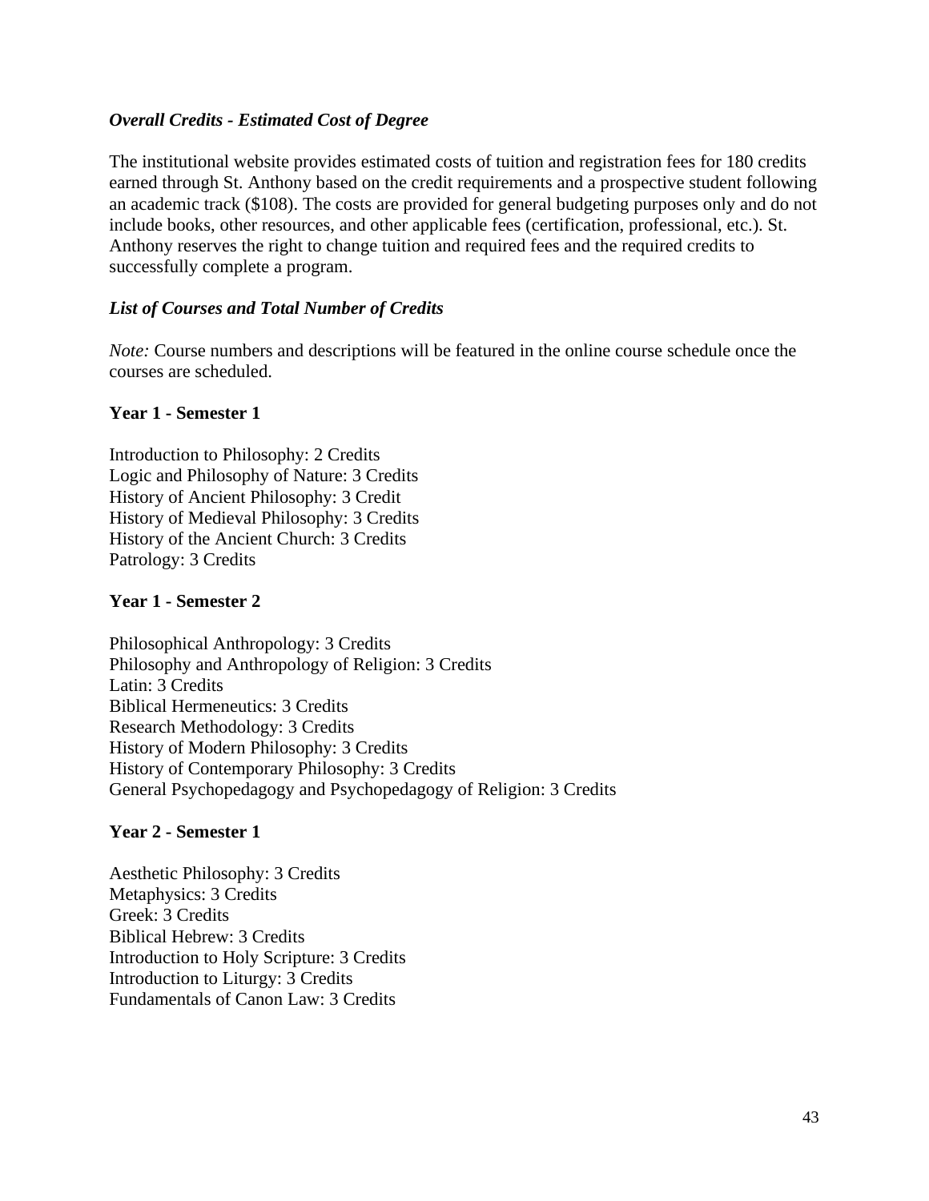*Overall Credits - Estimated Cost of Degree*

The institutional website provides estimated costs of tuition and registration fees for 180 credits earned through St. Anthony based on the credit requirements and a prospective student following an academic track ($108). The costs are provided for general budgeting purposes only and do not include books, other resources, and other applicable fees (certification, professional, etc.). St. Anthony reserves the right to change tuition and required fees and the required credits to successfully complete a program.

*List of Courses and Total Number of Credits*

*Note:* Course numbers and descriptions will be featured in the online course schedule once the courses are scheduled.

**Year 1 - Semester 1**

Introduction to Philosophy: 2 Credits
Logic and Philosophy of Nature: 3 Credits
History of Ancient Philosophy: 3 Credit
History of Medieval Philosophy: 3 Credits
History of the Ancient Church: 3 Credits
Patrology: 3 Credits

**Year 1 - Semester 2**

Philosophical Anthropology: 3 Credits
Philosophy and Anthropology of Religion: 3 Credits
Latin: 3 Credits
Biblical Hermeneutics: 3 Credits
Research Methodology: 3 Credits
History of Modern Philosophy: 3 Credits
History of Contemporary Philosophy: 3 Credits
General Psychopedagogy and Psychopedagogy of Religion: 3 Credits

**Year 2 - Semester 1**

Aesthetic Philosophy: 3 Credits
Metaphysics: 3 Credits
Greek: 3 Credits
Biblical Hebrew: 3 Credits
Introduction to Holy Scripture: 3 Credits
Introduction to Liturgy: 3 Credits
Fundamentals of Canon Law: 3 Credits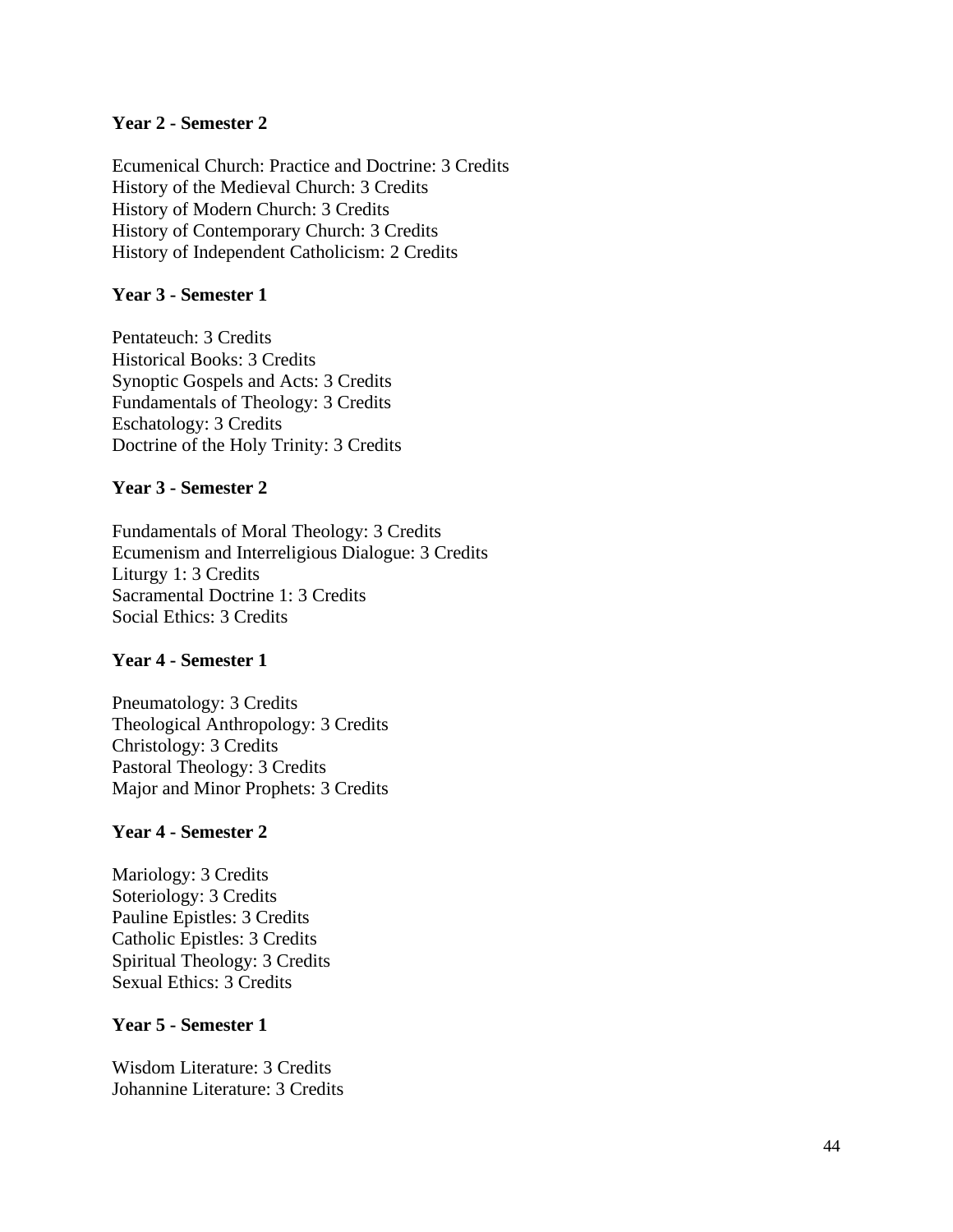**Year 2 - Semester 2**

Ecumenical Church: Practice and Doctrine: 3 Credits
History of the Medieval Church: 3 Credits
History of Modern Church: 3 Credits
History of Contemporary Church: 3 Credits
History of Independent Catholicism: 2 Credits

**Year 3 - Semester 1**

Pentateuch: 3 Credits
Historical Books: 3 Credits
Synoptic Gospels and Acts: 3 Credits
Fundamentals of Theology: 3 Credits
Eschatology: 3 Credits
Doctrine of the Holy Trinity: 3 Credits

**Year 3 - Semester 2**

Fundamentals of Moral Theology: 3 Credits
Ecumenism and Interreligious Dialogue: 3 Credits
Liturgy 1: 3 Credits
Sacramental Doctrine 1: 3 Credits
Social Ethics: 3 Credits

**Year 4 - Semester 1**

Pneumatology: 3 Credits
Theological Anthropology: 3 Credits
Christology: 3 Credits
Pastoral Theology: 3 Credits
Major and Minor Prophets: 3 Credits

**Year 4 - Semester 2**

Mariology: 3 Credits
Soteriology: 3 Credits
Pauline Epistles: 3 Credits
Catholic Epistles: 3 Credits
Spiritual Theology: 3 Credits
Sexual Ethics: 3 Credits

**Year 5 - Semester 1**

Wisdom Literature: 3 Credits
Johannine Literature: 3 Credits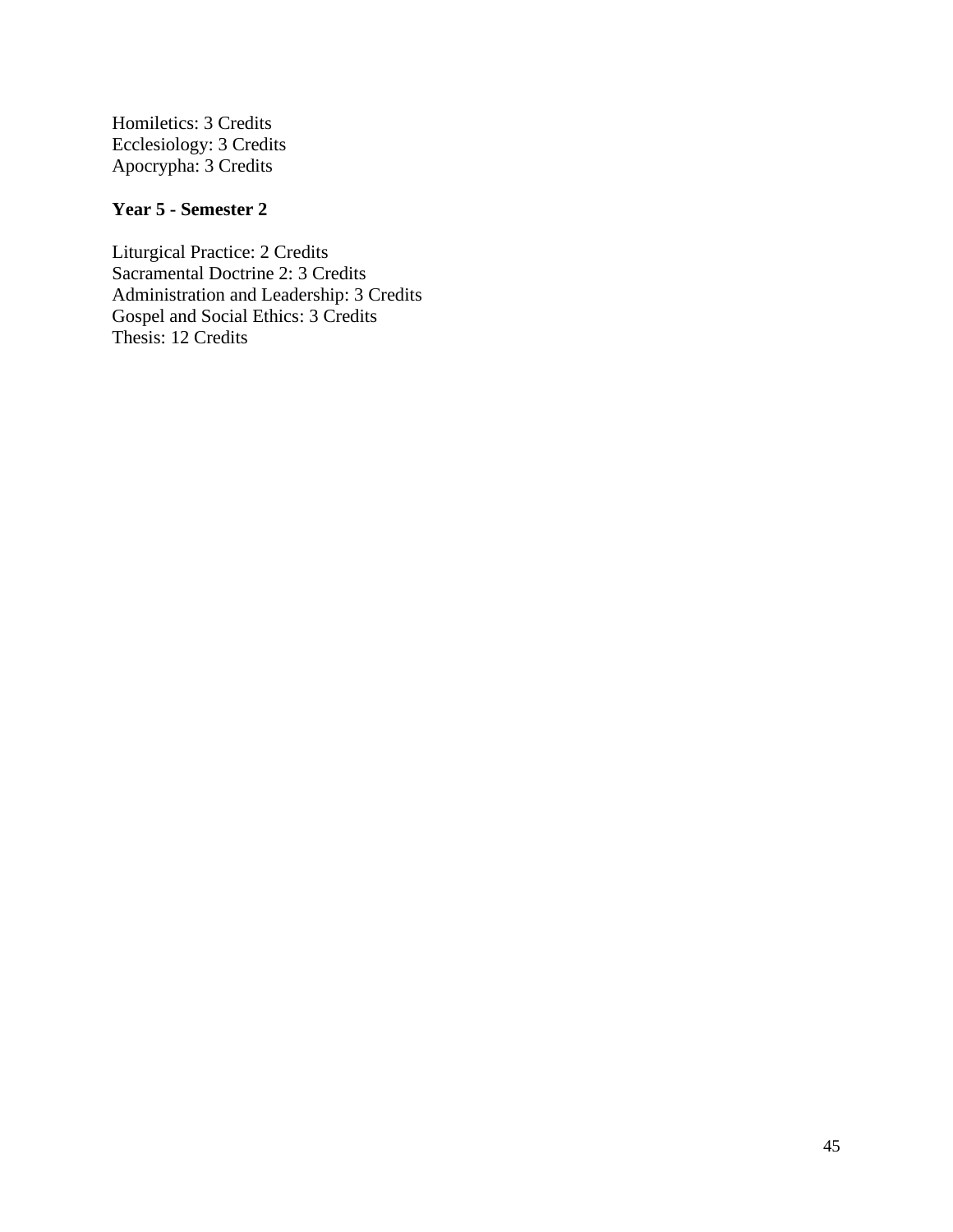Homiletics: 3 Credits
Ecclesiology: 3 Credits
Apocrypha: 3 Credits

**Year 5 - Semester 2**

Liturgical Practice: 2 Credits
Sacramental Doctrine 2: 3 Credits
Administration and Leadership: 3 Credits
Gospel and Social Ethics: 3 Credits
Thesis: 12 Credits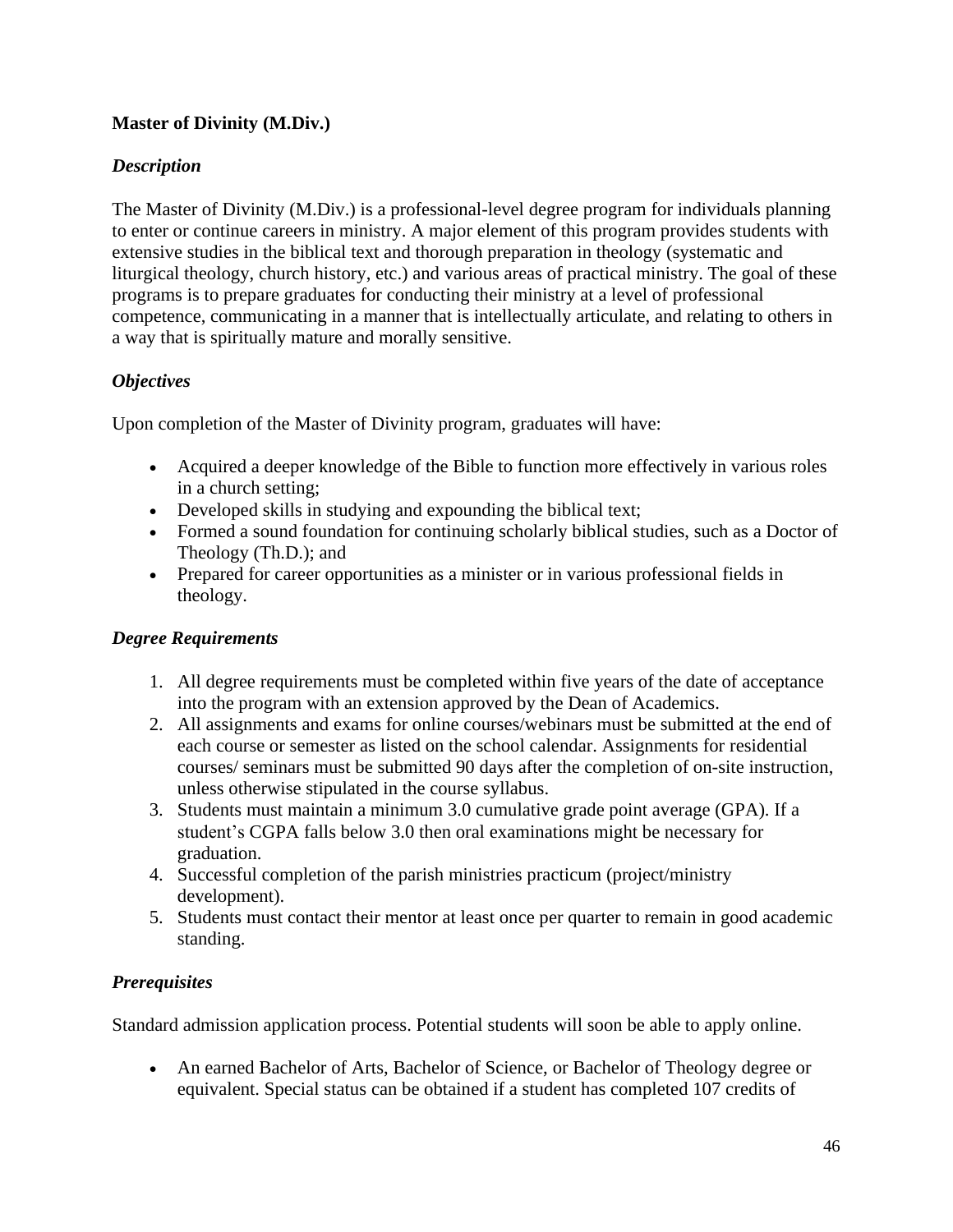**Master of Divinity (M.Div.)**

***Description***

The Master of Divinity (M.Div.) is a professional-level degree program for individuals planning to enter or continue careers in ministry. A major element of this program provides students with extensive studies in the biblical text and thorough preparation in theology (systematic and liturgical theology, church history, etc.) and various areas of practical ministry. The goal of these programs is to prepare graduates for conducting their ministry at a level of professional competence, communicating in a manner that is intellectually articulate, and relating to others in a way that is spiritually mature and morally sensitive.

***Objectives***

Upon completion of the Master of Divinity program, graduates will have:

- Acquired a deeper knowledge of the Bible to function more effectively in various roles in a church setting;
- Developed skills in studying and expounding the biblical text;
- Formed a sound foundation for continuing scholarly biblical studies, such as a Doctor of Theology (Th.D.); and
- Prepared for career opportunities as a minister or in various professional fields in theology.

***Degree Requirements***

1. All degree requirements must be completed within five years of the date of acceptance into the program with an extension approved by the Dean of Academics.
2. All assignments and exams for online courses/webinars must be submitted at the end of each course or semester as listed on the school calendar. Assignments for residential courses/ seminars must be submitted 90 days after the completion of on-site instruction, unless otherwise stipulated in the course syllabus.
3. Students must maintain a minimum 3.0 cumulative grade point average (GPA). If a student's CGPA falls below 3.0 then oral examinations might be necessary for graduation.
4. Successful completion of the parish ministries practicum (project/ministry development).
5. Students must contact their mentor at least once per quarter to remain in good academic standing.

***Prerequisites***

Standard admission application process. Potential students will soon be able to apply online.

- An earned Bachelor of Arts, Bachelor of Science, or Bachelor of Theology degree or equivalent. Special status can be obtained if a student has completed 107 credits of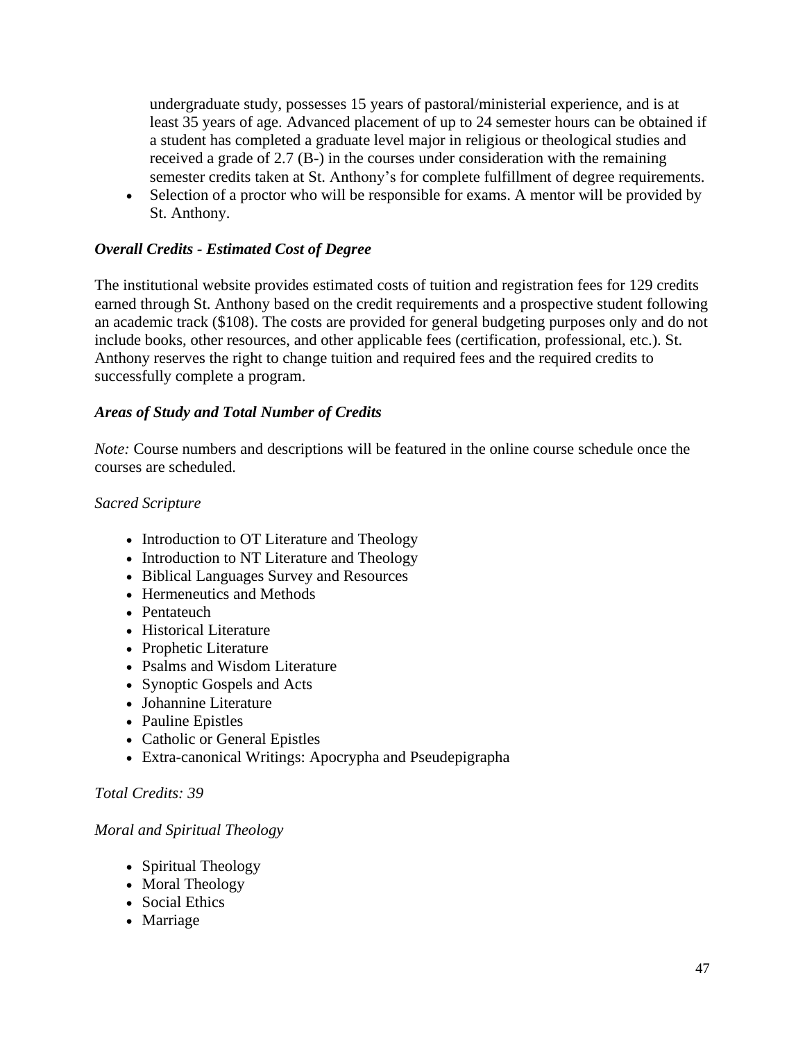undergraduate study, possesses 15 years of pastoral/ministerial experience, and is at least 35 years of age. Advanced placement of up to 24 semester hours can be obtained if a student has completed a graduate level major in religious or theological studies and received a grade of 2.7 (B-) in the courses under consideration with the remaining semester credits taken at St. Anthony's for complete fulfillment of degree requirements.
- Selection of a proctor who will be responsible for exams. A mentor will be provided by St. Anthony.

***Overall Credits - Estimated Cost of Degree***

The institutional website provides estimated costs of tuition and registration fees for 129 credits earned through St. Anthony based on the credit requirements and a prospective student following an academic track ($108). The costs are provided for general budgeting purposes only and do not include books, other resources, and other applicable fees (certification, professional, etc.). St. Anthony reserves the right to change tuition and required fees and the required credits to successfully complete a program.

***Areas of Study and Total Number of Credits***

*Note:* Course numbers and descriptions will be featured in the online course schedule once the courses are scheduled.

*Sacred Scripture*

- Introduction to OT Literature and Theology
- Introduction to NT Literature and Theology
- Biblical Languages Survey and Resources
- Hermeneutics and Methods
- Pentateuch
- Historical Literature
- Prophetic Literature
- Psalms and Wisdom Literature
- Synoptic Gospels and Acts
- Johannine Literature
- Pauline Epistles
- Catholic or General Epistles
- Extra-canonical Writings: Apocrypha and Pseudepigrapha

*Total Credits: 39*

*Moral and Spiritual Theology*

- Spiritual Theology
- Moral Theology
- Social Ethics
- Marriage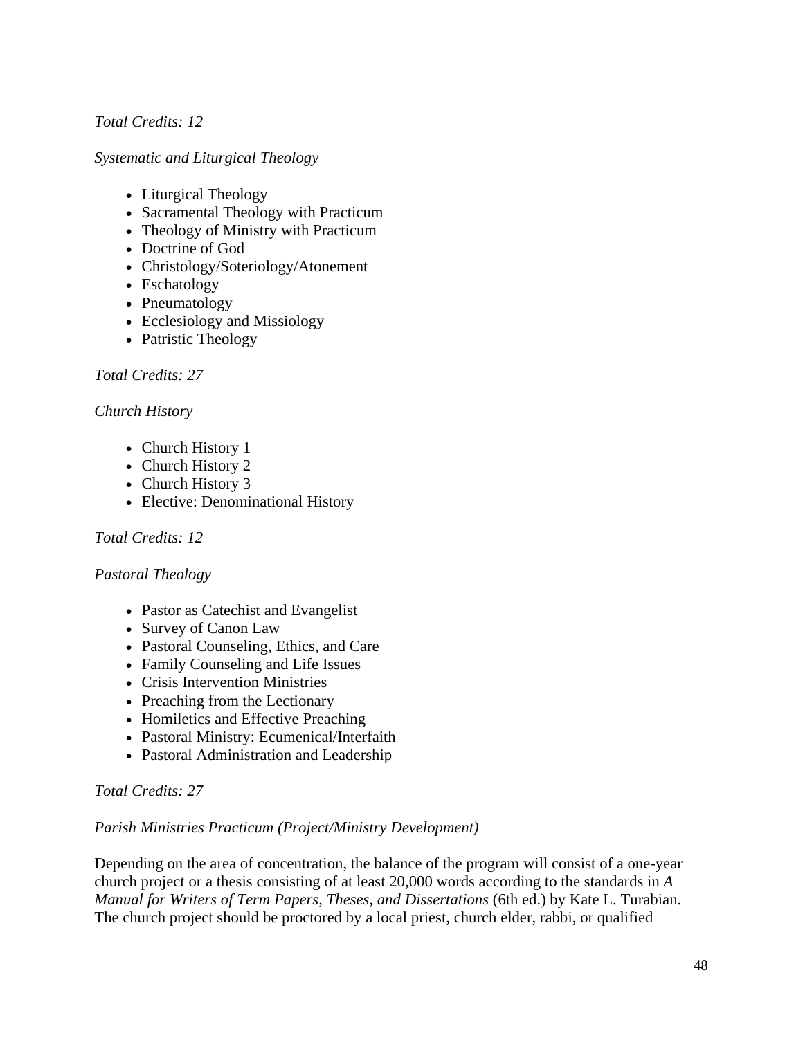*Total Credits: 12*

*Systematic and Liturgical Theology*

- Liturgical Theology
- Sacramental Theology with Practicum
- Theology of Ministry with Practicum
- Doctrine of God
- Christology/Soteriology/Atonement
- Eschatology
- Pneumatology
- Ecclesiology and Missiology
- Patristic Theology

*Total Credits: 27*

*Church History*

- Church History 1
- Church History 2
- Church History 3
- Elective: Denominational History

*Total Credits: 12*

*Pastoral Theology*

- Pastor as Catechist and Evangelist
- Survey of Canon Law
- Pastoral Counseling, Ethics, and Care
- Family Counseling and Life Issues
- Crisis Intervention Ministries
- Preaching from the Lectionary
- Homiletics and Effective Preaching
- Pastoral Ministry: Ecumenical/Interfaith
- Pastoral Administration and Leadership

*Total Credits: 27*

*Parish Ministries Practicum (Project/Ministry Development)*

Depending on the area of concentration, the balance of the program will consist of a one-year church project or a thesis consisting of at least 20,000 words according to the standards in *A Manual for Writers of Term Papers, Theses, and Dissertations* (6th ed.) by Kate L. Turabian. The church project should be proctored by a local priest, church elder, rabbi, or qualified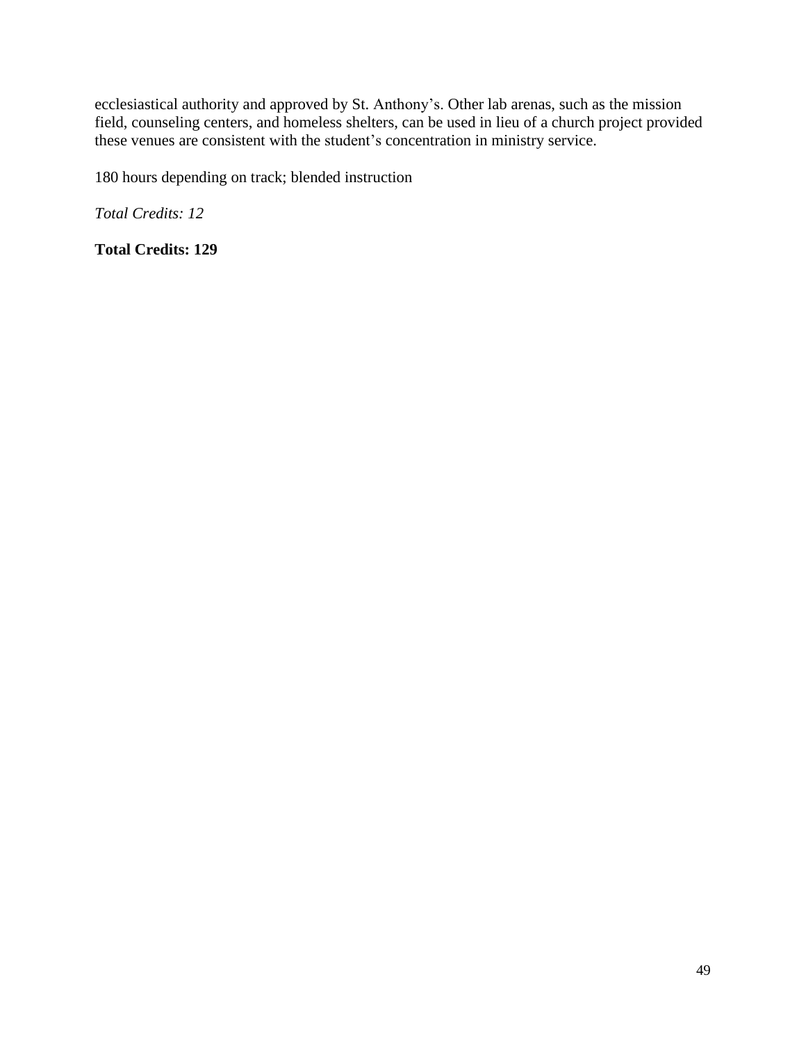ecclesiastical authority and approved by St. Anthony's. Other lab arenas, such as the mission field, counseling centers, and homeless shelters, can be used in lieu of a church project provided these venues are consistent with the student's concentration in ministry service.

180 hours depending on track; blended instruction

*Total Credits: 12*

**Total Credits: 129**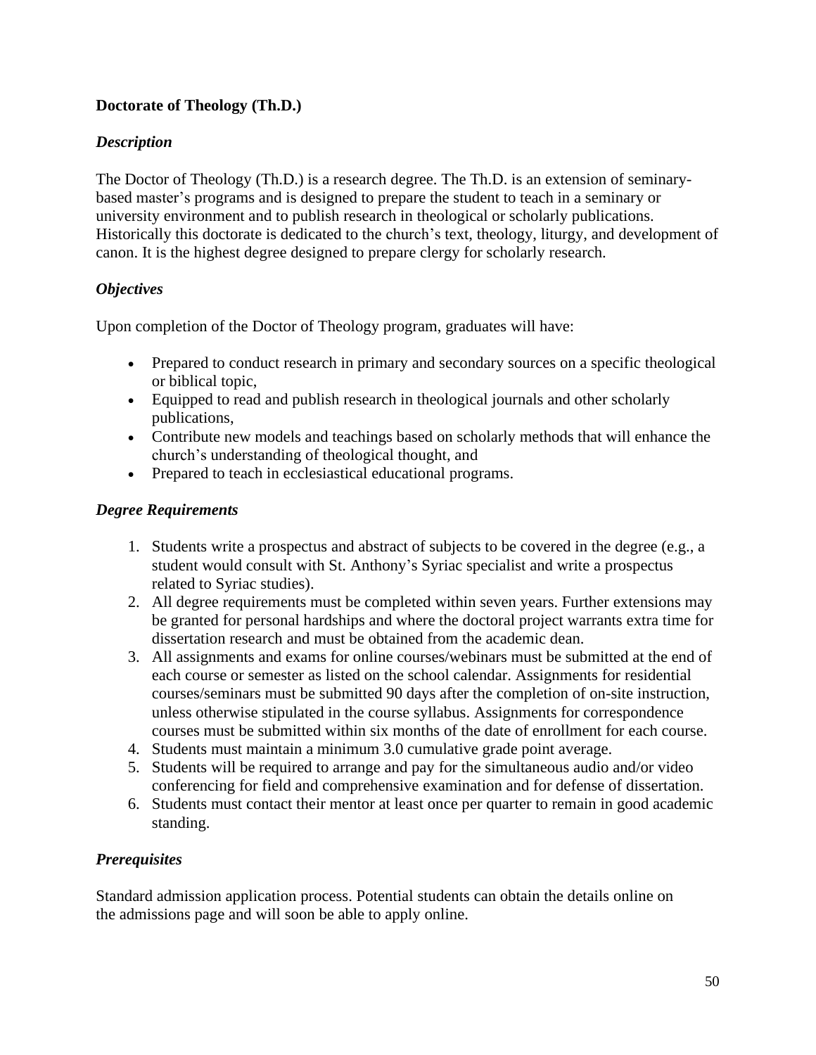## Doctorate of Theology (Th.D.)

### *Description*

The Doctor of Theology (Th.D.) is a research degree. The Th.D. is an extension of seminary-based master's programs and is designed to prepare the student to teach in a seminary or university environment and to publish research in theological or scholarly publications. Historically this doctorate is dedicated to the church's text, theology, liturgy, and development of canon. It is the highest degree designed to prepare clergy for scholarly research.

### *Objectives*

Upon completion of the Doctor of Theology program, graduates will have:

- Prepared to conduct research in primary and secondary sources on a specific theological or biblical topic,
- Equipped to read and publish research in theological journals and other scholarly publications,
- Contribute new models and teachings based on scholarly methods that will enhance the church's understanding of theological thought, and
- Prepared to teach in ecclesiastical educational programs.

### *Degree Requirements*

1. Students write a prospectus and abstract of subjects to be covered in the degree (e.g., a student would consult with St. Anthony's Syriac specialist and write a prospectus related to Syriac studies).
2. All degree requirements must be completed within seven years. Further extensions may be granted for personal hardships and where the doctoral project warrants extra time for dissertation research and must be obtained from the academic dean.
3. All assignments and exams for online courses/webinars must be submitted at the end of each course or semester as listed on the school calendar. Assignments for residential courses/seminars must be submitted 90 days after the completion of on-site instruction, unless otherwise stipulated in the course syllabus. Assignments for correspondence courses must be submitted within six months of the date of enrollment for each course.
4. Students must maintain a minimum 3.0 cumulative grade point average.
5. Students will be required to arrange and pay for the simultaneous audio and/or video conferencing for field and comprehensive examination and for defense of dissertation.
6. Students must contact their mentor at least once per quarter to remain in good academic standing.

### *Prerequisites*

Standard admission application process. Potential students can obtain the details online on the admissions page and will soon be able to apply online.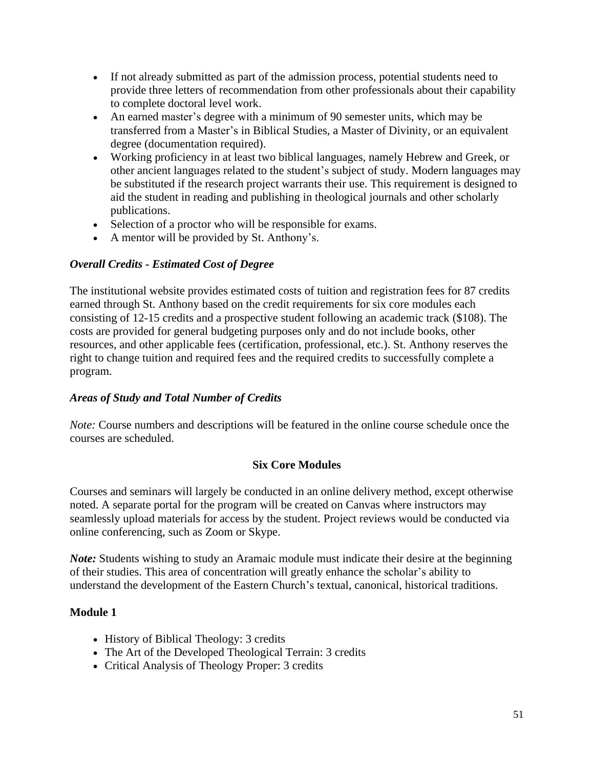- If not already submitted as part of the admission process, potential students need to provide three letters of recommendation from other professionals about their capability to complete doctoral level work.
- An earned master's degree with a minimum of 90 semester units, which may be transferred from a Master's in Biblical Studies, a Master of Divinity, or an equivalent degree (documentation required).
- Working proficiency in at least two biblical languages, namely Hebrew and Greek, or other ancient languages related to the student's subject of study. Modern languages may be substituted if the research project warrants their use. This requirement is designed to aid the student in reading and publishing in theological journals and other scholarly publications.
- Selection of a proctor who will be responsible for exams.
- A mentor will be provided by St. Anthony's.

### *Overall Credits - Estimated Cost of Degree*

The institutional website provides estimated costs of tuition and registration fees for 87 credits earned through St. Anthony based on the credit requirements for six core modules each consisting of 12-15 credits and a prospective student following an academic track ($108). The costs are provided for general budgeting purposes only and do not include books, other resources, and other applicable fees (certification, professional, etc.). St. Anthony reserves the right to change tuition and required fees and the required credits to successfully complete a program.

### *Areas of Study and Total Number of Credits*

*Note:* Course numbers and descriptions will be featured in the online course schedule once the courses are scheduled.

**Six Core Modules**

Courses and seminars will largely be conducted in an online delivery method, except otherwise noted. A separate portal for the program will be created on Canvas where instructors may seamlessly upload materials for access by the student. Project reviews would be conducted via online conferencing, such as Zoom or Skype.

***Note:*** Students wishing to study an Aramaic module must indicate their desire at the beginning of their studies. This area of concentration will greatly enhance the scholar's ability to understand the development of the Eastern Church's textual, canonical, historical traditions.

**Module 1**

- History of Biblical Theology: 3 credits
- The Art of the Developed Theological Terrain: 3 credits
- Critical Analysis of Theology Proper: 3 credits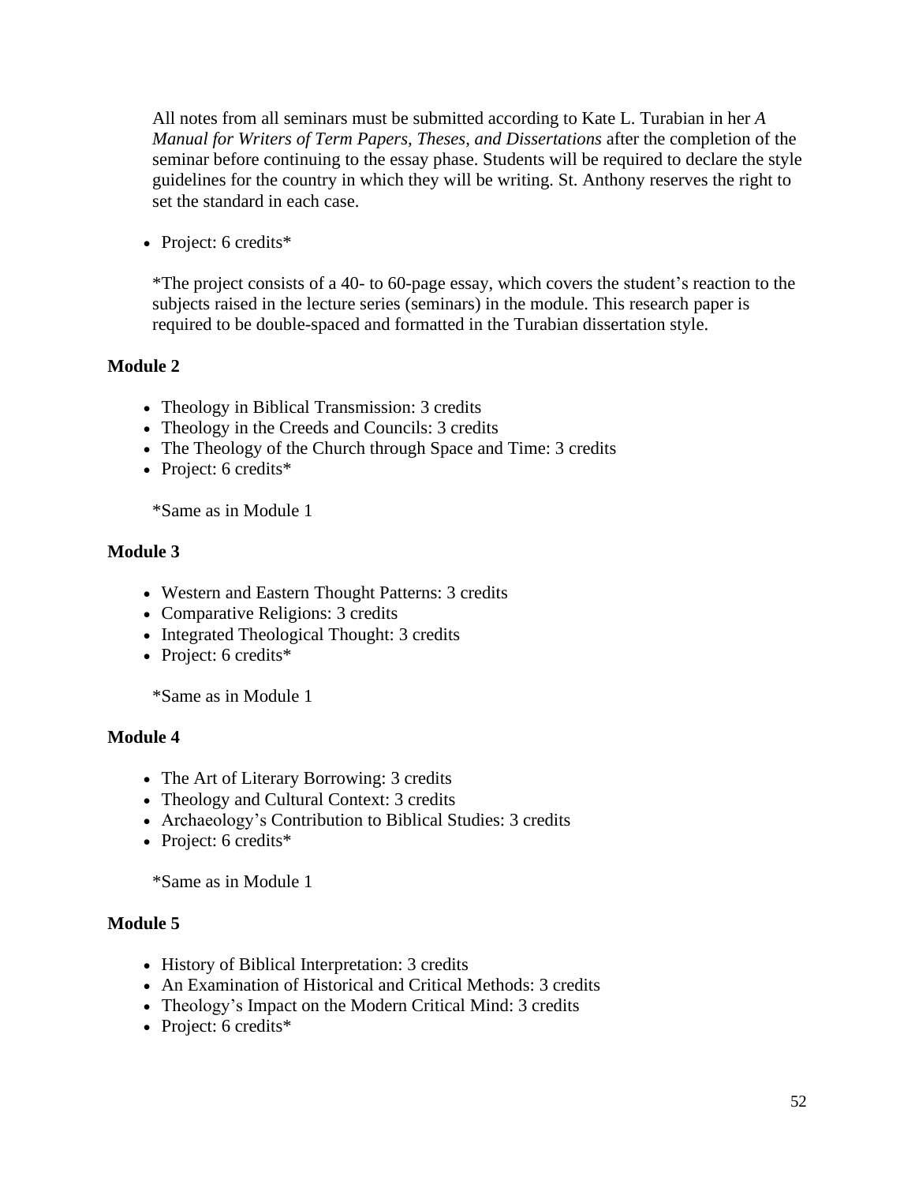All notes from all seminars must be submitted according to Kate L. Turabian in her *A Manual for Writers of Term Papers, Theses, and Dissertations* after the completion of the seminar before continuing to the essay phase. Students will be required to declare the style guidelines for the country in which they will be writing. St. Anthony reserves the right to set the standard in each case.

- Project: 6 credits*

  *The project consists of a 40- to 60-page essay, which covers the student's reaction to the subjects raised in the lecture series (seminars) in the module. This research paper is required to be double-spaced and formatted in the Turabian dissertation style.

**Module 2**

- Theology in Biblical Transmission: 3 credits
- Theology in the Creeds and Councils: 3 credits
- The Theology of the Church through Space and Time: 3 credits
- Project: 6 credits*

  *Same as in Module 1

**Module 3**

- Western and Eastern Thought Patterns: 3 credits
- Comparative Religions: 3 credits
- Integrated Theological Thought: 3 credits
- Project: 6 credits*

  *Same as in Module 1

**Module 4**

- The Art of Literary Borrowing: 3 credits
- Theology and Cultural Context: 3 credits
- Archaeology's Contribution to Biblical Studies: 3 credits
- Project: 6 credits*

  *Same as in Module 1

**Module 5**

- History of Biblical Interpretation: 3 credits
- An Examination of Historical and Critical Methods: 3 credits
- Theology's Impact on the Modern Critical Mind: 3 credits
- Project: 6 credits*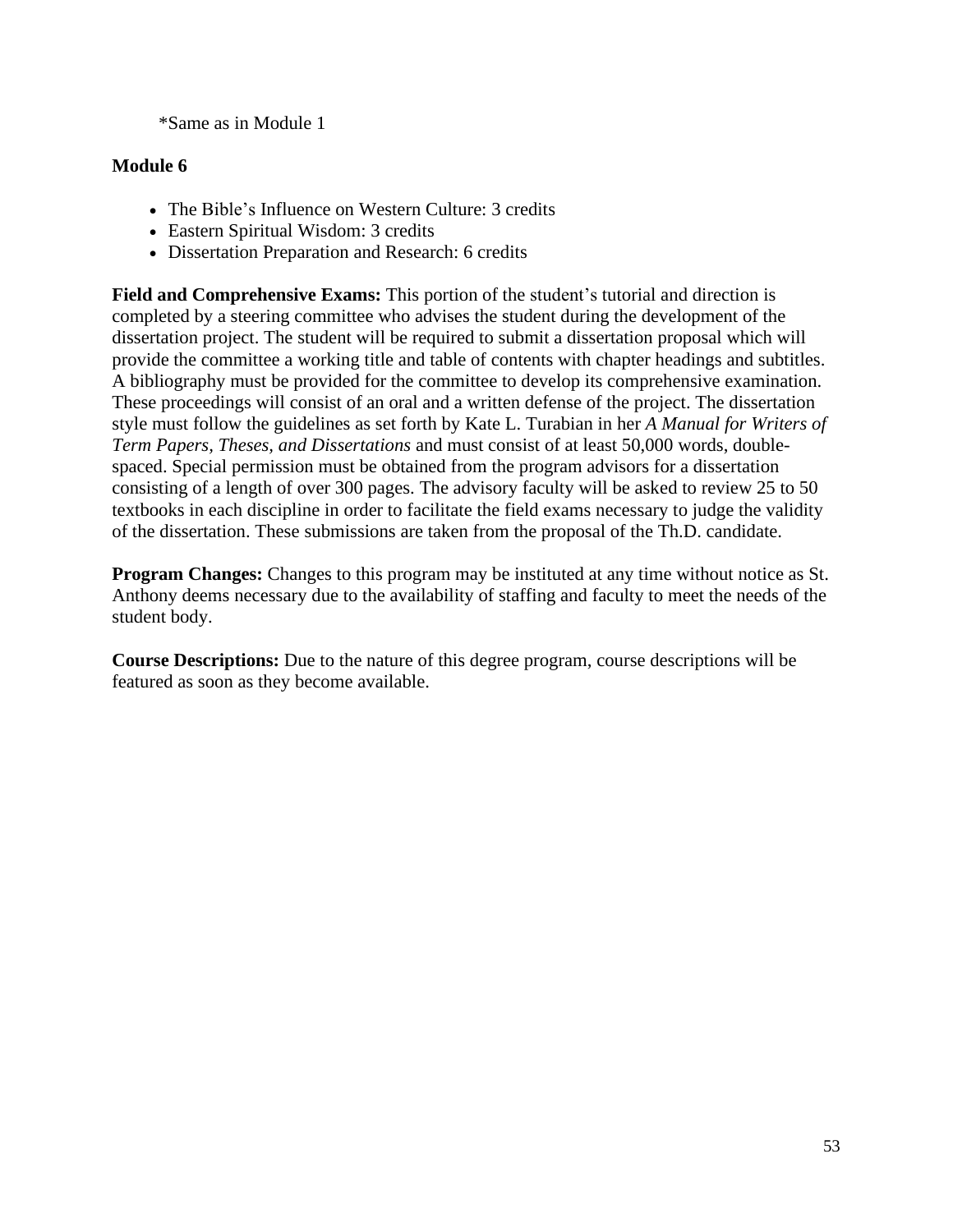*Same as in Module 1

**Module 6**

- The Bible's Influence on Western Culture: 3 credits
- Eastern Spiritual Wisdom: 3 credits
- Dissertation Preparation and Research: 6 credits

**Field and Comprehensive Exams:** This portion of the student's tutorial and direction is completed by a steering committee who advises the student during the development of the dissertation project. The student will be required to submit a dissertation proposal which will provide the committee a working title and table of contents with chapter headings and subtitles. A bibliography must be provided for the committee to develop its comprehensive examination. These proceedings will consist of an oral and a written defense of the project. The dissertation style must follow the guidelines as set forth by Kate L. Turabian in her *A Manual for Writers of Term Papers, Theses, and Dissertations* and must consist of at least 50,000 words, double-spaced. Special permission must be obtained from the program advisors for a dissertation consisting of a length of over 300 pages. The advisory faculty will be asked to review 25 to 50 textbooks in each discipline in order to facilitate the field exams necessary to judge the validity of the dissertation. These submissions are taken from the proposal of the Th.D. candidate.

**Program Changes:** Changes to this program may be instituted at any time without notice as St. Anthony deems necessary due to the availability of staffing and faculty to meet the needs of the student body.

**Course Descriptions:** Due to the nature of this degree program, course descriptions will be featured as soon as they become available.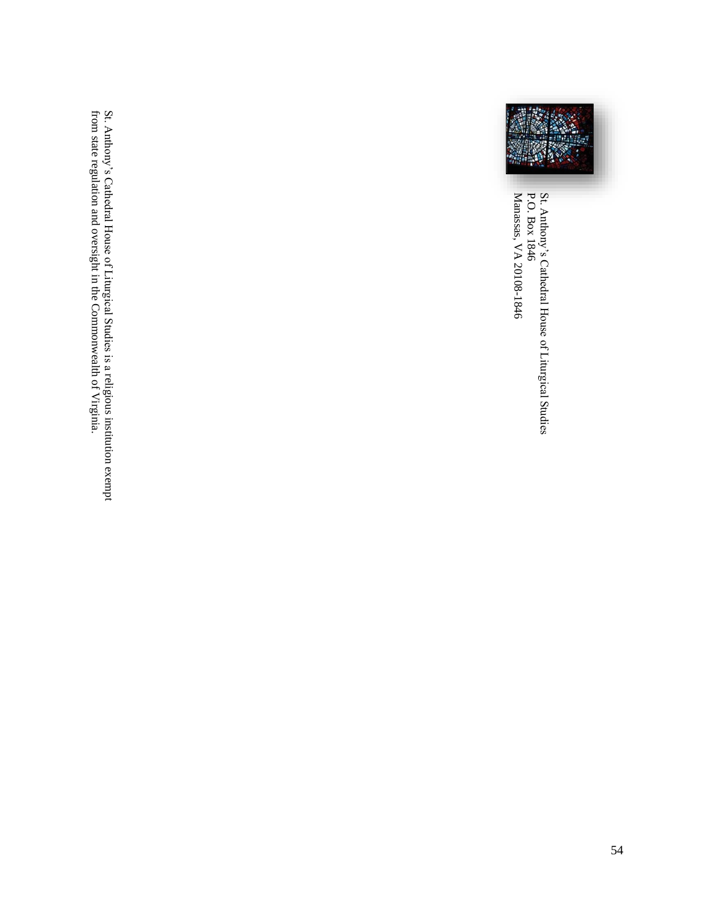St. Anthony's Cathedral House of Liturgical Studies
P.O. Box 1846
Manassas, VA 20108-1846

St. Anthony's Cathedral House of Liturgical Studies is a religious institution exempt from state regulation and oversight in the Commonwealth of Virginia.